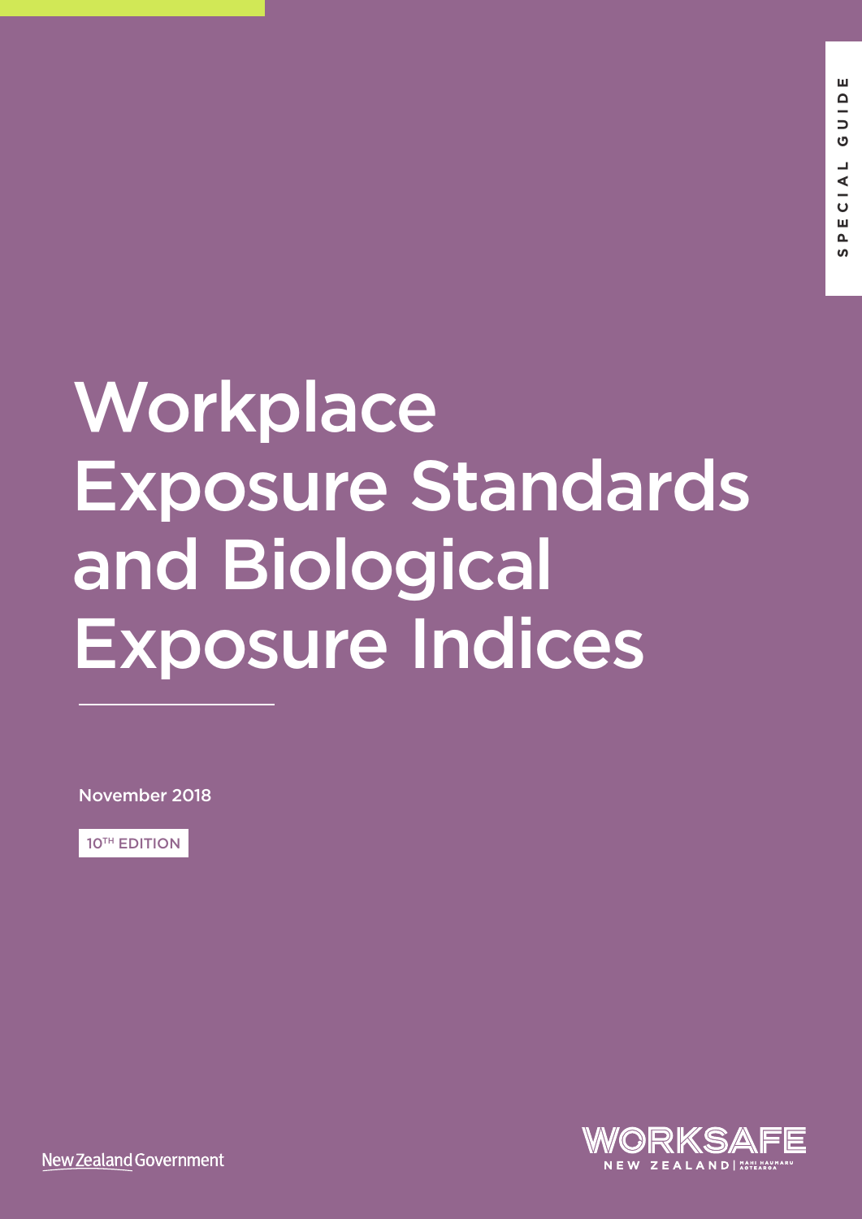SPECIAL GUIDE

# Workplace Exposure Standards and Biological Exposure Indices

November 2018

10TH EDITION

New Zealand Government

WORKSAFE NEW ZEALAND | MAHI HAUMARU AOTEAROA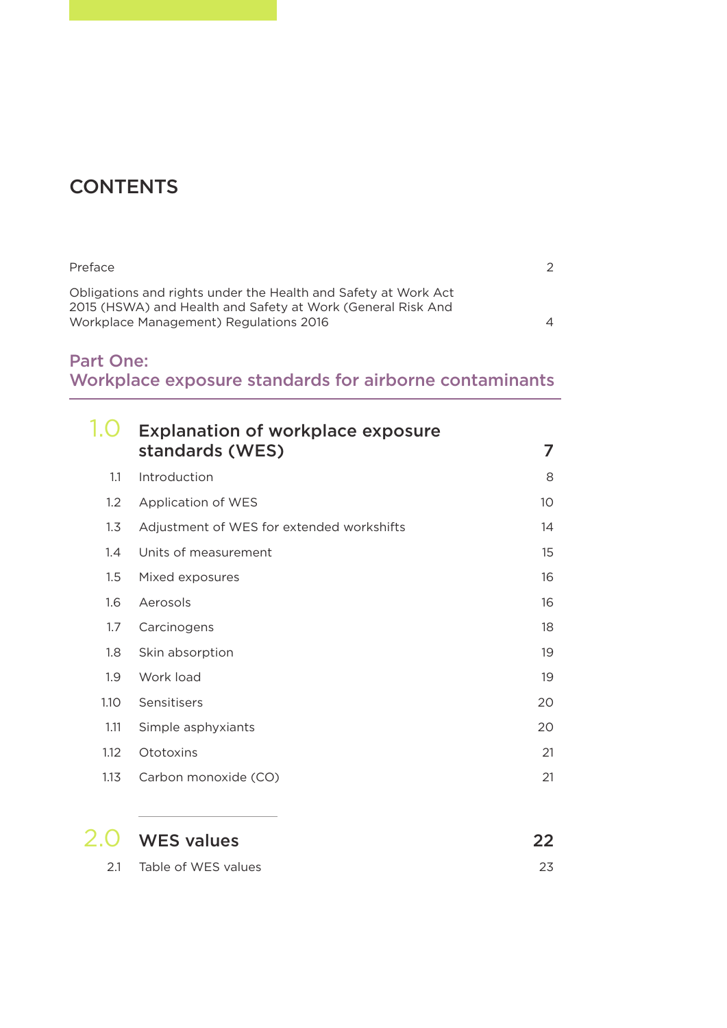# CONTENTS

| | | |
|---|---|---|
| Preface | | 2 |
| Obligations and rights under the Health and Safety at Work Act 2015 (HSWA) and Health and Safety at Work (General Risk And Workplace Management) Regulations 2016 | | 4 |

## Part One: Workplace exposure standards for airborne contaminants

| | | |
|---|---|---|
| **1.0** | **Explanation of workplace exposure standards (WES)** | **7** |
| 1.1 | Introduction | 8 |
| 1.2 | Application of WES | 10 |
| 1.3 | Adjustment of WES for extended workshifts | 14 |
| 1.4 | Units of measurement | 15 |
| 1.5 | Mixed exposures | 16 |
| 1.6 | Aerosols | 16 |
| 1.7 | Carcinogens | 18 |
| 1.8 | Skin absorption | 19 |
| 1.9 | Work load | 19 |
| 1.10 | Sensitisers | 20 |
| 1.11 | Simple asphyxiants | 20 |
| 1.12 | Ototoxins | 21 |
| 1.13 | Carbon monoxide (CO) | 21 |
| **2.0** | **WES values** | **22** |
| 2.1 | Table of WES values | 23 |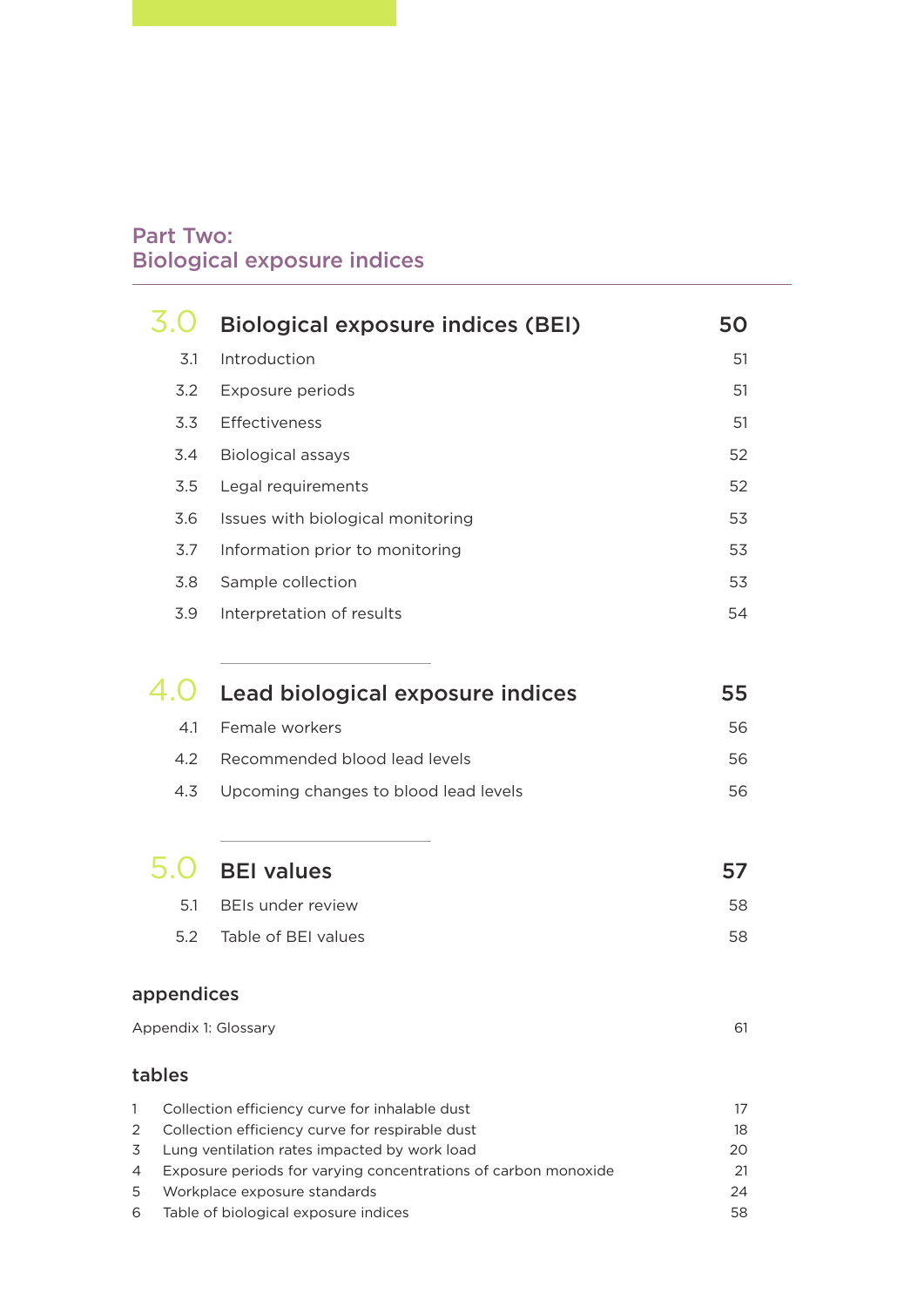## Part Two: Biological exposure indices

| | | |
|---|---|---|
| **3.0** | **Biological exposure indices (BEI)** | **50** |
| 3.1 | Introduction | 51 |
| 3.2 | Exposure periods | 51 |
| 3.3 | Effectiveness | 51 |
| 3.4 | Biological assays | 52 |
| 3.5 | Legal requirements | 52 |
| 3.6 | Issues with biological monitoring | 53 |
| 3.7 | Information prior to monitoring | 53 |
| 3.8 | Sample collection | 53 |
| 3.9 | Interpretation of results | 54 |
| **4.0** | **Lead biological exposure indices** | **55** |
| 4.1 | Female workers | 56 |
| 4.2 | Recommended blood lead levels | 56 |
| 4.3 | Upcoming changes to blood lead levels | 56 |
| **5.0** | **BEI values** | **57** |
| 5.1 | BEIs under review | 58 |
| 5.2 | Table of BEI values | 58 |

### appendices

| | |
|---|---|
| Appendix 1: Glossary | 61 |

### tables

| | | |
|---|---|---|
| 1 | Collection efficiency curve for inhalable dust | 17 |
| 2 | Collection efficiency curve for respirable dust | 18 |
| 3 | Lung ventilation rates impacted by work load | 20 |
| 4 | Exposure periods for varying concentrations of carbon monoxide | 21 |
| 5 | Workplace exposure standards | 24 |
| 6 | Table of biological exposure indices | 58 |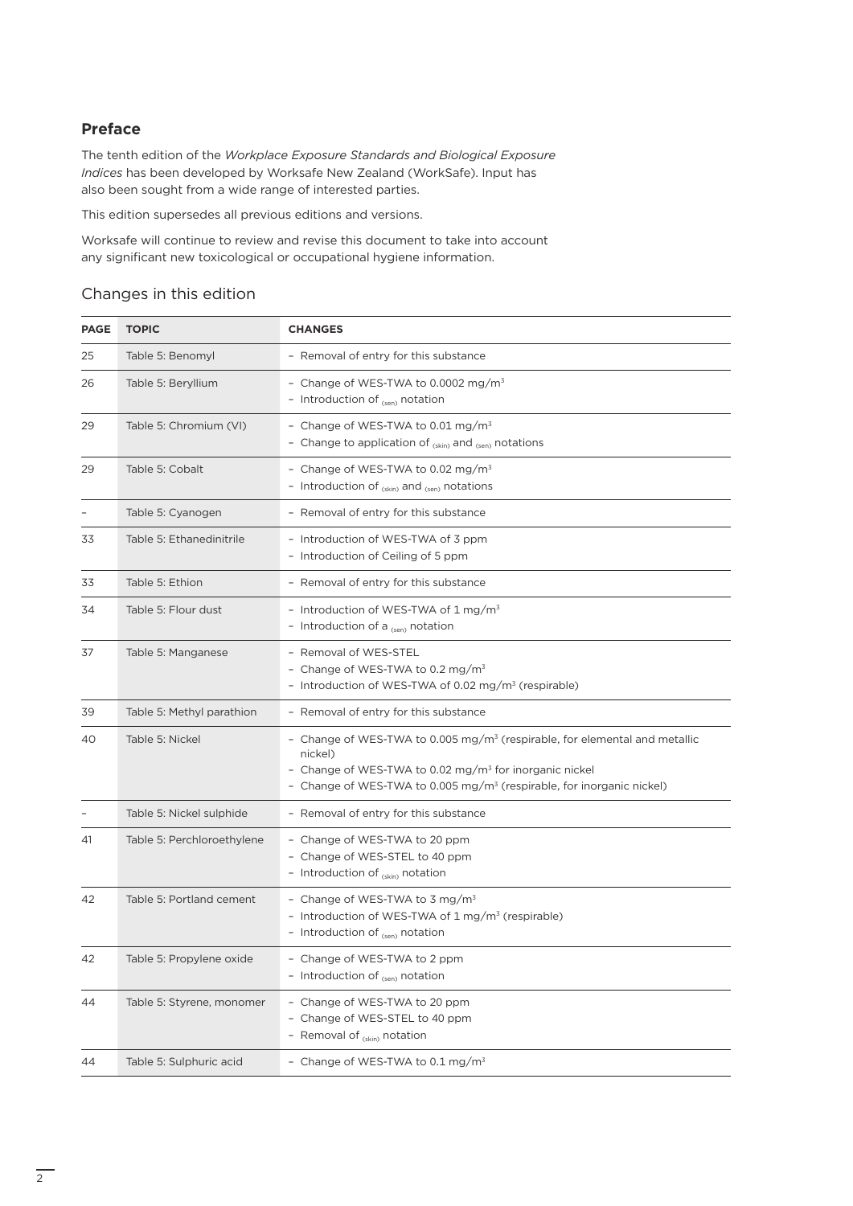## Preface

The tenth edition of the *Workplace Exposure Standards and Biological Exposure Indices* has been developed by Worksafe New Zealand (WorkSafe). Input has also been sought from a wide range of interested parties.

This edition supersedes all previous editions and versions.

Worksafe will continue to review and revise this document to take into account any significant new toxicological or occupational hygiene information.

### Changes in this edition

| PAGE | TOPIC | CHANGES |
|---|---|---|
| 25 | Table 5: Benomyl | – Removal of entry for this substance |
| 26 | Table 5: Beryllium | – Change of WES-TWA to 0.0002 mg/m$^3$<br>– Introduction of $_{(sen)}$ notation |
| 29 | Table 5: Chromium (VI) | – Change of WES-TWA to 0.01 mg/m$^3$<br>– Change to application of $_{(skin)}$ and $_{(sen)}$ notations |
| 29 | Table 5: Cobalt | – Change of WES-TWA to 0.02 mg/m$^3$<br>– Introduction of $_{(skin)}$ and $_{(sen)}$ notations |
| – | Table 5: Cyanogen | – Removal of entry for this substance |
| 33 | Table 5: Ethanedinitrile | – Introduction of WES-TWA of 3 ppm<br>– Introduction of Ceiling of 5 ppm |
| 33 | Table 5: Ethion | – Removal of entry for this substance |
| 34 | Table 5: Flour dust | – Introduction of WES-TWA of 1 mg/m$^3$<br>– Introduction of a $_{(sen)}$ notation |
| 37 | Table 5: Manganese | – Removal of WES-STEL<br>– Change of WES-TWA to 0.2 mg/m$^3$<br>– Introduction of WES-TWA of 0.02 mg/m$^3$ (respirable) |
| 39 | Table 5: Methyl parathion | – Removal of entry for this substance |
| 40 | Table 5: Nickel | – Change of WES-TWA to 0.005 mg/m$^3$ (respirable, for elemental and metallic nickel)<br>– Change of WES-TWA to 0.02 mg/m$^3$ for inorganic nickel<br>– Change of WES-TWA to 0.005 mg/m$^3$ (respirable, for inorganic nickel) |
| – | Table 5: Nickel sulphide | – Removal of entry for this substance |
| 41 | Table 5: Perchloroethylene | – Change of WES-TWA to 20 ppm<br>– Change of WES-STEL to 40 ppm<br>– Introduction of $_{(skin)}$ notation |
| 42 | Table 5: Portland cement | – Change of WES-TWA to 3 mg/m$^3$<br>– Introduction of WES-TWA of 1 mg/m$^3$ (respirable)<br>– Introduction of $_{(sen)}$ notation |
| 42 | Table 5: Propylene oxide | – Change of WES-TWA to 2 ppm<br>– Introduction of $_{(sen)}$ notation |
| 44 | Table 5: Styrene, monomer | – Change of WES-TWA to 20 ppm<br>– Change of WES-STEL to 40 ppm<br>– Removal of $_{(skin)}$ notation |
| 44 | Table 5: Sulphuric acid | – Change of WES-TWA to 0.1 mg/m$^3$ |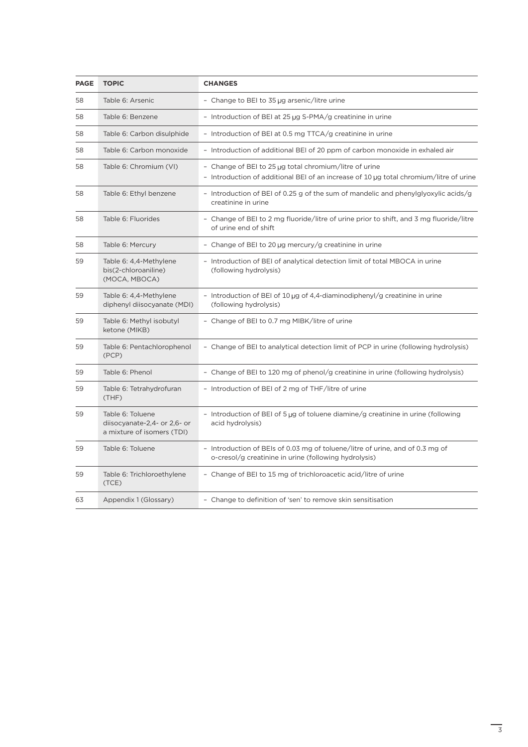| PAGE | TOPIC | CHANGES |
|---|---|---|
| 58 | Table 6: Arsenic | – Change to BEI to 35 µg arsenic/litre urine |
| 58 | Table 6: Benzene | – Introduction of BEI at 25 µg S-PMA/g creatinine in urine |
| 58 | Table 6: Carbon disulphide | – Introduction of BEI at 0.5 mg TTCA/g creatinine in urine |
| 58 | Table 6: Carbon monoxide | – Introduction of additional BEI of 20 ppm of carbon monoxide in exhaled air |
| 58 | Table 6: Chromium (VI) | – Change of BEI to 25 µg total chromium/litre of urine<br>– Introduction of additional BEI of an increase of 10 µg total chromium/litre of urine |
| 58 | Table 6: Ethyl benzene | – Introduction of BEI of 0.25 g of the sum of mandelic and phenylglyoxylic acids/g creatinine in urine |
| 58 | Table 6: Fluorides | – Change of BEI to 2 mg fluoride/litre of urine prior to shift, and 3 mg fluoride/litre of urine end of shift |
| 58 | Table 6: Mercury | – Change of BEI to 20 µg mercury/g creatinine in urine |
| 59 | Table 6: 4,4-Methylene bis(2-chloroaniline) (MOCA, MBOCA) | – Introduction of BEI of analytical detection limit of total MBOCA in urine (following hydrolysis) |
| 59 | Table 6: 4,4-Methylene diphenyl diisocyanate (MDI) | – Introduction of BEI of 10 µg of 4,4-diaminodiphenyl/g creatinine in urine (following hydrolysis) |
| 59 | Table 6: Methyl isobutyl ketone (MIKB) | – Change of BEI to 0.7 mg MIBK/litre of urine |
| 59 | Table 6: Pentachlorophenol (PCP) | – Change of BEI to analytical detection limit of PCP in urine (following hydrolysis) |
| 59 | Table 6: Phenol | – Change of BEI to 120 mg of phenol/g creatinine in urine (following hydrolysis) |
| 59 | Table 6: Tetrahydrofuran (THF) | – Introduction of BEI of 2 mg of THF/litre of urine |
| 59 | Table 6: Toluene diisocyanate-2,4- or 2,6- or a mixture of isomers (TDI) | – Introduction of BEI of 5 µg of toluene diamine/g creatinine in urine (following acid hydrolysis) |
| 59 | Table 6: Toluene | – Introduction of BEIs of 0.03 mg of toluene/litre of urine, and of 0.3 mg of o-cresol/g creatinine in urine (following hydrolysis) |
| 59 | Table 6: Trichloroethylene (TCE) | – Change of BEI to 15 mg of trichloroacetic acid/litre of urine |
| 63 | Appendix 1 (Glossary) | – Change to definition of 'sen' to remove skin sensitisation |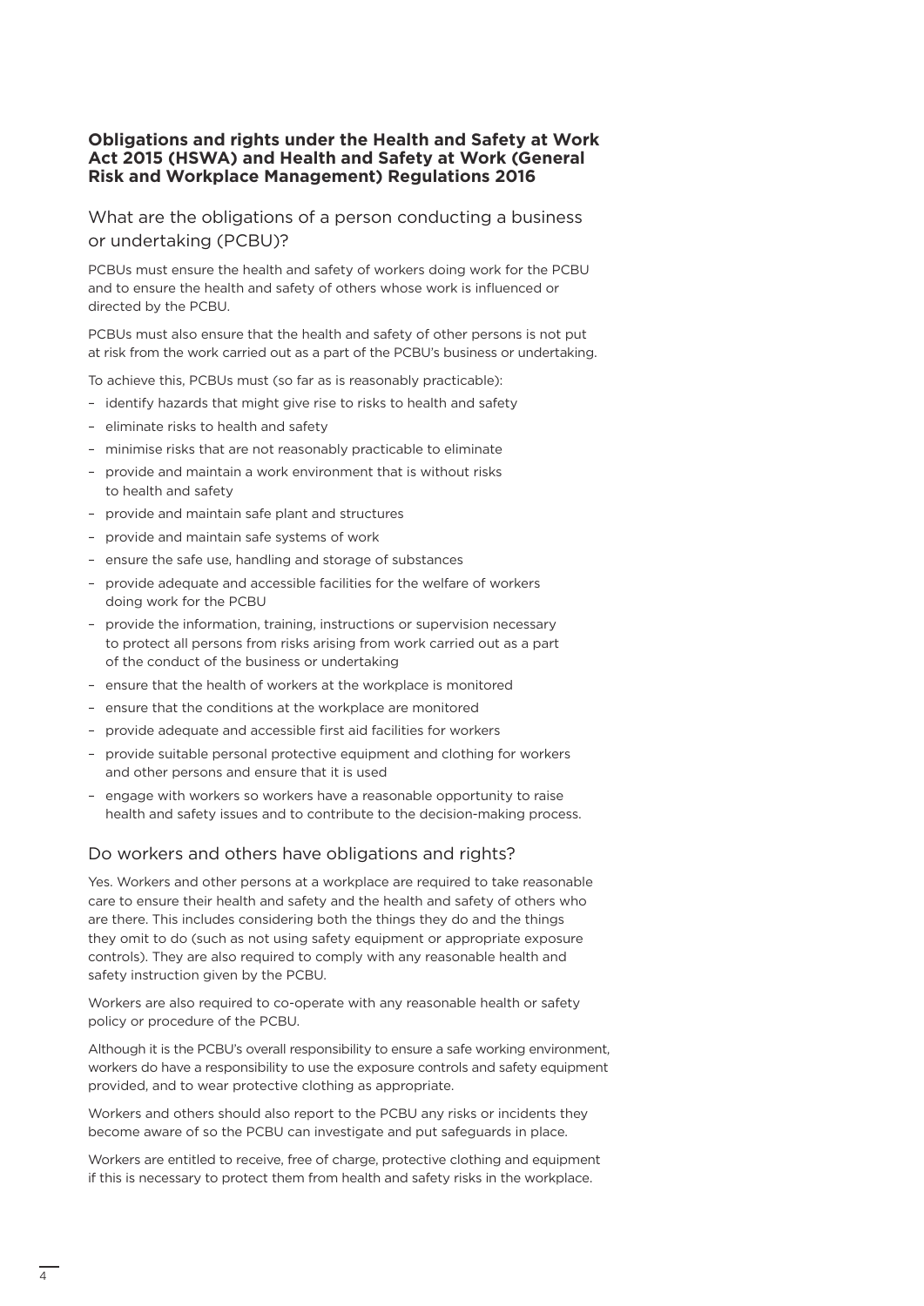## Obligations and rights under the Health and Safety at Work Act 2015 (HSWA) and Health and Safety at Work (General Risk and Workplace Management) Regulations 2016

### What are the obligations of a person conducting a business or undertaking (PCBU)?

PCBUs must ensure the health and safety of workers doing work for the PCBU and to ensure the health and safety of others whose work is influenced or directed by the PCBU.

PCBUs must also ensure that the health and safety of other persons is not put at risk from the work carried out as a part of the PCBU's business or undertaking.

To achieve this, PCBUs must (so far as is reasonably practicable):

- identify hazards that might give rise to risks to health and safety
- eliminate risks to health and safety
- minimise risks that are not reasonably practicable to eliminate
- provide and maintain a work environment that is without risks to health and safety
- provide and maintain safe plant and structures
- provide and maintain safe systems of work
- ensure the safe use, handling and storage of substances
- provide adequate and accessible facilities for the welfare of workers doing work for the PCBU
- provide the information, training, instructions or supervision necessary to protect all persons from risks arising from work carried out as a part of the conduct of the business or undertaking
- ensure that the health of workers at the workplace is monitored
- ensure that the conditions at the workplace are monitored
- provide adequate and accessible first aid facilities for workers
- provide suitable personal protective equipment and clothing for workers and other persons and ensure that it is used
- engage with workers so workers have a reasonable opportunity to raise health and safety issues and to contribute to the decision-making process.

### Do workers and others have obligations and rights?

Yes. Workers and other persons at a workplace are required to take reasonable care to ensure their health and safety and the health and safety of others who are there. This includes considering both the things they do and the things they omit to do (such as not using safety equipment or appropriate exposure controls). They are also required to comply with any reasonable health and safety instruction given by the PCBU.

Workers are also required to co-operate with any reasonable health or safety policy or procedure of the PCBU.

Although it is the PCBU's overall responsibility to ensure a safe working environment, workers do have a responsibility to use the exposure controls and safety equipment provided, and to wear protective clothing as appropriate.

Workers and others should also report to the PCBU any risks or incidents they become aware of so the PCBU can investigate and put safeguards in place.

Workers are entitled to receive, free of charge, protective clothing and equipment if this is necessary to protect them from health and safety risks in the workplace.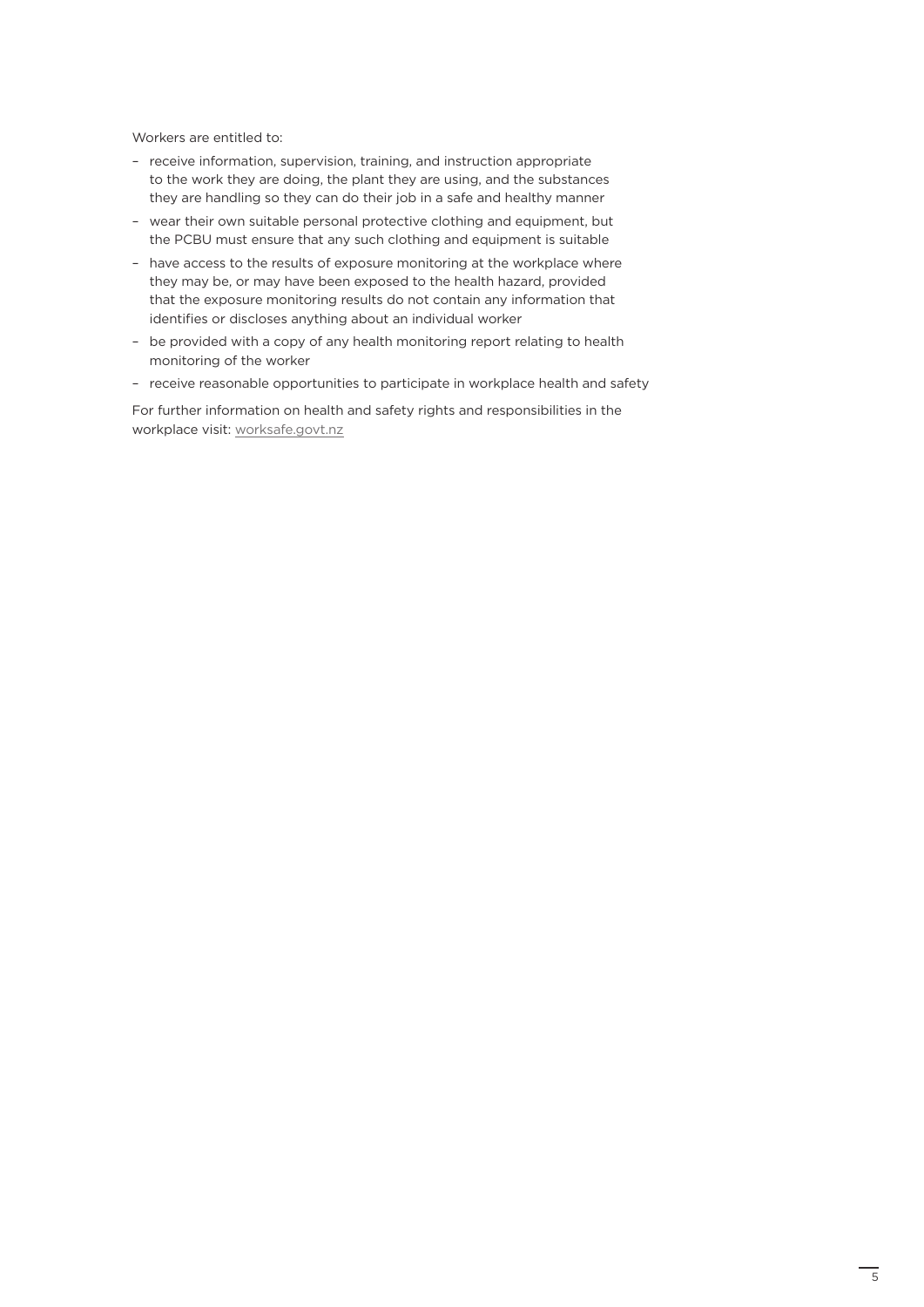Workers are entitled to:

- receive information, supervision, training, and instruction appropriate to the work they are doing, the plant they are using, and the substances they are handling so they can do their job in a safe and healthy manner
- wear their own suitable personal protective clothing and equipment, but the PCBU must ensure that any such clothing and equipment is suitable
- have access to the results of exposure monitoring at the workplace where they may be, or may have been exposed to the health hazard, provided that the exposure monitoring results do not contain any information that identifies or discloses anything about an individual worker
- be provided with a copy of any health monitoring report relating to health monitoring of the worker
- receive reasonable opportunities to participate in workplace health and safety

For further information on health and safety rights and responsibilities in the workplace visit: worksafe.govt.nz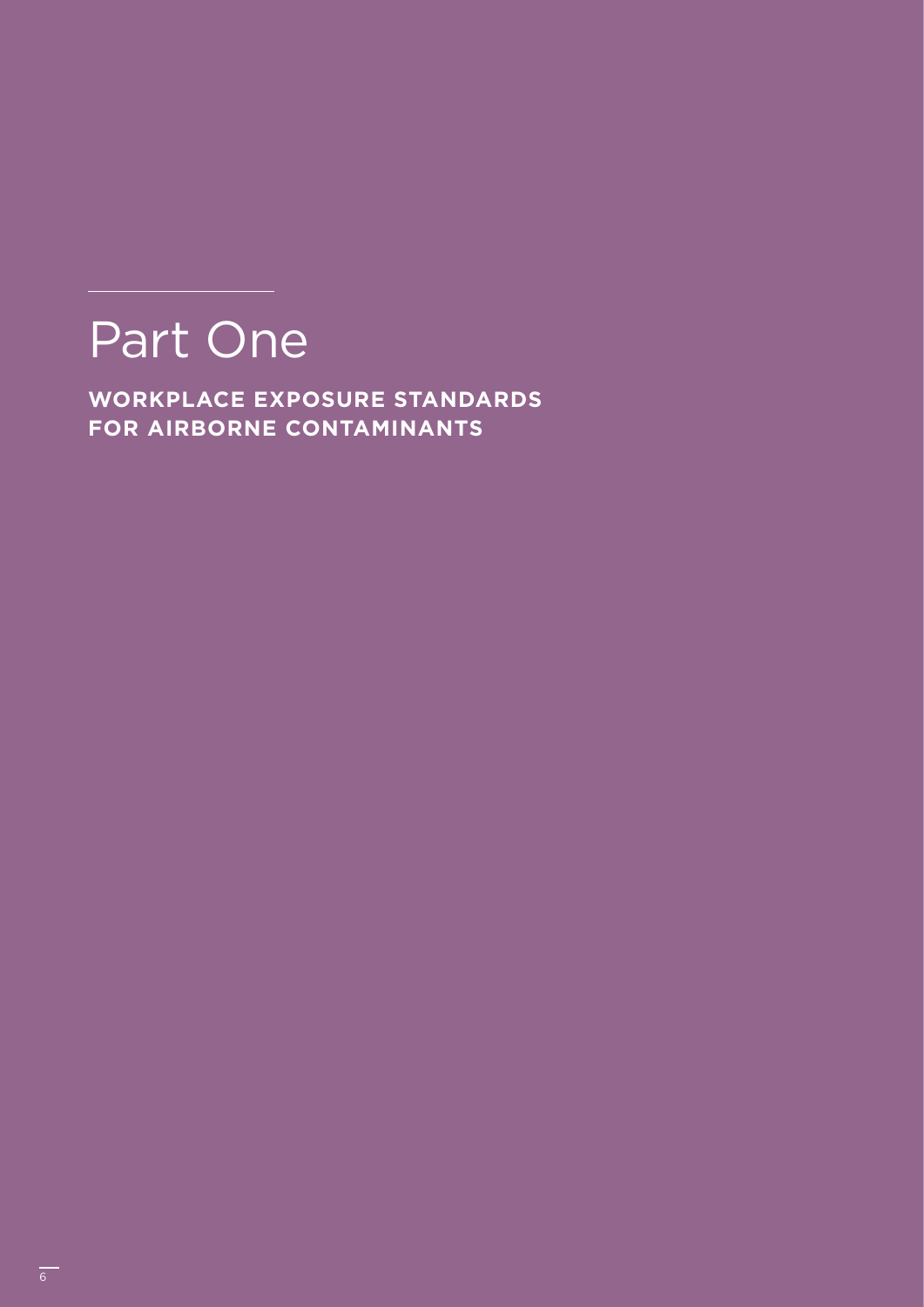# Part One

**WORKPLACE EXPOSURE STANDARDS FOR AIRBORNE CONTAMINANTS**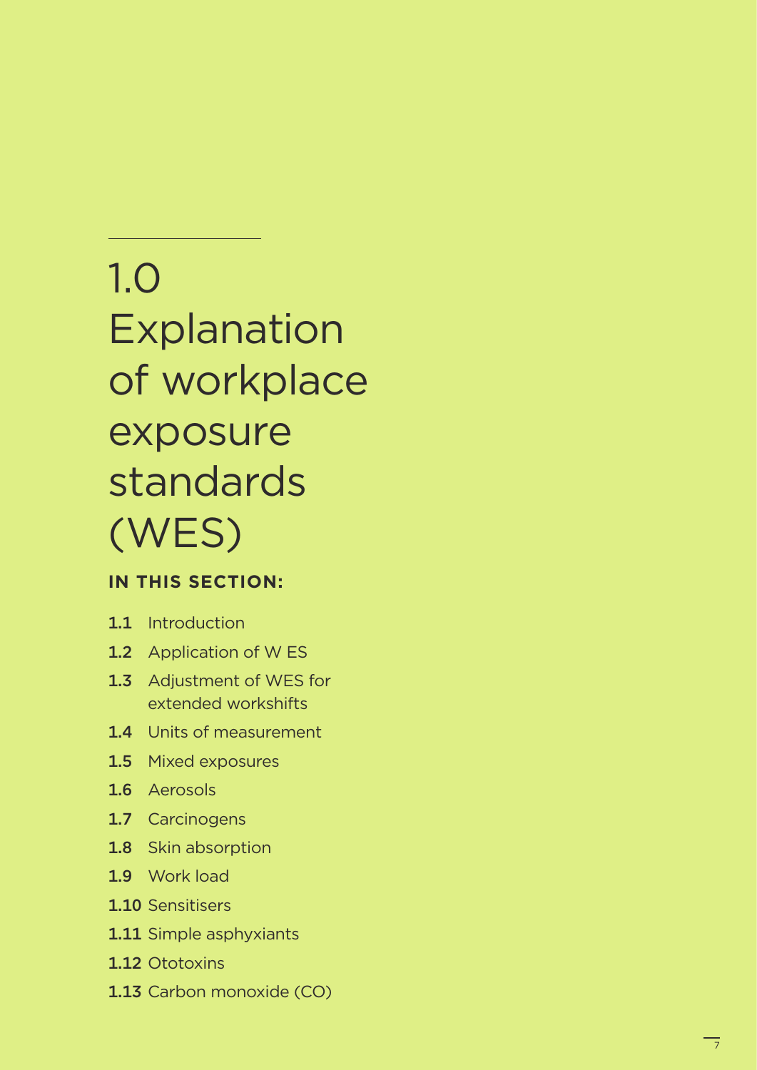# 1.0 Explanation of workplace exposure standards (WES)

**IN THIS SECTION:**

- **1.1** Introduction
- **1.2** Application of W ES
- **1.3** Adjustment of WES for extended workshifts
- **1.4** Units of measurement
- **1.5** Mixed exposures
- **1.6** Aerosols
- **1.7** Carcinogens
- **1.8** Skin absorption
- **1.9** Work load
- **1.10** Sensitisers
- **1.11** Simple asphyxiants
- **1.12** Ototoxins
- **1.13** Carbon monoxide (CO)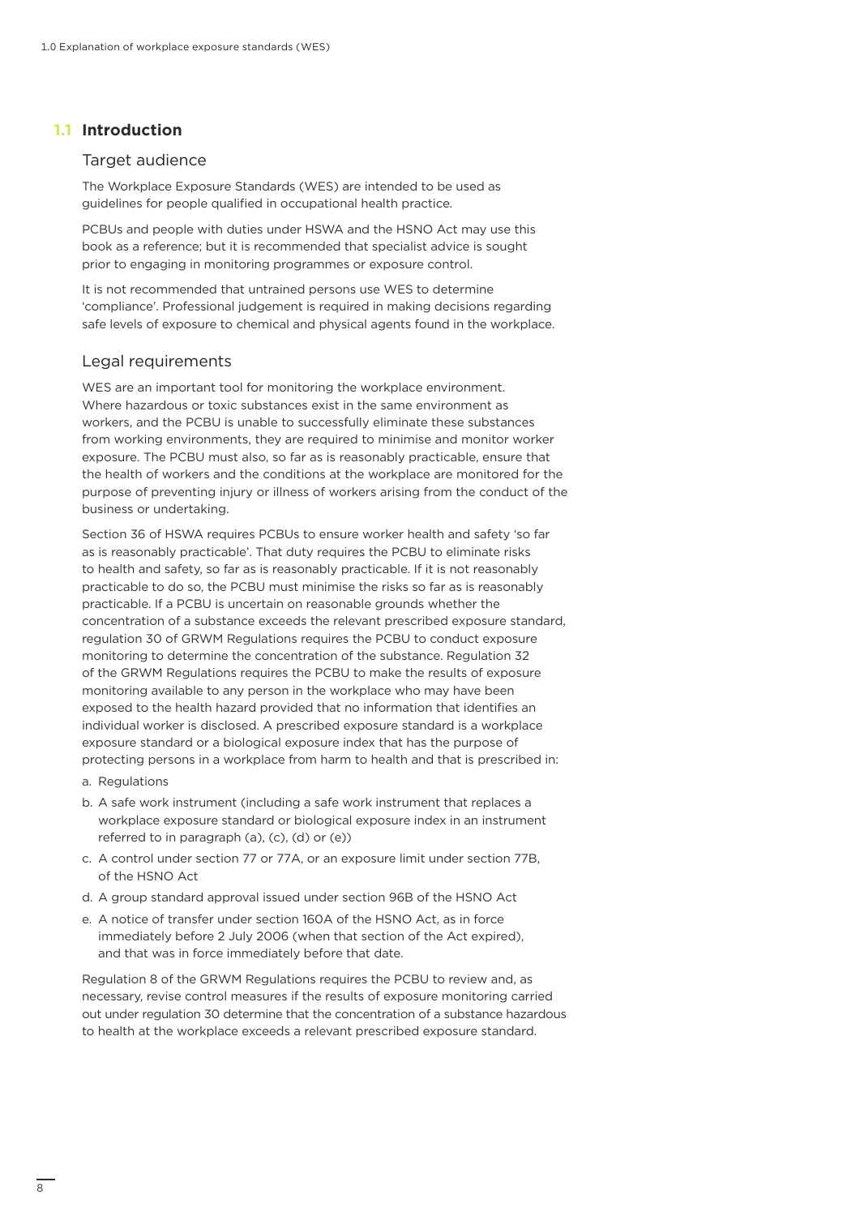## 1.1 Introduction

### Target audience

The Workplace Exposure Standards (WES) are intended to be used as guidelines for people qualified in occupational health practice.

PCBUs and people with duties under HSWA and the HSNO Act may use this book as a reference; but it is recommended that specialist advice is sought prior to engaging in monitoring programmes or exposure control.

It is not recommended that untrained persons use WES to determine 'compliance'. Professional judgement is required in making decisions regarding safe levels of exposure to chemical and physical agents found in the workplace.

### Legal requirements

WES are an important tool for monitoring the workplace environment. Where hazardous or toxic substances exist in the same environment as workers, and the PCBU is unable to successfully eliminate these substances from working environments, they are required to minimise and monitor worker exposure. The PCBU must also, so far as is reasonably practicable, ensure that the health of workers and the conditions at the workplace are monitored for the purpose of preventing injury or illness of workers arising from the conduct of the business or undertaking.

Section 36 of HSWA requires PCBUs to ensure worker health and safety 'so far as is reasonably practicable'. That duty requires the PCBU to eliminate risks to health and safety, so far as is reasonably practicable. If it is not reasonably practicable to do so, the PCBU must minimise the risks so far as is reasonably practicable. If a PCBU is uncertain on reasonable grounds whether the concentration of a substance exceeds the relevant prescribed exposure standard, regulation 30 of GRWM Regulations requires the PCBU to conduct exposure monitoring to determine the concentration of the substance. Regulation 32 of the GRWM Regulations requires the PCBU to make the results of exposure monitoring available to any person in the workplace who may have been exposed to the health hazard provided that no information that identifies an individual worker is disclosed. A prescribed exposure standard is a workplace exposure standard or a biological exposure index that has the purpose of protecting persons in a workplace from harm to health and that is prescribed in:

a. Regulations
b. A safe work instrument (including a safe work instrument that replaces a workplace exposure standard or biological exposure index in an instrument referred to in paragraph (a), (c), (d) or (e))
c. A control under section 77 or 77A, or an exposure limit under section 77B, of the HSNO Act
d. A group standard approval issued under section 96B of the HSNO Act
e. A notice of transfer under section 160A of the HSNO Act, as in force immediately before 2 July 2006 (when that section of the Act expired), and that was in force immediately before that date.

Regulation 8 of the GRWM Regulations requires the PCBU to review and, as necessary, revise control measures if the results of exposure monitoring carried out under regulation 30 determine that the concentration of a substance hazardous to health at the workplace exceeds a relevant prescribed exposure standard.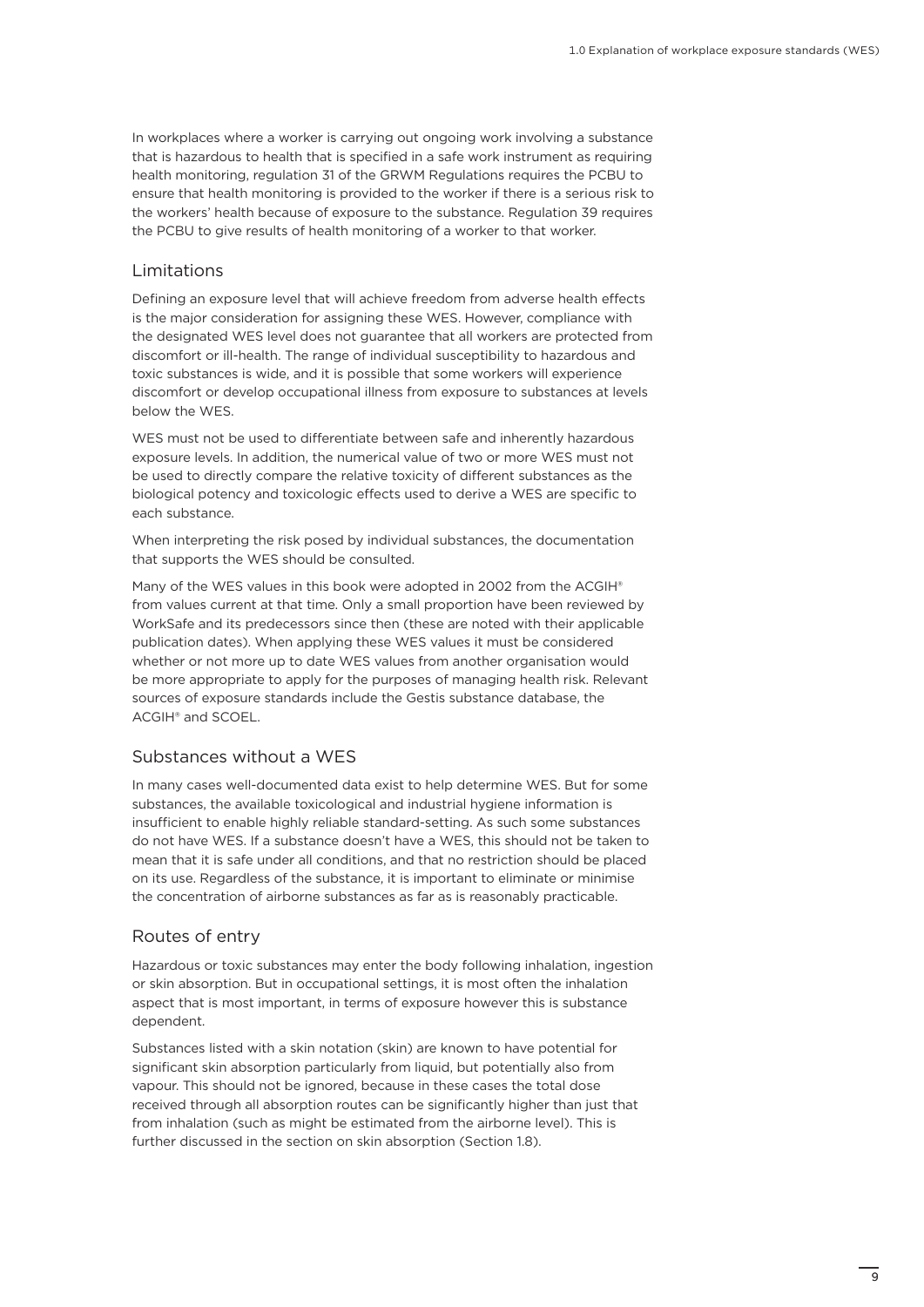In workplaces where a worker is carrying out ongoing work involving a substance that is hazardous to health that is specified in a safe work instrument as requiring health monitoring, regulation 31 of the GRWM Regulations requires the PCBU to ensure that health monitoring is provided to the worker if there is a serious risk to the workers' health because of exposure to the substance. Regulation 39 requires the PCBU to give results of health monitoring of a worker to that worker.

## Limitations

Defining an exposure level that will achieve freedom from adverse health effects is the major consideration for assigning these WES. However, compliance with the designated WES level does not guarantee that all workers are protected from discomfort or ill-health. The range of individual susceptibility to hazardous and toxic substances is wide, and it is possible that some workers will experience discomfort or develop occupational illness from exposure to substances at levels below the WES.

WES must not be used to differentiate between safe and inherently hazardous exposure levels. In addition, the numerical value of two or more WES must not be used to directly compare the relative toxicity of different substances as the biological potency and toxicologic effects used to derive a WES are specific to each substance.

When interpreting the risk posed by individual substances, the documentation that supports the WES should be consulted.

Many of the WES values in this book were adopted in 2002 from the ACGIH® from values current at that time. Only a small proportion have been reviewed by WorkSafe and its predecessors since then (these are noted with their applicable publication dates). When applying these WES values it must be considered whether or not more up to date WES values from another organisation would be more appropriate to apply for the purposes of managing health risk. Relevant sources of exposure standards include the Gestis substance database, the ACGIH® and SCOEL.

## Substances without a WES

In many cases well-documented data exist to help determine WES. But for some substances, the available toxicological and industrial hygiene information is insufficient to enable highly reliable standard-setting. As such some substances do not have WES. If a substance doesn't have a WES, this should not be taken to mean that it is safe under all conditions, and that no restriction should be placed on its use. Regardless of the substance, it is important to eliminate or minimise the concentration of airborne substances as far as is reasonably practicable.

## Routes of entry

Hazardous or toxic substances may enter the body following inhalation, ingestion or skin absorption. But in occupational settings, it is most often the inhalation aspect that is most important, in terms of exposure however this is substance dependent.

Substances listed with a skin notation (skin) are known to have potential for significant skin absorption particularly from liquid, but potentially also from vapour. This should not be ignored, because in these cases the total dose received through all absorption routes can be significantly higher than just that from inhalation (such as might be estimated from the airborne level). This is further discussed in the section on skin absorption (Section 1.8).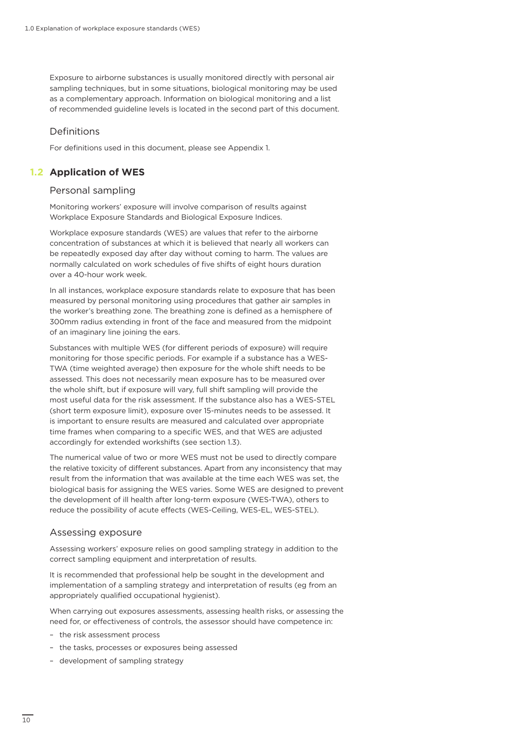Exposure to airborne substances is usually monitored directly with personal air sampling techniques, but in some situations, biological monitoring may be used as a complementary approach. Information on biological monitoring and a list of recommended guideline levels is located in the second part of this document.

### Definitions

For definitions used in this document, please see Appendix 1.

## 1.2 Application of WES

### Personal sampling

Monitoring workers' exposure will involve comparison of results against Workplace Exposure Standards and Biological Exposure Indices.

Workplace exposure standards (WES) are values that refer to the airborne concentration of substances at which it is believed that nearly all workers can be repeatedly exposed day after day without coming to harm. The values are normally calculated on work schedules of five shifts of eight hours duration over a 40-hour work week.

In all instances, workplace exposure standards relate to exposure that has been measured by personal monitoring using procedures that gather air samples in the worker's breathing zone. The breathing zone is defined as a hemisphere of 300mm radius extending in front of the face and measured from the midpoint of an imaginary line joining the ears.

Substances with multiple WES (for different periods of exposure) will require monitoring for those specific periods. For example if a substance has a WES-TWA (time weighted average) then exposure for the whole shift needs to be assessed. This does not necessarily mean exposure has to be measured over the whole shift, but if exposure will vary, full shift sampling will provide the most useful data for the risk assessment. If the substance also has a WES-STEL (short term exposure limit), exposure over 15-minutes needs to be assessed. It is important to ensure results are measured and calculated over appropriate time frames when comparing to a specific WES, and that WES are adjusted accordingly for extended workshifts (see section 1.3).

The numerical value of two or more WES must not be used to directly compare the relative toxicity of different substances. Apart from any inconsistency that may result from the information that was available at the time each WES was set, the biological basis for assigning the WES varies. Some WES are designed to prevent the development of ill health after long-term exposure (WES-TWA), others to reduce the possibility of acute effects (WES-Ceiling, WES-EL, WES-STEL).

### Assessing exposure

Assessing workers' exposure relies on good sampling strategy in addition to the correct sampling equipment and interpretation of results.

It is recommended that professional help be sought in the development and implementation of a sampling strategy and interpretation of results (eg from an appropriately qualified occupational hygienist).

When carrying out exposures assessments, assessing health risks, or assessing the need for, or effectiveness of controls, the assessor should have competence in:

- the risk assessment process
- the tasks, processes or exposures being assessed
- development of sampling strategy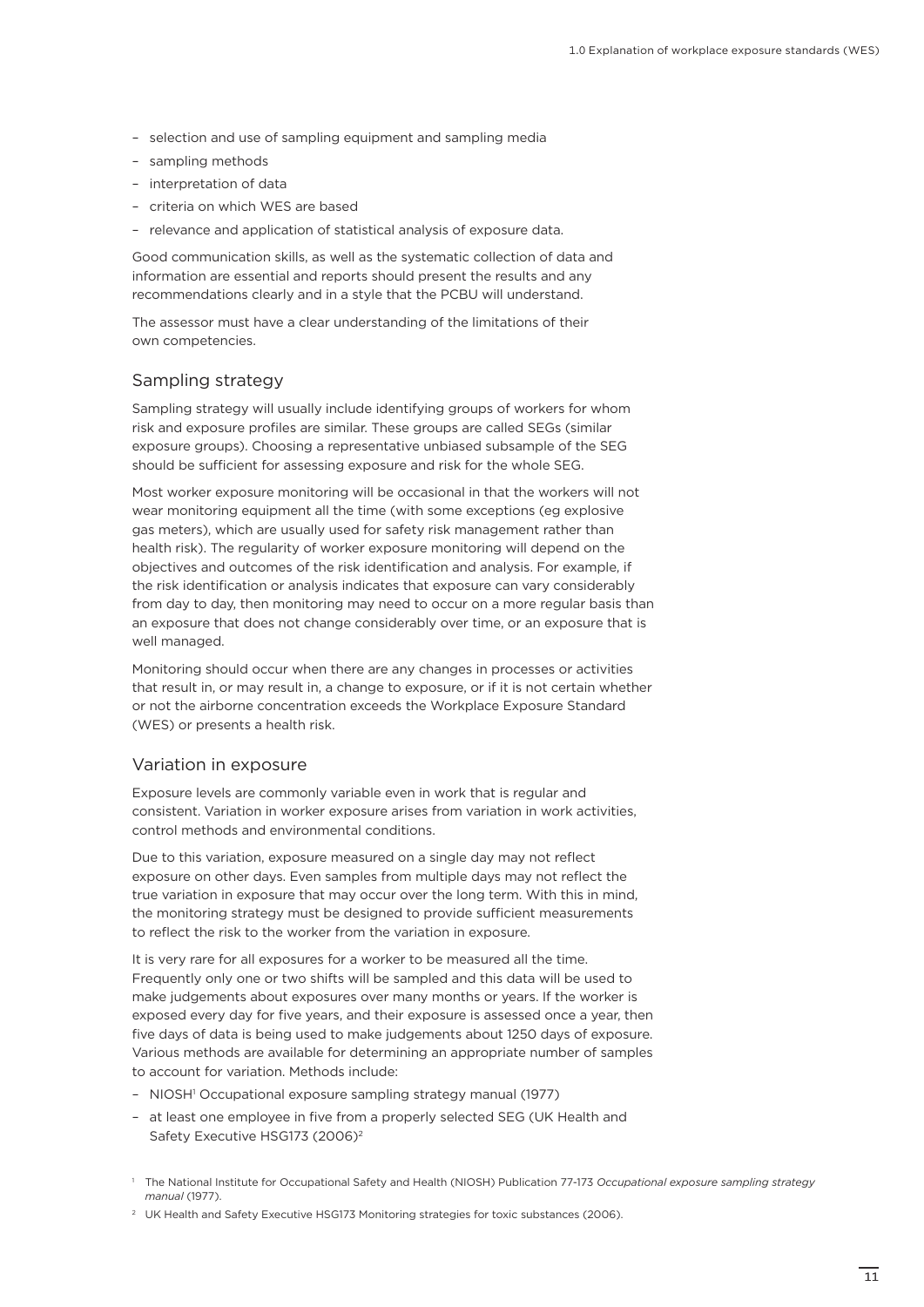- selection and use of sampling equipment and sampling media
- sampling methods
- interpretation of data
- criteria on which WES are based
- relevance and application of statistical analysis of exposure data.

Good communication skills, as well as the systematic collection of data and information are essential and reports should present the results and any recommendations clearly and in a style that the PCBU will understand.

The assessor must have a clear understanding of the limitations of their own competencies.

## Sampling strategy

Sampling strategy will usually include identifying groups of workers for whom risk and exposure profiles are similar. These groups are called SEGs (similar exposure groups). Choosing a representative unbiased subsample of the SEG should be sufficient for assessing exposure and risk for the whole SEG.

Most worker exposure monitoring will be occasional in that the workers will not wear monitoring equipment all the time (with some exceptions (eg explosive gas meters), which are usually used for safety risk management rather than health risk). The regularity of worker exposure monitoring will depend on the objectives and outcomes of the risk identification and analysis. For example, if the risk identification or analysis indicates that exposure can vary considerably from day to day, then monitoring may need to occur on a more regular basis than an exposure that does not change considerably over time, or an exposure that is well managed.

Monitoring should occur when there are any changes in processes or activities that result in, or may result in, a change to exposure, or if it is not certain whether or not the airborne concentration exceeds the Workplace Exposure Standard (WES) or presents a health risk.

## Variation in exposure

Exposure levels are commonly variable even in work that is regular and consistent. Variation in worker exposure arises from variation in work activities, control methods and environmental conditions.

Due to this variation, exposure measured on a single day may not reflect exposure on other days. Even samples from multiple days may not reflect the true variation in exposure that may occur over the long term. With this in mind, the monitoring strategy must be designed to provide sufficient measurements to reflect the risk to the worker from the variation in exposure.

It is very rare for all exposures for a worker to be measured all the time. Frequently only one or two shifts will be sampled and this data will be used to make judgements about exposures over many months or years. If the worker is exposed every day for five years, and their exposure is assessed once a year, then five days of data is being used to make judgements about 1250 days of exposure. Various methods are available for determining an appropriate number of samples to account for variation. Methods include:

- NIOSH[1] Occupational exposure sampling strategy manual (1977)
- at least one employee in five from a properly selected SEG (UK Health and Safety Executive HSG173 (2006)[2]

[1] The National Institute for Occupational Safety and Health (NIOSH) Publication 77-173 *Occupational exposure sampling strategy manual* (1977).

[2] UK Health and Safety Executive HSG173 Monitoring strategies for toxic substances (2006).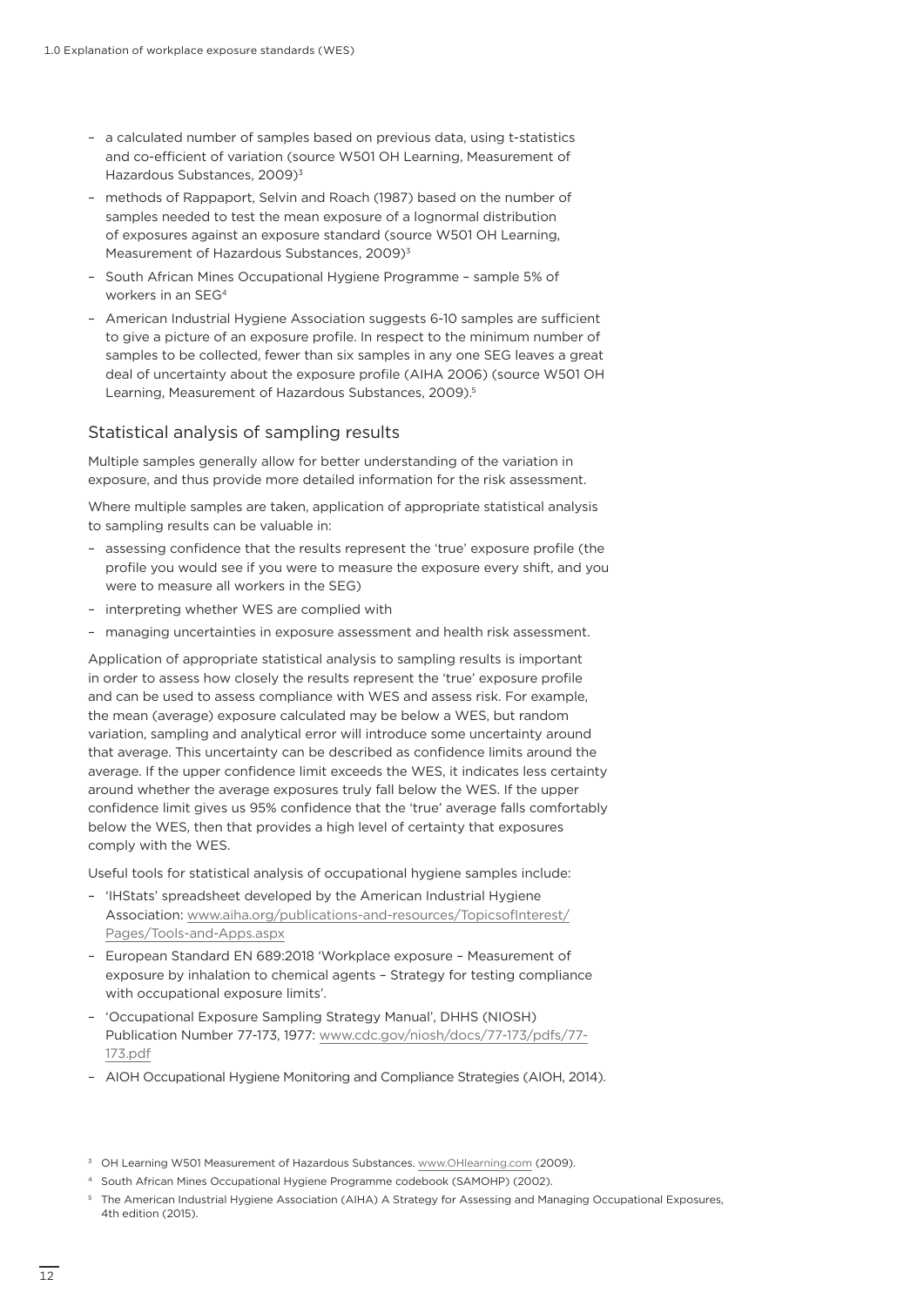- a calculated number of samples based on previous data, using t-statistics and co-efficient of variation (source W501 OH Learning, Measurement of Hazardous Substances, 2009)[3]
- methods of Rappaport, Selvin and Roach (1987) based on the number of samples needed to test the mean exposure of a lognormal distribution of exposures against an exposure standard (source W501 OH Learning, Measurement of Hazardous Substances, 2009)[3]
- South African Mines Occupational Hygiene Programme – sample 5% of workers in an SEG[4]
- American Industrial Hygiene Association suggests 6-10 samples are sufficient to give a picture of an exposure profile. In respect to the minimum number of samples to be collected, fewer than six samples in any one SEG leaves a great deal of uncertainty about the exposure profile (AIHA 2006) (source W501 OH Learning, Measurement of Hazardous Substances, 2009).[5]

## Statistical analysis of sampling results

Multiple samples generally allow for better understanding of the variation in exposure, and thus provide more detailed information for the risk assessment.

Where multiple samples are taken, application of appropriate statistical analysis to sampling results can be valuable in:

- assessing confidence that the results represent the 'true' exposure profile (the profile you would see if you were to measure the exposure every shift, and you were to measure all workers in the SEG)
- interpreting whether WES are complied with
- managing uncertainties in exposure assessment and health risk assessment.

Application of appropriate statistical analysis to sampling results is important in order to assess how closely the results represent the 'true' exposure profile and can be used to assess compliance with WES and assess risk. For example, the mean (average) exposure calculated may be below a WES, but random variation, sampling and analytical error will introduce some uncertainty around that average. This uncertainty can be described as confidence limits around the average. If the upper confidence limit exceeds the WES, it indicates less certainty around whether the average exposures truly fall below the WES. If the upper confidence limit gives us 95% confidence that the 'true' average falls comfortably below the WES, then that provides a high level of certainty that exposures comply with the WES.

Useful tools for statistical analysis of occupational hygiene samples include:

- 'IHStats' spreadsheet developed by the American Industrial Hygiene Association: www.aiha.org/publications-and-resources/TopicsofInterest/Pages/Tools-and-Apps.aspx
- European Standard EN 689:2018 'Workplace exposure – Measurement of exposure by inhalation to chemical agents – Strategy for testing compliance with occupational exposure limits'.
- 'Occupational Exposure Sampling Strategy Manual', DHHS (NIOSH) Publication Number 77-173, 1977: www.cdc.gov/niosh/docs/77-173/pdfs/77-173.pdf
- AIOH Occupational Hygiene Monitoring and Compliance Strategies (AIOH, 2014).

[3] OH Learning W501 Measurement of Hazardous Substances. www.OHlearning.com (2009).

[4] South African Mines Occupational Hygiene Programme codebook (SAMOHP) (2002).

[5] The American Industrial Hygiene Association (AIHA) A Strategy for Assessing and Managing Occupational Exposures, 4th edition (2015).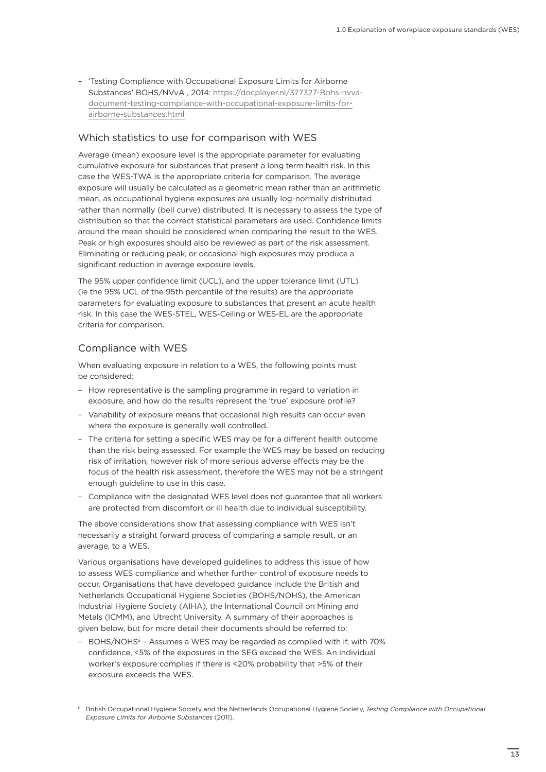- 'Testing Compliance with Occupational Exposure Limits for Airborne Substances' BOHS/NVvA , 2014: https://docplayer.nl/377327-Bohs-nvva-document-testing-compliance-with-occupational-exposure-limits-for-airborne-substances.html

## Which statistics to use for comparison with WES

Average (mean) exposure level is the appropriate parameter for evaluating cumulative exposure for substances that present a long term health risk. In this case the WES-TWA is the appropriate criteria for comparison. The average exposure will usually be calculated as a geometric mean rather than an arithmetic mean, as occupational hygiene exposures are usually log-normally distributed rather than normally (bell curve) distributed. It is necessary to assess the type of distribution so that the correct statistical parameters are used. Confidence limits around the mean should be considered when comparing the result to the WES. Peak or high exposures should also be reviewed as part of the risk assessment. Eliminating or reducing peak, or occasional high exposures may produce a significant reduction in average exposure levels.

The 95% upper confidence limit (UCL), and the upper tolerance limit (UTL) (ie the 95% UCL of the 95th percentile of the results) are the appropriate parameters for evaluating exposure to substances that present an acute health risk. In this case the WES-STEL, WES-Ceiling or WES-EL are the appropriate criteria for comparison.

## Compliance with WES

When evaluating exposure in relation to a WES, the following points must be considered:

- How representative is the sampling programme in regard to variation in exposure, and how do the results represent the 'true' exposure profile?
- Variability of exposure means that occasional high results can occur even where the exposure is generally well controlled.
- The criteria for setting a specific WES may be for a different health outcome than the risk being assessed. For example the WES may be based on reducing risk of irritation, however risk of more serious adverse effects may be the focus of the health risk assessment, therefore the WES may not be a stringent enough guideline to use in this case.
- Compliance with the designated WES level does not guarantee that all workers are protected from discomfort or ill health due to individual susceptibility.

The above considerations show that assessing compliance with WES isn't necessarily a straight forward process of comparing a sample result, or an average, to a WES.

Various organisations have developed guidelines to address this issue of how to assess WES compliance and whether further control of exposure needs to occur. Organisations that have developed guidance include the British and Netherlands Occupational Hygiene Societies (BOHS/NOHS), the American Industrial Hygiene Society (AIHA), the International Council on Mining and Metals (ICMM), and Utrecht University. A summary of their approaches is given below, but for more detail their documents should be referred to:

- BOHS/NOHS[6] – Assumes a WES may be regarded as complied with if, with 70% confidence, <5% of the exposures in the SEG exceed the WES. An individual worker's exposure complies if there is <20% probability that >5% of their exposure exceeds the WES.

[6] British Occupational Hygiene Society and the Netherlands Occupational Hygiene Society, *Testing Compliance with Occupational Exposure Limits for Airborne Substances* (2011).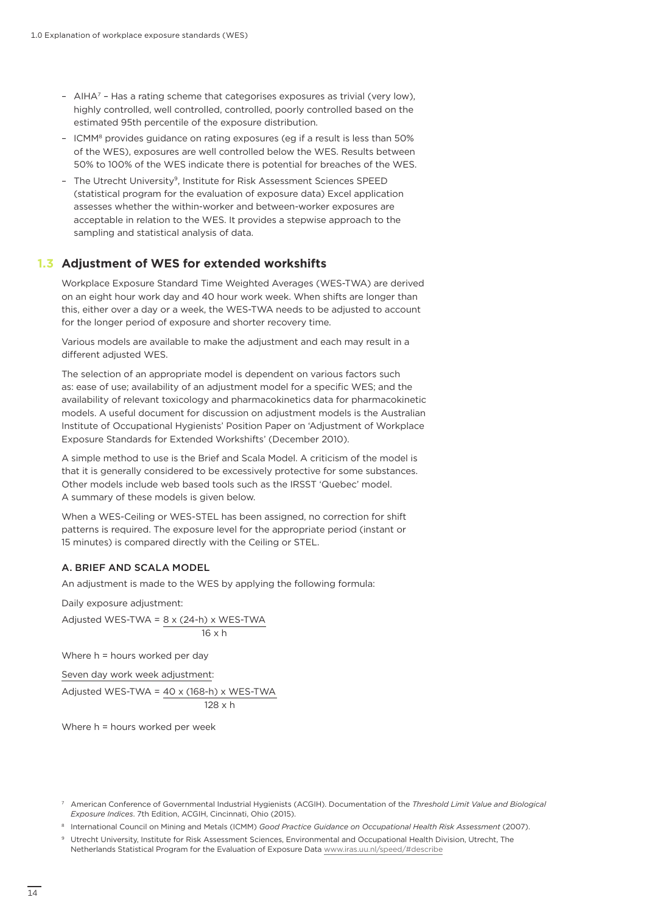- AIHA[7] – Has a rating scheme that categorises exposures as trivial (very low), highly controlled, well controlled, controlled, poorly controlled based on the estimated 95th percentile of the exposure distribution.
- ICMM[8] provides guidance on rating exposures (eg if a result is less than 50% of the WES), exposures are well controlled below the WES. Results between 50% to 100% of the WES indicate there is potential for breaches of the WES.
- The Utrecht University[9], Institute for Risk Assessment Sciences SPEED (statistical program for the evaluation of exposure data) Excel application assesses whether the within-worker and between-worker exposures are acceptable in relation to the WES. It provides a stepwise approach to the sampling and statistical analysis of data.

## 1.3 Adjustment of WES for extended workshifts

Workplace Exposure Standard Time Weighted Averages (WES-TWA) are derived on an eight hour work day and 40 hour work week. When shifts are longer than this, either over a day or a week, the WES-TWA needs to be adjusted to account for the longer period of exposure and shorter recovery time.

Various models are available to make the adjustment and each may result in a different adjusted WES.

The selection of an appropriate model is dependent on various factors such as: ease of use; availability of an adjustment model for a specific WES; and the availability of relevant toxicology and pharmacokinetics data for pharmacokinetic models. A useful document for discussion on adjustment models is the Australian Institute of Occupational Hygienists' Position Paper on 'Adjustment of Workplace Exposure Standards for Extended Workshifts' (December 2010).

A simple method to use is the Brief and Scala Model. A criticism of the model is that it is generally considered to be excessively protective for some substances. Other models include web based tools such as the IRSST 'Quebec' model. A summary of these models is given below.

When a WES-Ceiling or WES-STEL has been assigned, no correction for shift patterns is required. The exposure level for the appropriate period (instant or 15 minutes) is compared directly with the Ceiling or STEL.

### A. BRIEF AND SCALA MODEL

An adjustment is made to the WES by applying the following formula:

Daily exposure adjustment:

$$\text{Adjusted WES-TWA} = \frac{8 \times (24-h) \times \text{WES-TWA}}{16 \times h}$$

Where h = hours worked per day

Seven day work week adjustment:

$$\text{Adjusted WES-TWA} = \frac{40 \times (168-h) \times \text{WES-TWA}}{128 \times h}$$

Where h = hours worked per week

---

[7] American Conference of Governmental Industrial Hygienists (ACGIH). Documentation of the *Threshold Limit Value and Biological Exposure Indices*. 7th Edition, ACGIH, Cincinnati, Ohio (2015).

[8] International Council on Mining and Metals (ICMM) *Good Practice Guidance on Occupational Health Risk Assessment* (2007).

[9] Utrecht University, Institute for Risk Assessment Sciences, Environmental and Occupational Health Division, Utrecht, The Netherlands Statistical Program for the Evaluation of Exposure Data www.iras.uu.nl/speed/#describe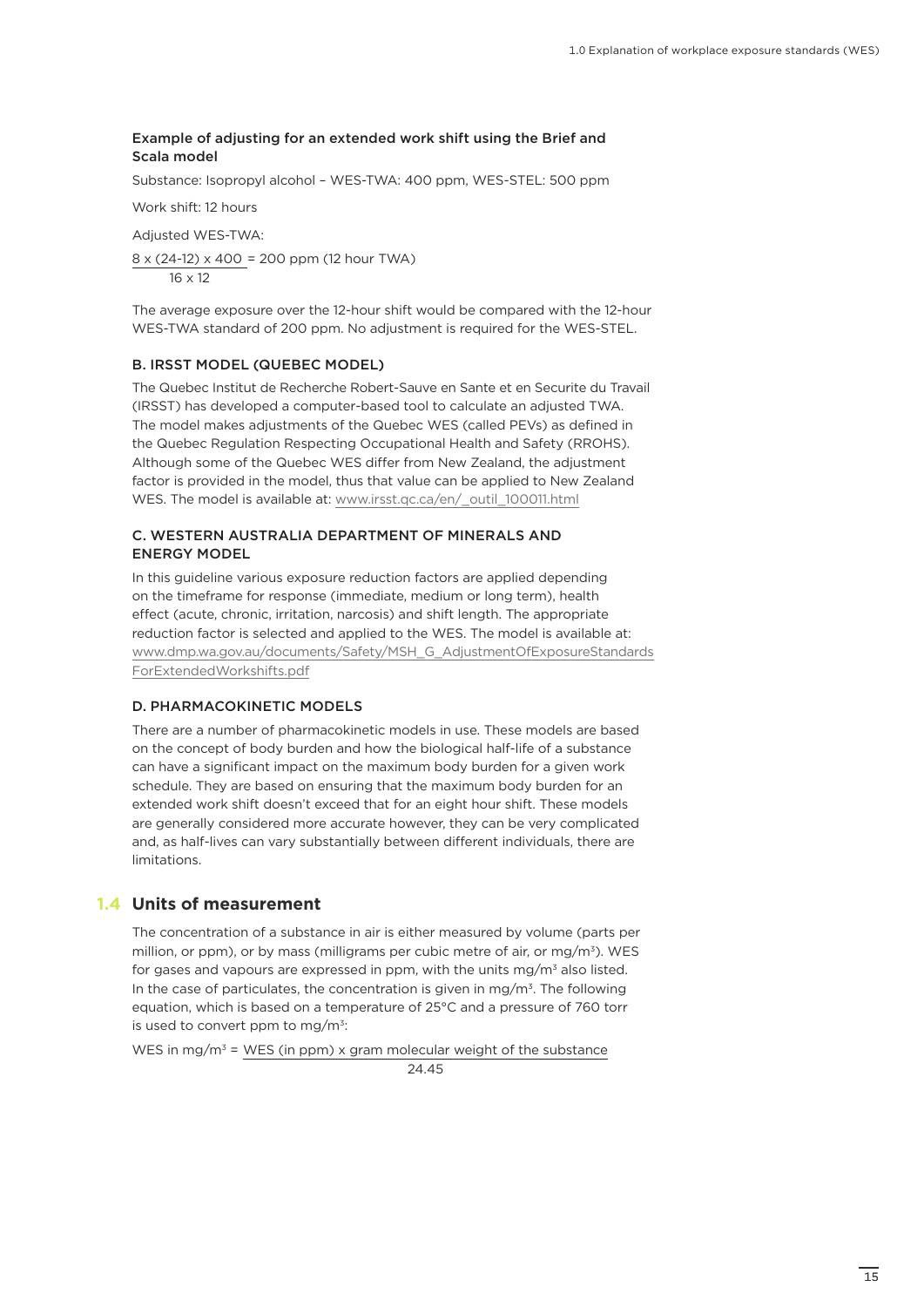**Example of adjusting for an extended work shift using the Brief and Scala model**

Substance: Isopropyl alcohol – WES-TWA: 400 ppm, WES-STEL: 500 ppm

Work shift: 12 hours

Adjusted WES-TWA:

$$\frac{8 \times (24-12) \times 400}{16 \times 12} = 200 \text{ ppm (12 hour TWA)}$$

The average exposure over the 12-hour shift would be compared with the 12-hour WES-TWA standard of 200 ppm. No adjustment is required for the WES-STEL.

#### B. IRSST MODEL (QUEBEC MODEL)

The Quebec Institut de Recherche Robert-Sauve en Sante et en Securite du Travail (IRSST) has developed a computer-based tool to calculate an adjusted TWA. The model makes adjustments of the Quebec WES (called PEVs) as defined in the Quebec Regulation Respecting Occupational Health and Safety (RROHS). Although some of the Quebec WES differ from New Zealand, the adjustment factor is provided in the model, thus that value can be applied to New Zealand WES. The model is available at: www.irsst.qc.ca/en/_outil_100011.html

#### C. WESTERN AUSTRALIA DEPARTMENT OF MINERALS AND ENERGY MODEL

In this guideline various exposure reduction factors are applied depending on the timeframe for response (immediate, medium or long term), health effect (acute, chronic, irritation, narcosis) and shift length. The appropriate reduction factor is selected and applied to the WES. The model is available at: www.dmp.wa.gov.au/documents/Safety/MSH_G_AdjustmentOfExposureStandardsForExtendedWorkshifts.pdf

#### D. PHARMACOKINETIC MODELS

There are a number of pharmacokinetic models in use. These models are based on the concept of body burden and how the biological half-life of a substance can have a significant impact on the maximum body burden for a given work schedule. They are based on ensuring that the maximum body burden for an extended work shift doesn't exceed that for an eight hour shift. These models are generally considered more accurate however, they can be very complicated and, as half-lives can vary substantially between different individuals, there are limitations.

## 1.4 Units of measurement

The concentration of a substance in air is either measured by volume (parts per million, or ppm), or by mass (milligrams per cubic metre of air, or mg/m³). WES for gases and vapours are expressed in ppm, with the units mg/m³ also listed. In the case of particulates, the concentration is given in mg/m³. The following equation, which is based on a temperature of 25°C and a pressure of 760 torr is used to convert ppm to mg/m³:

$$\text{WES in mg/m}^3 = \frac{\text{WES (in ppm)} \times \text{gram molecular weight of the substance}}{24.45}$$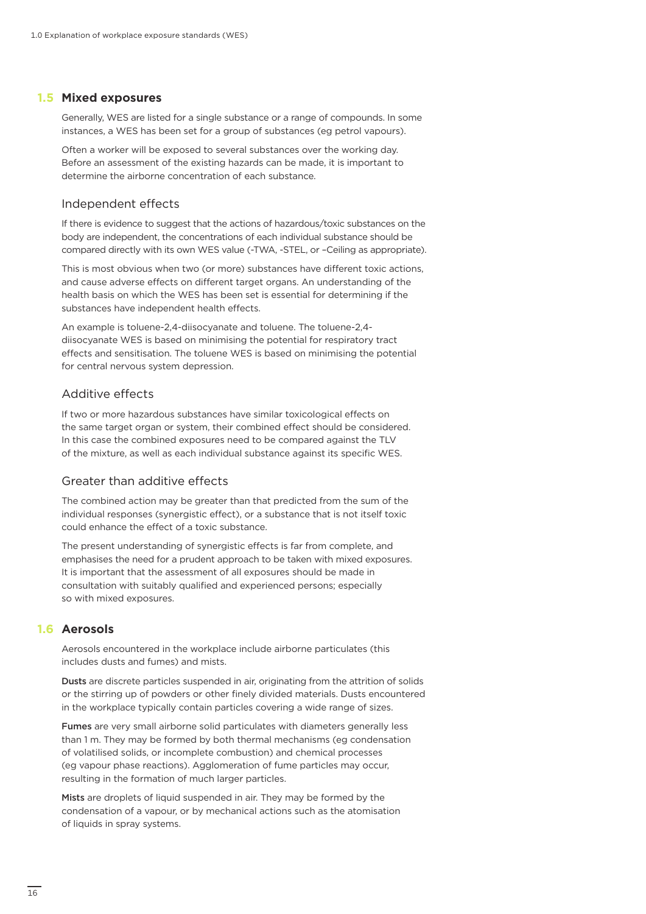## 1.5 Mixed exposures

Generally, WES are listed for a single substance or a range of compounds. In some instances, a WES has been set for a group of substances (eg petrol vapours).

Often a worker will be exposed to several substances over the working day. Before an assessment of the existing hazards can be made, it is important to determine the airborne concentration of each substance.

### Independent effects

If there is evidence to suggest that the actions of hazardous/toxic substances on the body are independent, the concentrations of each individual substance should be compared directly with its own WES value (-TWA, -STEL, or –Ceiling as appropriate).

This is most obvious when two (or more) substances have different toxic actions, and cause adverse effects on different target organs. An understanding of the health basis on which the WES has been set is essential for determining if the substances have independent health effects.

An example is toluene-2,4-diisocyanate and toluene. The toluene-2,4-diisocyanate WES is based on minimising the potential for respiratory tract effects and sensitisation. The toluene WES is based on minimising the potential for central nervous system depression.

### Additive effects

If two or more hazardous substances have similar toxicological effects on the same target organ or system, their combined effect should be considered. In this case the combined exposures need to be compared against the TLV of the mixture, as well as each individual substance against its specific WES.

### Greater than additive effects

The combined action may be greater than that predicted from the sum of the individual responses (synergistic effect), or a substance that is not itself toxic could enhance the effect of a toxic substance.

The present understanding of synergistic effects is far from complete, and emphasises the need for a prudent approach to be taken with mixed exposures. It is important that the assessment of all exposures should be made in consultation with suitably qualified and experienced persons; especially so with mixed exposures.

## 1.6 Aerosols

Aerosols encountered in the workplace include airborne particulates (this includes dusts and fumes) and mists.

**Dusts** are discrete particles suspended in air, originating from the attrition of solids or the stirring up of powders or other finely divided materials. Dusts encountered in the workplace typically contain particles covering a wide range of sizes.

**Fumes** are very small airborne solid particulates with diameters generally less than 1 m. They may be formed by both thermal mechanisms (eg condensation of volatilised solids, or incomplete combustion) and chemical processes (eg vapour phase reactions). Agglomeration of fume particles may occur, resulting in the formation of much larger particles.

**Mists** are droplets of liquid suspended in air. They may be formed by the condensation of a vapour, or by mechanical actions such as the atomisation of liquids in spray systems.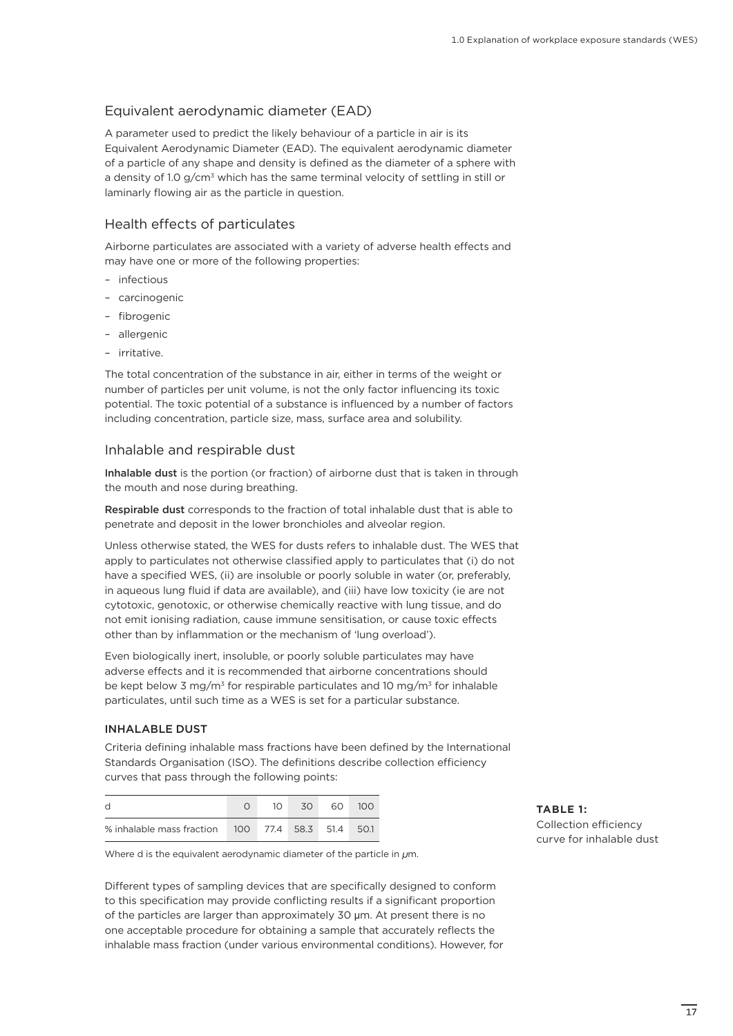## Equivalent aerodynamic diameter (EAD)

A parameter used to predict the likely behaviour of a particle in air is its Equivalent Aerodynamic Diameter (EAD). The equivalent aerodynamic diameter of a particle of any shape and density is defined as the diameter of a sphere with a density of 1.0 g/cm$^3$ which has the same terminal velocity of settling in still or laminarly flowing air as the particle in question.

## Health effects of particulates

Airborne particulates are associated with a variety of adverse health effects and may have one or more of the following properties:

- infectious
- carcinogenic
- fibrogenic
- allergenic
- irritative.

The total concentration of the substance in air, either in terms of the weight or number of particles per unit volume, is not the only factor influencing its toxic potential. The toxic potential of a substance is influenced by a number of factors including concentration, particle size, mass, surface area and solubility.

## Inhalable and respirable dust

**Inhalable dust** is the portion (or fraction) of airborne dust that is taken in through the mouth and nose during breathing.

**Respirable dust** corresponds to the fraction of total inhalable dust that is able to penetrate and deposit in the lower bronchioles and alveolar region.

Unless otherwise stated, the WES for dusts refers to inhalable dust. The WES that apply to particulates not otherwise classified apply to particulates that (i) do not have a specified WES, (ii) are insoluble or poorly soluble in water (or, preferably, in aqueous lung fluid if data are available), and (iii) have low toxicity (ie are not cytotoxic, genotoxic, or otherwise chemically reactive with lung tissue, and do not emit ionising radiation, cause immune sensitisation, or cause toxic effects other than by inflammation or the mechanism of 'lung overload').

Even biologically inert, insoluble, or poorly soluble particulates may have adverse effects and it is recommended that airborne concentrations should be kept below 3 mg/m$^3$ for respirable particulates and 10 mg/m$^3$ for inhalable particulates, until such time as a WES is set for a particular substance.

### INHALABLE DUST

Criteria defining inhalable mass fractions have been defined by the International Standards Organisation (ISO). The definitions describe collection efficiency curves that pass through the following points:

**TABLE 1:** Collection efficiency curve for inhalable dust

| d | 0 | 10 | 30 | 60 | 100 |
|---|---|---|---|---|---|
| % inhalable mass fraction | 100 | 77.4 | 58.3 | 51.4 | 50.1 |

Where d is the equivalent aerodynamic diameter of the particle in $\mu$m.

Different types of sampling devices that are specifically designed to conform to this specification may provide conflicting results if a significant proportion of the particles are larger than approximately 30 μm. At present there is no one acceptable procedure for obtaining a sample that accurately reflects the inhalable mass fraction (under various environmental conditions). However, for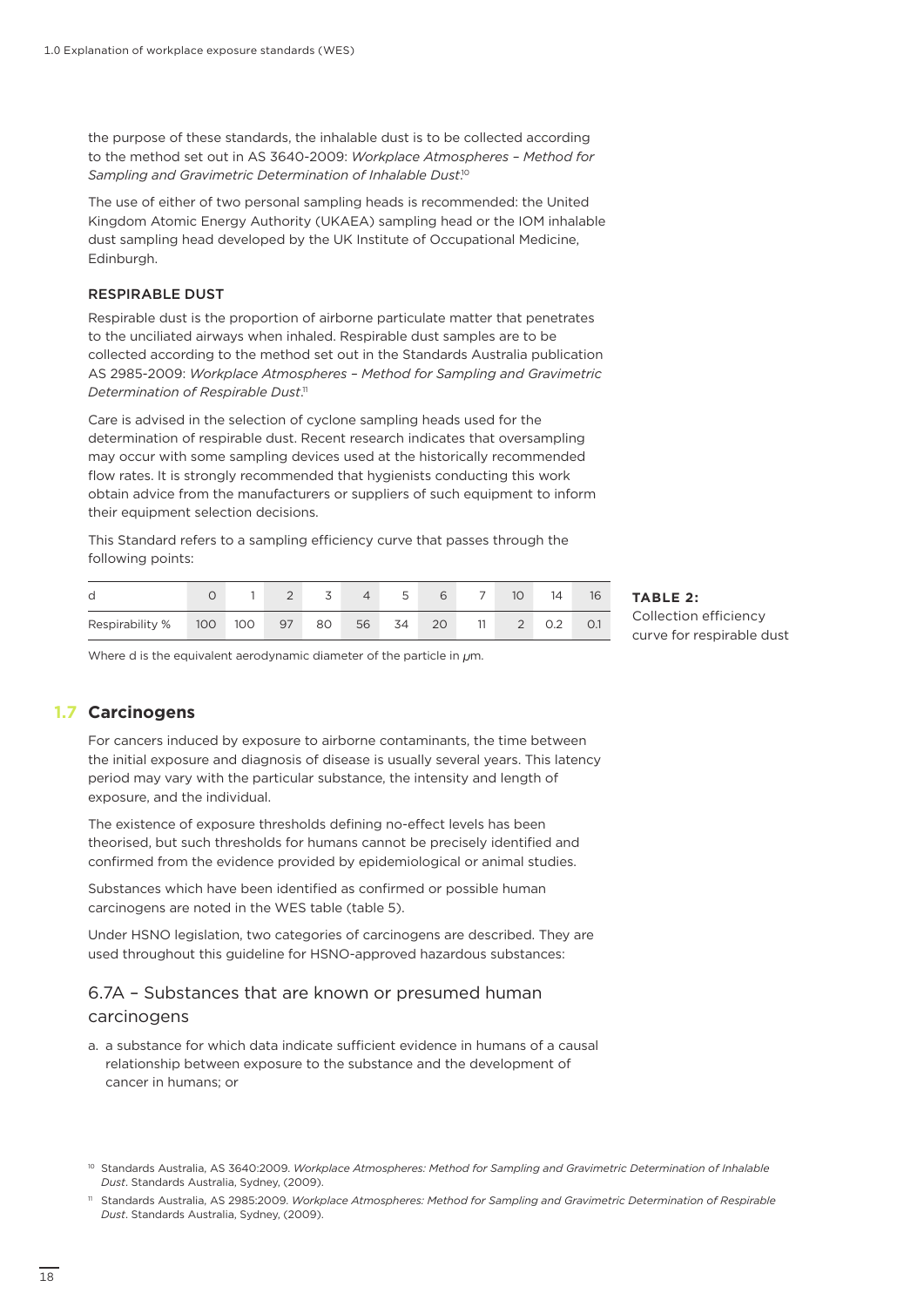the purpose of these standards, the inhalable dust is to be collected according to the method set out in AS 3640-2009: *Workplace Atmospheres – Method for Sampling and Gravimetric Determination of Inhalable Dust*.[10]

The use of either of two personal sampling heads is recommended: the United Kingdom Atomic Energy Authority (UKAEA) sampling head or the IOM inhalable dust sampling head developed by the UK Institute of Occupational Medicine, Edinburgh.

### RESPIRABLE DUST

Respirable dust is the proportion of airborne particulate matter that penetrates to the unciliated airways when inhaled. Respirable dust samples are to be collected according to the method set out in the Standards Australia publication AS 2985-2009: *Workplace Atmospheres – Method for Sampling and Gravimetric Determination of Respirable Dust*.[11]

Care is advised in the selection of cyclone sampling heads used for the determination of respirable dust. Recent research indicates that oversampling may occur with some sampling devices used at the historically recommended flow rates. It is strongly recommended that hygienists conducting this work obtain advice from the manufacturers or suppliers of such equipment to inform their equipment selection decisions.

This Standard refers to a sampling efficiency curve that passes through the following points:

**TABLE 2:** Collection efficiency curve for respirable dust

| d | 0 | 1 | 2 | 3 | 4 | 5 | 6 | 7 | 10 | 14 | 16 |
|---|---|---|---|---|---|---|---|---|---|---|---|
| Respirability % | 100 | 100 | 97 | 80 | 56 | 34 | 20 | 11 | 2 | 0.2 | 0.1 |

Where d is the equivalent aerodynamic diameter of the particle in μm.

## 1.7 Carcinogens

For cancers induced by exposure to airborne contaminants, the time between the initial exposure and diagnosis of disease is usually several years. This latency period may vary with the particular substance, the intensity and length of exposure, and the individual.

The existence of exposure thresholds defining no-effect levels has been theorised, but such thresholds for humans cannot be precisely identified and confirmed from the evidence provided by epidemiological or animal studies.

Substances which have been identified as confirmed or possible human carcinogens are noted in the WES table (table 5).

Under HSNO legislation, two categories of carcinogens are described. They are used throughout this guideline for HSNO-approved hazardous substances:

### 6.7A – Substances that are known or presumed human carcinogens

a. a substance for which data indicate sufficient evidence in humans of a causal relationship between exposure to the substance and the development of cancer in humans; or

[10] Standards Australia, AS 3640:2009. *Workplace Atmospheres: Method for Sampling and Gravimetric Determination of Inhalable Dust*. Standards Australia, Sydney, (2009).

[11] Standards Australia, AS 2985:2009. *Workplace Atmospheres: Method for Sampling and Gravimetric Determination of Respirable Dust*. Standards Australia, Sydney, (2009).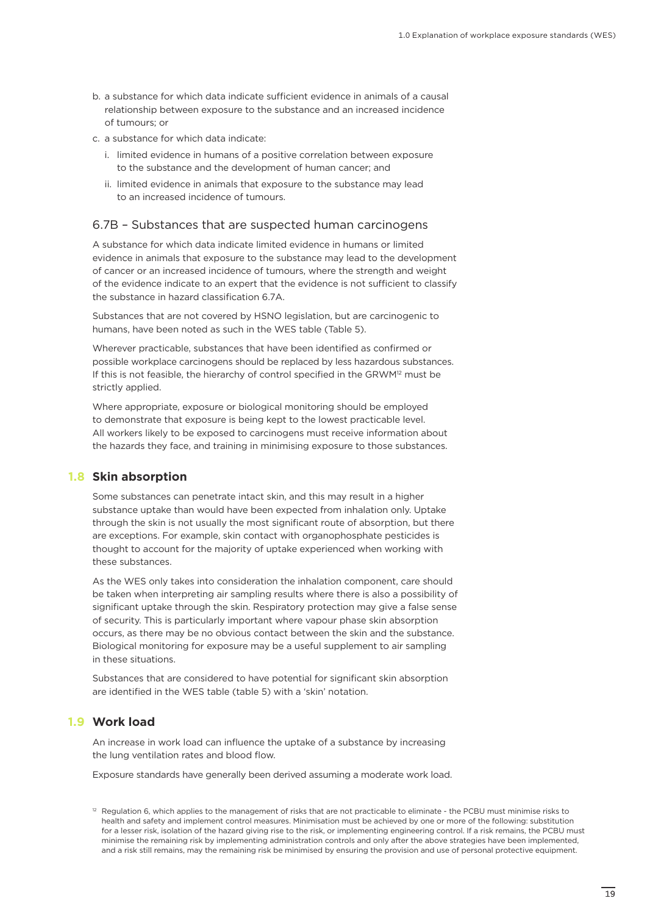b. a substance for which data indicate sufficient evidence in animals of a causal relationship between exposure to the substance and an increased incidence of tumours; or

c. a substance for which data indicate:

   i. limited evidence in humans of a positive correlation between exposure to the substance and the development of human cancer; and

   ii. limited evidence in animals that exposure to the substance may lead to an increased incidence of tumours.

### 6.7B – Substances that are suspected human carcinogens

A substance for which data indicate limited evidence in humans or limited evidence in animals that exposure to the substance may lead to the development of cancer or an increased incidence of tumours, where the strength and weight of the evidence indicate to an expert that the evidence is not sufficient to classify the substance in hazard classification 6.7A.

Substances that are not covered by HSNO legislation, but are carcinogenic to humans, have been noted as such in the WES table (Table 5).

Wherever practicable, substances that have been identified as confirmed or possible workplace carcinogens should be replaced by less hazardous substances. If this is not feasible, the hierarchy of control specified in the GRWM[12] must be strictly applied.

Where appropriate, exposure or biological monitoring should be employed to demonstrate that exposure is being kept to the lowest practicable level. All workers likely to be exposed to carcinogens must receive information about the hazards they face, and training in minimising exposure to those substances.

## 1.8 Skin absorption

Some substances can penetrate intact skin, and this may result in a higher substance uptake than would have been expected from inhalation only. Uptake through the skin is not usually the most significant route of absorption, but there are exceptions. For example, skin contact with organophosphate pesticides is thought to account for the majority of uptake experienced when working with these substances.

As the WES only takes into consideration the inhalation component, care should be taken when interpreting air sampling results where there is also a possibility of significant uptake through the skin. Respiratory protection may give a false sense of security. This is particularly important where vapour phase skin absorption occurs, as there may be no obvious contact between the skin and the substance. Biological monitoring for exposure may be a useful supplement to air sampling in these situations.

Substances that are considered to have potential for significant skin absorption are identified in the WES table (table 5) with a 'skin' notation.

## 1.9 Work load

An increase in work load can influence the uptake of a substance by increasing the lung ventilation rates and blood flow.

Exposure standards have generally been derived assuming a moderate work load.

[12] Regulation 6, which applies to the management of risks that are not practicable to eliminate - the PCBU must minimise risks to health and safety and implement control measures. Minimisation must be achieved by one or more of the following: substitution for a lesser risk, isolation of the hazard giving rise to the risk, or implementing engineering control. If a risk remains, the PCBU must minimise the remaining risk by implementing administration controls and only after the above strategies have been implemented, and a risk still remains, may the remaining risk be minimised by ensuring the provision and use of personal protective equipment.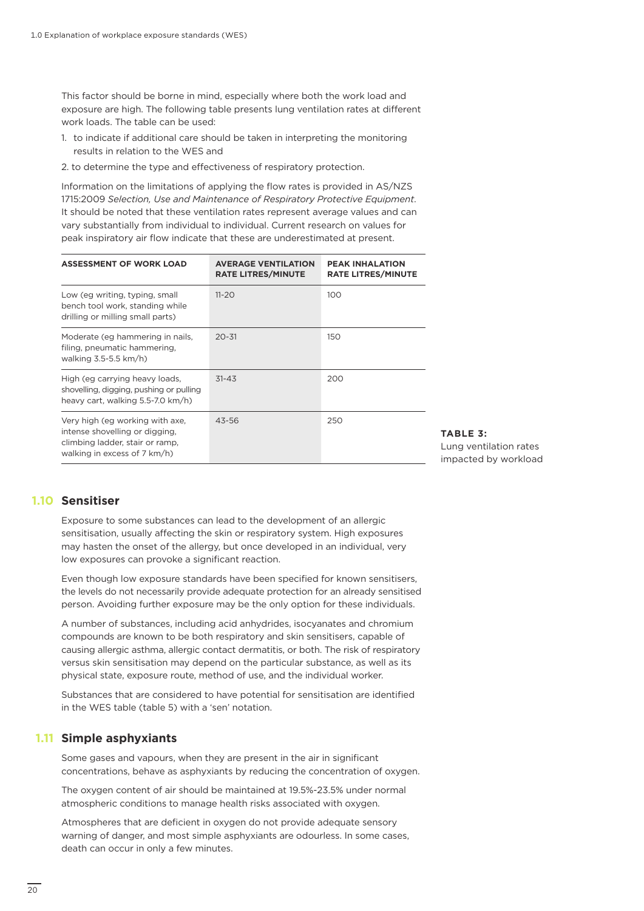This factor should be borne in mind, especially where both the work load and exposure are high. The following table presents lung ventilation rates at different work loads. The table can be used:

1. to indicate if additional care should be taken in interpreting the monitoring results in relation to the WES and
2. to determine the type and effectiveness of respiratory protection.

Information on the limitations of applying the flow rates is provided in AS/NZS 1715:2009 *Selection, Use and Maintenance of Respiratory Protective Equipment*. It should be noted that these ventilation rates represent average values and can vary substantially from individual to individual. Current research on values for peak inspiratory air flow indicate that these are underestimated at present.

| ASSESSMENT OF WORK LOAD | AVERAGE VENTILATION RATE LITRES/MINUTE | PEAK INHALATION RATE LITRES/MINUTE |
|---|---|---|
| Low (eg writing, typing, small bench tool work, standing while drilling or milling small parts) | 11-20 | 100 |
| Moderate (eg hammering in nails, filing, pneumatic hammering, walking 3.5-5.5 km/h) | 20-31 | 150 |
| High (eg carrying heavy loads, shovelling, digging, pushing or pulling heavy cart, walking 5.5-7.0 km/h) | 31-43 | 200 |
| Very high (eg working with axe, intense shovelling or digging, climbing ladder, stair or ramp, walking in excess of 7 km/h) | 43-56 | 250 |

**TABLE 3:** Lung ventilation rates impacted by workload

## 1.10 Sensitiser

Exposure to some substances can lead to the development of an allergic sensitisation, usually affecting the skin or respiratory system. High exposures may hasten the onset of the allergy, but once developed in an individual, very low exposures can provoke a significant reaction.

Even though low exposure standards have been specified for known sensitisers, the levels do not necessarily provide adequate protection for an already sensitised person. Avoiding further exposure may be the only option for these individuals.

A number of substances, including acid anhydrides, isocyanates and chromium compounds are known to be both respiratory and skin sensitisers, capable of causing allergic asthma, allergic contact dermatitis, or both. The risk of respiratory versus skin sensitisation may depend on the particular substance, as well as its physical state, exposure route, method of use, and the individual worker.

Substances that are considered to have potential for sensitisation are identified in the WES table (table 5) with a 'sen' notation.

## 1.11 Simple asphyxiants

Some gases and vapours, when they are present in the air in significant concentrations, behave as asphyxiants by reducing the concentration of oxygen.

The oxygen content of air should be maintained at 19.5%-23.5% under normal atmospheric conditions to manage health risks associated with oxygen.

Atmospheres that are deficient in oxygen do not provide adequate sensory warning of danger, and most simple asphyxiants are odourless. In some cases, death can occur in only a few minutes.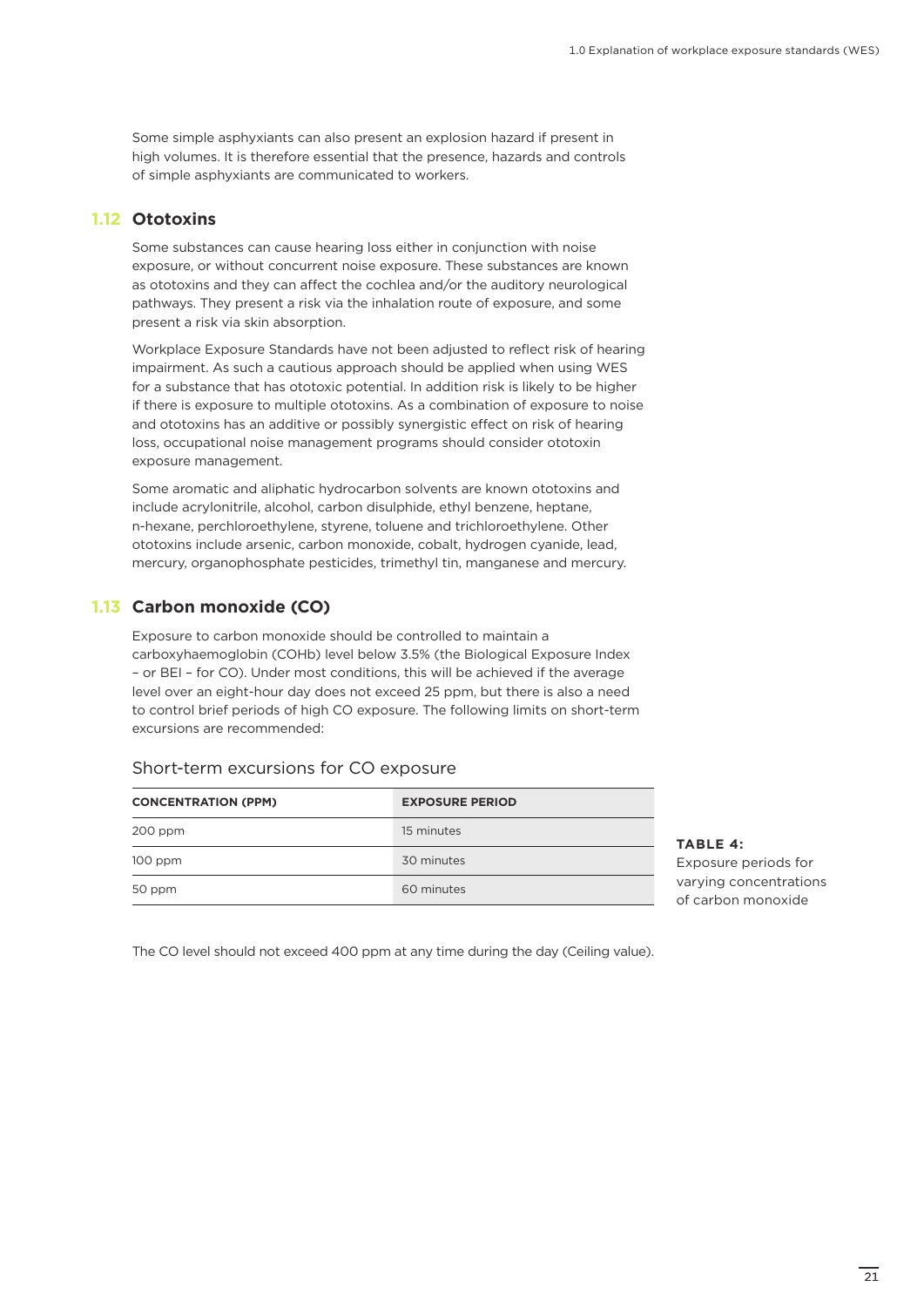Some simple asphyxiants can also present an explosion hazard if present in high volumes. It is therefore essential that the presence, hazards and controls of simple asphyxiants are communicated to workers.

## 1.12 Ototoxins

Some substances can cause hearing loss either in conjunction with noise exposure, or without concurrent noise exposure. These substances are known as ototoxins and they can affect the cochlea and/or the auditory neurological pathways. They present a risk via the inhalation route of exposure, and some present a risk via skin absorption.

Workplace Exposure Standards have not been adjusted to reflect risk of hearing impairment. As such a cautious approach should be applied when using WES for a substance that has ototoxic potential. In addition risk is likely to be higher if there is exposure to multiple ototoxins. As a combination of exposure to noise and ototoxins has an additive or possibly synergistic effect on risk of hearing loss, occupational noise management programs should consider ototoxin exposure management.

Some aromatic and aliphatic hydrocarbon solvents are known ototoxins and include acrylonitrile, alcohol, carbon disulphide, ethyl benzene, heptane, n-hexane, perchloroethylene, styrene, toluene and trichloroethylene. Other ototoxins include arsenic, carbon monoxide, cobalt, hydrogen cyanide, lead, mercury, organophosphate pesticides, trimethyl tin, manganese and mercury.

## 1.13 Carbon monoxide (CO)

Exposure to carbon monoxide should be controlled to maintain a carboxyhaemoglobin (COHb) level below 3.5% (the Biological Exposure Index – or BEI – for CO). Under most conditions, this will be achieved if the average level over an eight-hour day does not exceed 25 ppm, but there is also a need to control brief periods of high CO exposure. The following limits on short-term excursions are recommended:

Short-term excursions for CO exposure

| CONCENTRATION (PPM) | EXPOSURE PERIOD |
|---|---|
| 200 ppm | 15 minutes |
| 100 ppm | 30 minutes |
| 50 ppm | 60 minutes |

**TABLE 4:** Exposure periods for varying concentrations of carbon monoxide

The CO level should not exceed 400 ppm at any time during the day (Ceiling value).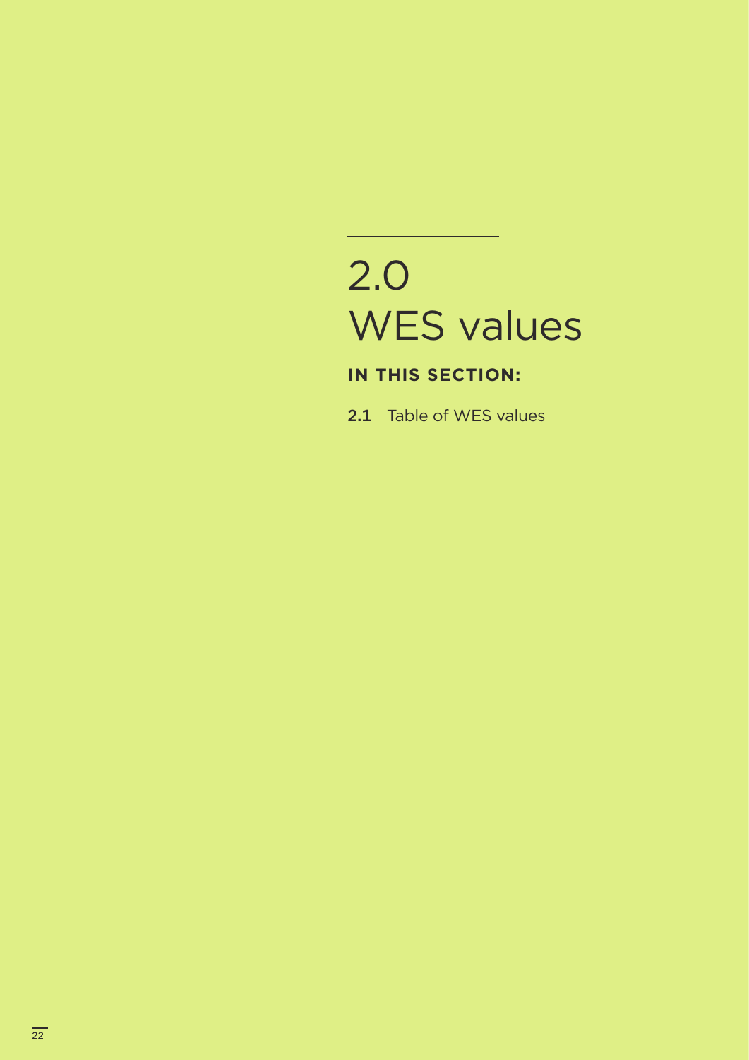# 2.0 WES values

**IN THIS SECTION:**

**2.1** Table of WES values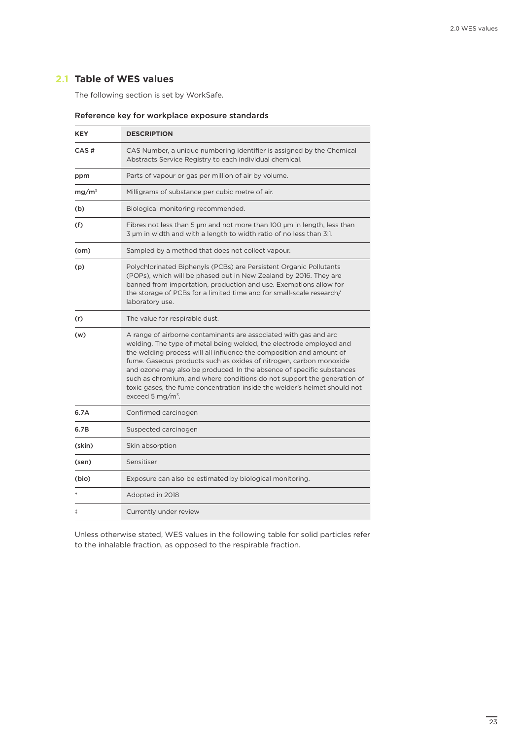## 2.1 Table of WES values

The following section is set by WorkSafe.

**Reference key for workplace exposure standards**

| KEY | DESCRIPTION |
|---|---|
| CAS # | CAS Number, a unique numbering identifier is assigned by the Chemical Abstracts Service Registry to each individual chemical. |
| ppm | Parts of vapour or gas per million of air by volume. |
| $mg/m^3$ | Milligrams of substance per cubic metre of air. |
| (b) | Biological monitoring recommended. |
| (f) | Fibres not less than 5 µm and not more than 100 µm in length, less than 3 µm in width and with a length to width ratio of no less than 3:1. |
| (om) | Sampled by a method that does not collect vapour. |
| (p) | Polychlorinated Biphenyls (PCBs) are Persistent Organic Pollutants (POPs), which will be phased out in New Zealand by 2016. They are banned from importation, production and use. Exemptions allow for the storage of PCBs for a limited time and for small-scale research/laboratory use. |
| (r) | The value for respirable dust. |
| (w) | A range of airborne contaminants are associated with gas and arc welding. The type of metal being welded, the electrode employed and the welding process will all influence the composition and amount of fume. Gaseous products such as oxides of nitrogen, carbon monoxide and ozone may also be produced. In the absence of specific substances such as chromium, and where conditions do not support the generation of toxic gases, the fume concentration inside the welder's helmet should not exceed 5 $mg/m^3$. |
| 6.7A | Confirmed carcinogen |
| 6.7B | Suspected carcinogen |
| (skin) | Skin absorption |
| (sen) | Sensitiser |
| (bio) | Exposure can also be estimated by biological monitoring. |
| * | Adopted in 2018 |
| ‡ | Currently under review |

Unless otherwise stated, WES values in the following table for solid particles refer to the inhalable fraction, as opposed to the respirable fraction.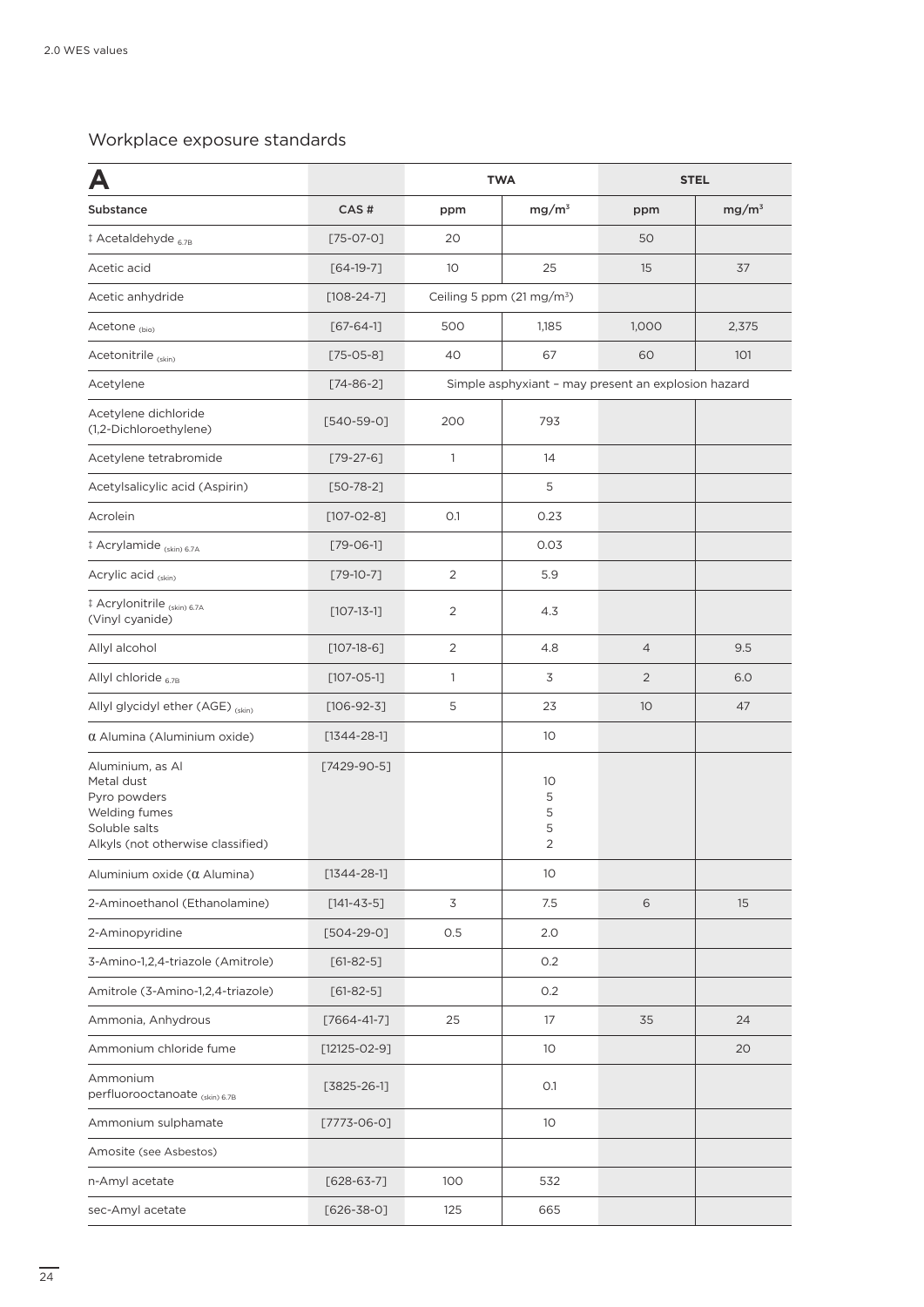## Workplace exposure standards

| A | | TWA | | STEL | |
|---|---|---|---|---|---|
| **Substance** | **CAS #** | ppm | mg/m³ | ppm | mg/m³ |
| ‡ Acetaldehyde 6.7B | [75-07-0] | 20 | | 50 | |
| Acetic acid | [64-19-7] | 10 | 25 | 15 | 37 |
| Acetic anhydride | [108-24-7] | Ceiling 5 ppm (21 mg/m³) | | | |
| Acetone (bio) | [67-64-1] | 500 | 1,185 | 1,000 | 2,375 |
| Acetonitrile (skin) | [75-05-8] | 40 | 67 | 60 | 101 |
| Acetylene | [74-86-2] | Simple asphyxiant – may present an explosion hazard | | | |
| Acetylene dichloride (1,2-Dichloroethylene) | [540-59-0] | 200 | 793 | | |
| Acetylene tetrabromide | [79-27-6] | 1 | 14 | | |
| Acetylsalicylic acid (Aspirin) | [50-78-2] | | 5 | | |
| Acrolein | [107-02-8] | 0.1 | 0.23 | | |
| ‡ Acrylamide (skin) 6.7A | [79-06-1] | | 0.03 | | |
| Acrylic acid (skin) | [79-10-7] | 2 | 5.9 | | |
| ‡ Acrylonitrile (skin) 6.7A (Vinyl cyanide) | [107-13-1] | 2 | 4.3 | | |
| Allyl alcohol | [107-18-6] | 2 | 4.8 | 4 | 9.5 |
| Allyl chloride 6.7B | [107-05-1] | 1 | 3 | 2 | 6.0 |
| Allyl glycidyl ether (AGE) (skin) | [106-92-3] | 5 | 23 | 10 | 47 |
| α Alumina (Aluminium oxide) | [1344-28-1] | | 10 | | |
| Aluminium, as Al<br>Metal dust<br>Pyro powders<br>Welding fumes<br>Soluble salts<br>Alkyls (not otherwise classified) | [7429-90-5] | | <br>10<br>5<br>5<br>5<br>2 | | |
| Aluminium oxide (α Alumina) | [1344-28-1] | | 10 | | |
| 2-Aminoethanol (Ethanolamine) | [141-43-5] | 3 | 7.5 | 6 | 15 |
| 2-Aminopyridine | [504-29-0] | 0.5 | 2.0 | | |
| 3-Amino-1,2,4-triazole (Amitrole) | [61-82-5] | | 0.2 | | |
| Amitrole (3-Amino-1,2,4-triazole) | [61-82-5] | | 0.2 | | |
| Ammonia, Anhydrous | [7664-41-7] | 25 | 17 | 35 | 24 |
| Ammonium chloride fume | [12125-02-9] | | 10 | | 20 |
| Ammonium perfluorooctanoate (skin) 6.7B | [3825-26-1] | | 0.1 | | |
| Ammonium sulphamate | [7773-06-0] | | 10 | | |
| Amosite (see Asbestos) | | | | | |
| n-Amyl acetate | [628-63-7] | 100 | 532 | | |
| sec-Amyl acetate | [626-38-0] | 125 | 665 | | |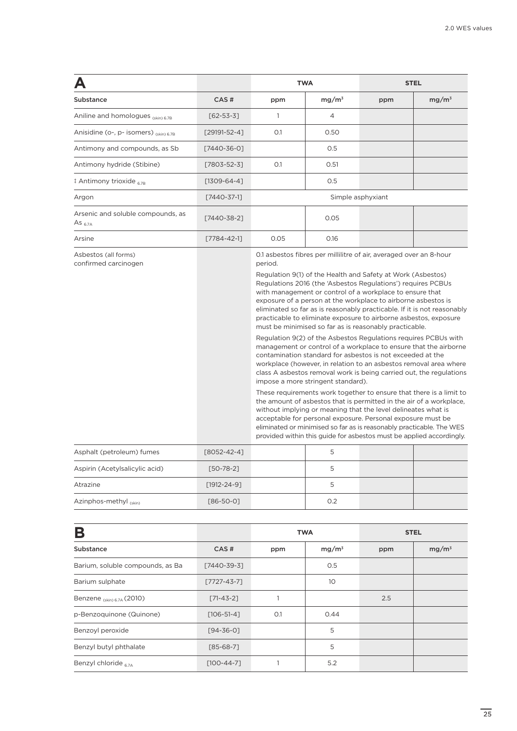| A | | TWA | | STEL | |
|---|---|---|---|---|---|
| Substance | CAS # | ppm | mg/m³ | ppm | mg/m³ |
| Aniline and homologues (skin) 6.7B | [62-53-3] | 1 | 4 | | |
| Anisidine (o-, p- isomers) (skin) 6.7B | [29191-52-4] | 0.1 | 0.50 | | |
| Antimony and compounds, as Sb | [7440-36-0] | | 0.5 | | |
| Antimony hydride (Stibine) | [7803-52-3] | 0.1 | 0.51 | | |
| ‡ Antimony trioxide 6.7B | [1309-64-4] | | 0.5 | | |
| Argon | [7440-37-1] | Simple asphyxiant | | | |
| Arsenic and soluble compounds, as As 6.7A | [7440-38-2] | | 0.05 | | |
| Arsine | [7784-42-1] | 0.05 | 0.16 | | |
| Asbestos (all forms) confirmed carcinogen | | 0.1 asbestos fibres per millilitre of air, averaged over an 8-hour period. Regulation 9(1) of the Health and Safety at Work (Asbestos) Regulations 2016 (the 'Asbestos Regulations') requires PCBUs with management or control of a workplace to ensure that exposure of a person at the workplace to airborne asbestos is eliminated so far as is reasonably practicable. If it is not reasonably practicable to eliminate exposure to airborne asbestos, exposure must be minimised so far as is reasonably practicable. Regulation 9(2) of the Asbestos Regulations requires PCBUs with management or control of a workplace to ensure that the airborne contamination standard for asbestos is not exceeded at the workplace (however, in relation to an asbestos removal area where class A asbestos removal work is being carried out, the regulations impose a more stringent standard). These requirements work together to ensure that there is a limit to the amount of asbestos that is permitted in the air of a workplace, without implying or meaning that the level delineates what is acceptable for personal exposure. Personal exposure must be eliminated or minimised so far as is reasonably practicable. The WES provided within this guide for asbestos must be applied accordingly. | | | |
| Asphalt (petroleum) fumes | [8052-42-4] | | 5 | | |
| Aspirin (Acetylsalicylic acid) | [50-78-2] | | 5 | | |
| Atrazine | [1912-24-9] | | 5 | | |
| Azinphos-methyl (skin) | [86-50-0] | | 0.2 | | |

| B | | TWA | | STEL | |
|---|---|---|---|---|---|
| Substance | CAS # | ppm | mg/m³ | ppm | mg/m³ |
| Barium, soluble compounds, as Ba | [7440-39-3] | | 0.5 | | |
| Barium sulphate | [7727-43-7] | | 10 | | |
| Benzene (skin) 6.7A (2010) | [71-43-2] | 1 | | 2.5 | |
| p-Benzoquinone (Quinone) | [106-51-4] | 0.1 | 0.44 | | |
| Benzoyl peroxide | [94-36-0] | | 5 | | |
| Benzyl butyl phthalate | [85-68-7] | | 5 | | |
| Benzyl chloride 6.7A | [100-44-7] | 1 | 5.2 | | |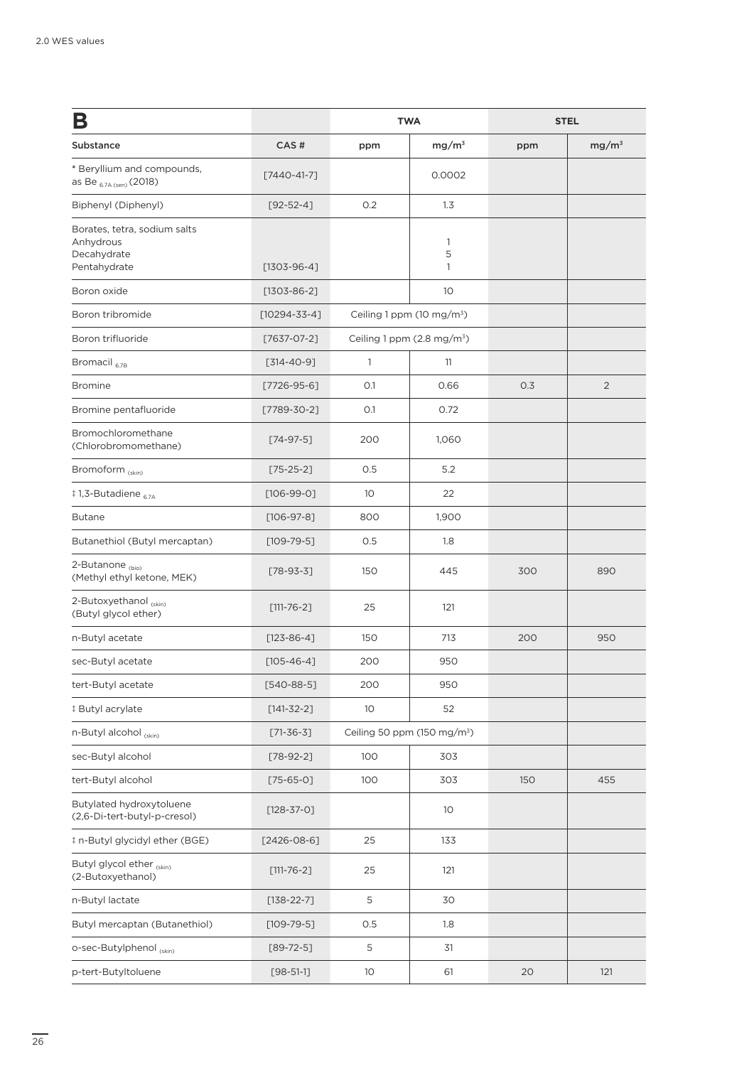| B | | TWA | | STEL | |
|---|---|---|---|---|---|
| Substance | CAS # | ppm | $mg/m^3$ | ppm | $mg/m^3$ |
| * Beryllium and compounds, as Be 6.7A (sen) (2018) | [7440-41-7] | | 0.0002 | | |
| Biphenyl (Diphenyl) | [92-52-4] | 0.2 | 1.3 | | |
| Borates, tetra, sodium salts<br>Anhydrous<br>Decahydrate<br>Pentahydrate | [1303-96-4] | | <br>1<br>5<br>1 | | |
| Boron oxide | [1303-86-2] | | 10 | | |
| Boron tribromide | [10294-33-4] | Ceiling 1 ppm (10 $mg/m^3$) | | | |
| Boron trifluoride | [7637-07-2] | Ceiling 1 ppm (2.8 $mg/m^3$) | | | |
| Bromacil 6.7B | [314-40-9] | 1 | 11 | | |
| Bromine | [7726-95-6] | 0.1 | 0.66 | 0.3 | 2 |
| Bromine pentafluoride | [7789-30-2] | 0.1 | 0.72 | | |
| Bromochloromethane (Chlorobromomethane) | [74-97-5] | 200 | 1,060 | | |
| Bromoform (skin) | [75-25-2] | 0.5 | 5.2 | | |
| ‡ 1,3-Butadiene 6.7A | [106-99-0] | 10 | 22 | | |
| Butane | [106-97-8] | 800 | 1,900 | | |
| Butanethiol (Butyl mercaptan) | [109-79-5] | 0.5 | 1.8 | | |
| 2-Butanone (bio) (Methyl ethyl ketone, MEK) | [78-93-3] | 150 | 445 | 300 | 890 |
| 2-Butoxyethanol (skin) (Butyl glycol ether) | [111-76-2] | 25 | 121 | | |
| n-Butyl acetate | [123-86-4] | 150 | 713 | 200 | 950 |
| sec-Butyl acetate | [105-46-4] | 200 | 950 | | |
| tert-Butyl acetate | [540-88-5] | 200 | 950 | | |
| ‡ Butyl acrylate | [141-32-2] | 10 | 52 | | |
| n-Butyl alcohol (skin) | [71-36-3] | Ceiling 50 ppm (150 $mg/m^3$) | | | |
| sec-Butyl alcohol | [78-92-2] | 100 | 303 | | |
| tert-Butyl alcohol | [75-65-0] | 100 | 303 | 150 | 455 |
| Butylated hydroxytoluene (2,6-Di-tert-butyl-p-cresol) | [128-37-0] | | 10 | | |
| ‡ n-Butyl glycidyl ether (BGE) | [2426-08-6] | 25 | 133 | | |
| Butyl glycol ether (skin) (2-Butoxyethanol) | [111-76-2] | 25 | 121 | | |
| n-Butyl lactate | [138-22-7] | 5 | 30 | | |
| Butyl mercaptan (Butanethiol) | [109-79-5] | 0.5 | 1.8 | | |
| o-sec-Butylphenol (skin) | [89-72-5] | 5 | 31 | | |
| p-tert-Butyltoluene | [98-51-1] | 10 | 61 | 20 | 121 |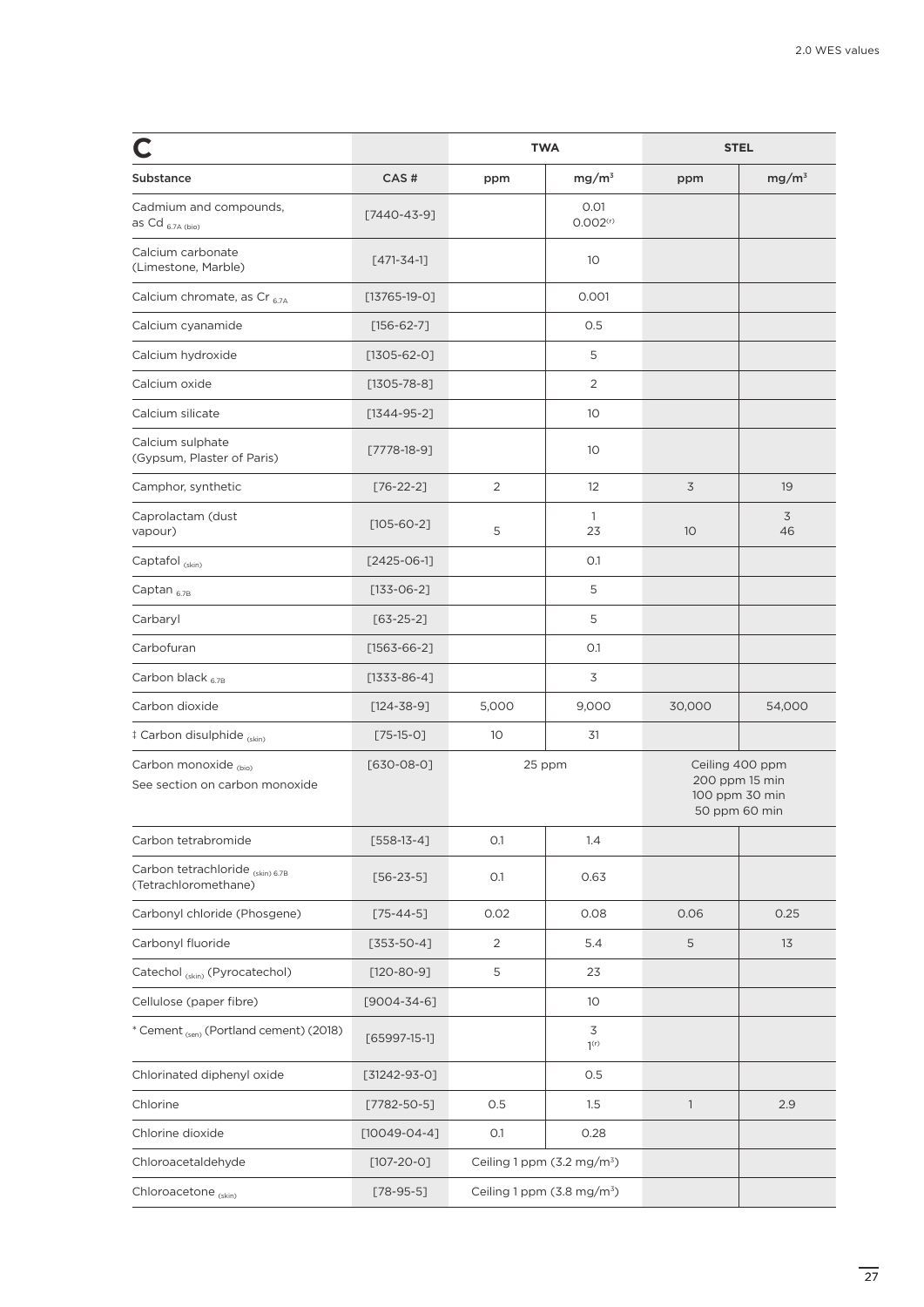| C | | TWA | | STEL | |
|---|---|---|---|---|---|
| Substance | CAS # | ppm | mg/m³ | ppm | mg/m³ |
| Cadmium and compounds, as Cd 6.7A (bio) | [7440-43-9] | | 0.01<br>0.002(r) | | |
| Calcium carbonate (Limestone, Marble) | [471-34-1] | | 10 | | |
| Calcium chromate, as Cr 6.7A | [13765-19-0] | | 0.001 | | |
| Calcium cyanamide | [156-62-7] | | 0.5 | | |
| Calcium hydroxide | [1305-62-0] | | 5 | | |
| Calcium oxide | [1305-78-8] | | 2 | | |
| Calcium silicate | [1344-95-2] | | 10 | | |
| Calcium sulphate (Gypsum, Plaster of Paris) | [7778-18-9] | | 10 | | |
| Camphor, synthetic | [76-22-2] | 2 | 12 | 3 | 19 |
| Caprolactam (dust<br>vapour) | [105-60-2] | 5 | 1<br>23 | 10 | 3<br>46 |
| Captafol (skin) | [2425-06-1] | | 0.1 | | |
| Captan 6.7B | [133-06-2] | | 5 | | |
| Carbaryl | [63-25-2] | | 5 | | |
| Carbofuran | [1563-66-2] | | 0.1 | | |
| Carbon black 6.7B | [1333-86-4] | | 3 | | |
| Carbon dioxide | [124-38-9] | 5,000 | 9,000 | 30,000 | 54,000 |
| ‡ Carbon disulphide (skin) | [75-15-0] | 10 | 31 | | |
| Carbon monoxide (bio)<br>See section on carbon monoxide | [630-08-0] | 25 ppm | | Ceiling 400 ppm<br>200 ppm 15 min<br>100 ppm 30 min<br>50 ppm 60 min | |
| Carbon tetrabromide | [558-13-4] | 0.1 | 1.4 | | |
| Carbon tetrachloride (skin) 6.7B (Tetrachloromethane) | [56-23-5] | 0.1 | 0.63 | | |
| Carbonyl chloride (Phosgene) | [75-44-5] | 0.02 | 0.08 | 0.06 | 0.25 |
| Carbonyl fluoride | [353-50-4] | 2 | 5.4 | 5 | 13 |
| Catechol (skin) (Pyrocatechol) | [120-80-9] | 5 | 23 | | |
| Cellulose (paper fibre) | [9004-34-6] | | 10 | | |
| * Cement (sen) (Portland cement) (2018) | [65997-15-1] | | 3<br>1(r) | | |
| Chlorinated diphenyl oxide | [31242-93-0] | | 0.5 | | |
| Chlorine | [7782-50-5] | 0.5 | 1.5 | 1 | 2.9 |
| Chlorine dioxide | [10049-04-4] | 0.1 | 0.28 | | |
| Chloroacetaldehyde | [107-20-0] | Ceiling 1 ppm (3.2 mg/m³) | | | |
| Chloroacetone (skin) | [78-95-5] | Ceiling 1 ppm (3.8 mg/m³) | | | |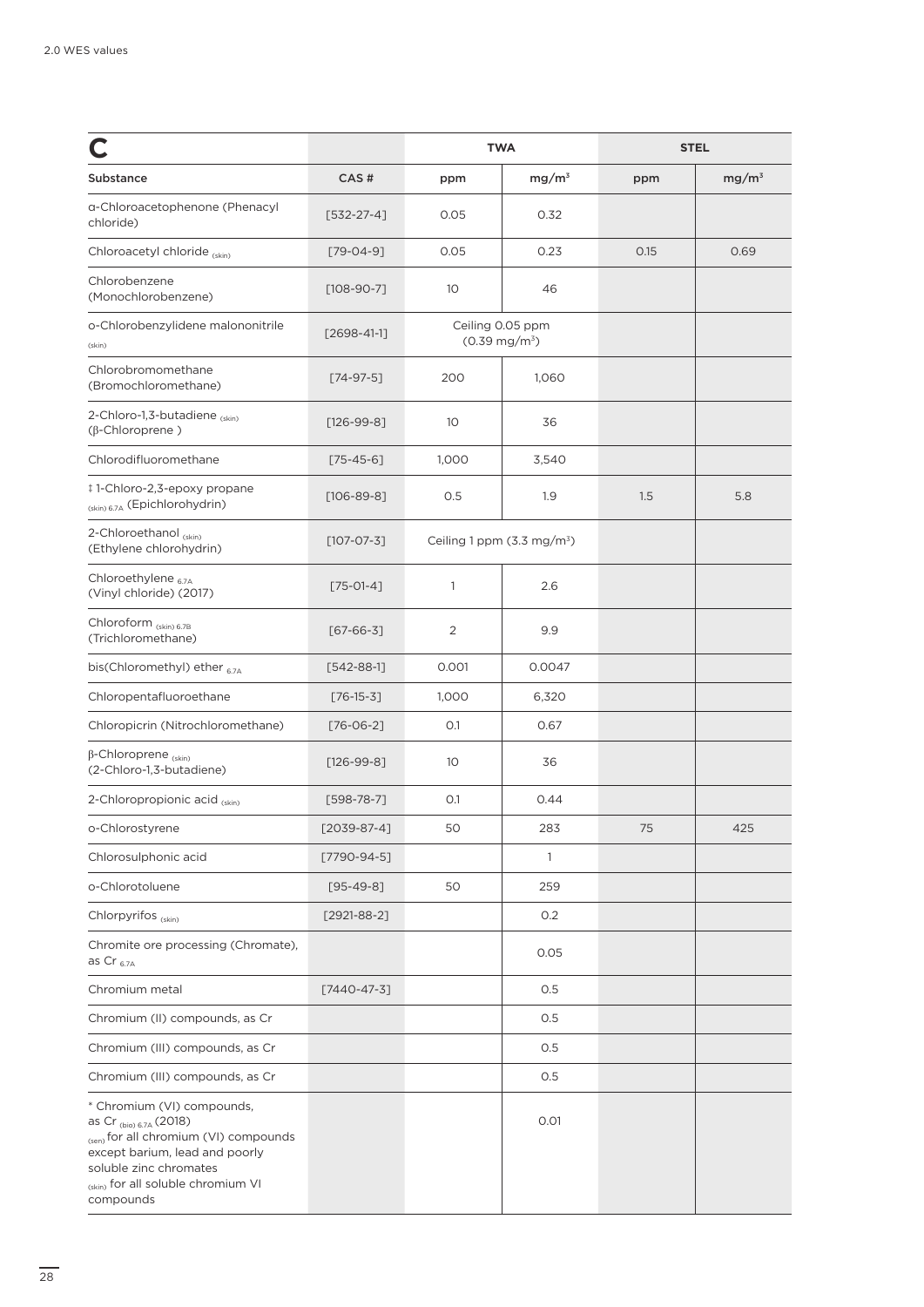| C | | TWA | | STEL | |
|---|---|---|---|---|---|
| Substance | CAS # | ppm | $mg/m^3$ | ppm | $mg/m^3$ |
| α-Chloroacetophenone (Phenacyl chloride) | [532-27-4] | 0.05 | 0.32 | | |
| Chloroacetyl chloride (skin) | [79-04-9] | 0.05 | 0.23 | 0.15 | 0.69 |
| Chlorobenzene (Monochlorobenzene) | [108-90-7] | 10 | 46 | | |
| o-Chlorobenzylidene malononitrile (skin) | [2698-41-1] | Ceiling 0.05 ppm (0.39 $mg/m^3$) | | | |
| Chlorobromomethane (Bromochloromethane) | [74-97-5] | 200 | 1,060 | | |
| 2-Chloro-1,3-butadiene (skin) (β-Chloroprene ) | [126-99-8] | 10 | 36 | | |
| Chlorodifluoromethane | [75-45-6] | 1,000 | 3,540 | | |
| ‡ 1-Chloro-2,3-epoxy propane (skin) 6.7A (Epichlorohydrin) | [106-89-8] | 0.5 | 1.9 | 1.5 | 5.8 |
| 2-Chloroethanol (skin) (Ethylene chlorohydrin) | [107-07-3] | Ceiling 1 ppm (3.3 $mg/m^3$) | | | |
| Chloroethylene 6.7A (Vinyl chloride) (2017) | [75-01-4] | 1 | 2.6 | | |
| Chloroform (skin) 6.7B (Trichloromethane) | [67-66-3] | 2 | 9.9 | | |
| bis(Chloromethyl) ether 6.7A | [542-88-1] | 0.001 | 0.0047 | | |
| Chloropentafluoroethane | [76-15-3] | 1,000 | 6,320 | | |
| Chloropicrin (Nitrochloromethane) | [76-06-2] | 0.1 | 0.67 | | |
| β-Chloroprene (skin) (2-Chloro-1,3-butadiene) | [126-99-8] | 10 | 36 | | |
| 2-Chloropropionic acid (skin) | [598-78-7] | 0.1 | 0.44 | | |
| o-Chlorostyrene | [2039-87-4] | 50 | 283 | 75 | 425 |
| Chlorosulphonic acid | [7790-94-5] | | 1 | | |
| o-Chlorotoluene | [95-49-8] | 50 | 259 | | |
| Chlorpyrifos (skin) | [2921-88-2] | | 0.2 | | |
| Chromite ore processing (Chromate), as Cr 6.7A | | | 0.05 | | |
| Chromium metal | [7440-47-3] | | 0.5 | | |
| Chromium (II) compounds, as Cr | | | 0.5 | | |
| Chromium (III) compounds, as Cr | | | 0.5 | | |
| Chromium (III) compounds, as Cr | | | 0.5 | | |
| * Chromium (VI) compounds, as Cr (bio) 6.7A (2018) (sen) for all chromium (VI) compounds except barium, lead and poorly soluble zinc chromates (skin) for all soluble chromium VI compounds | | | 0.01 | | |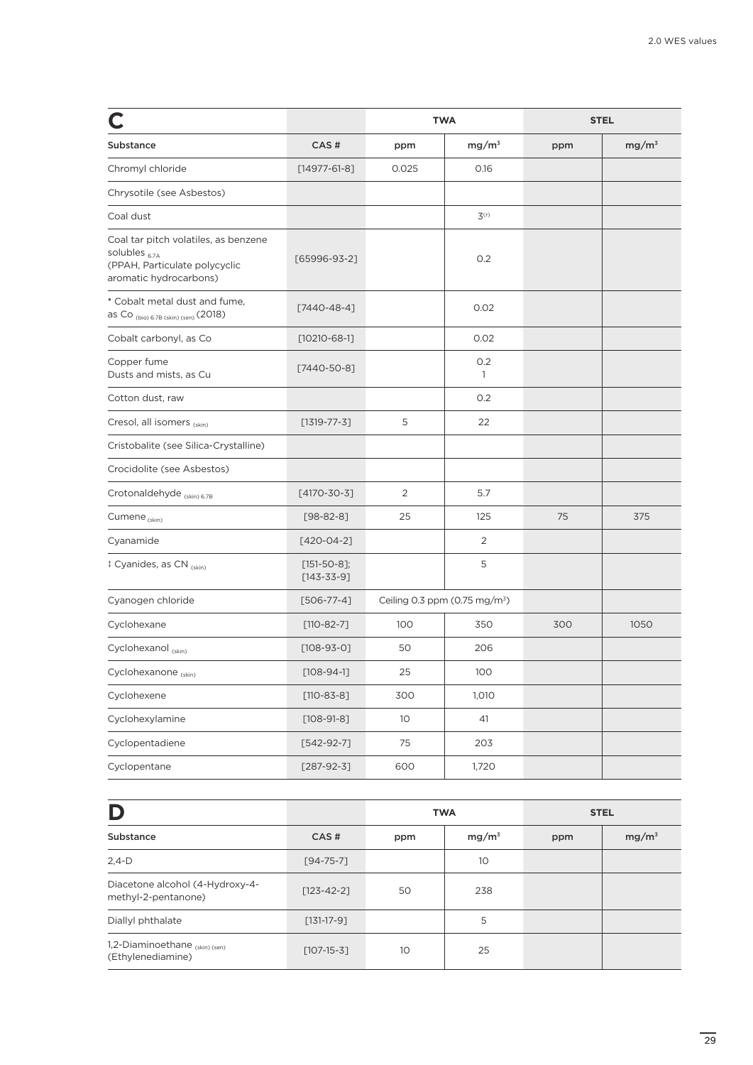| C | | TWA | | STEL | |
|---|---|---|---|---|---|
| Substance | CAS # | ppm | mg/m$^3$ | ppm | mg/m$^3$ |
| Chromyl chloride | [14977-61-8] | 0.025 | 0.16 | | |
| Chrysotile (see Asbestos) | | | | | |
| Coal dust | | | 3$^{(r)}$ | | |
| Coal tar pitch volatiles, as benzene solubles $_{6.7A}$ (PPAH, Particulate polycyclic aromatic hydrocarbons) | [65996-93-2] | | 0.2 | | |
| * Cobalt metal dust and fume, as Co $_{(bio)\ 6.7B\ (skin)\ (sen)}$ (2018) | [7440-48-4] | | 0.02 | | |
| Cobalt carbonyl, as Co | [10210-68-1] | | 0.02 | | |
| Copper fume<br>Dusts and mists, as Cu | [7440-50-8] | | 0.2<br>1 | | |
| Cotton dust, raw | | | 0.2 | | |
| Cresol, all isomers $_{(skin)}$ | [1319-77-3] | 5 | 22 | | |
| Cristobalite (see Silica-Crystalline) | | | | | |
| Crocidolite (see Asbestos) | | | | | |
| Crotonaldehyde $_{(skin)\ 6.7B}$ | [4170-30-3] | 2 | 5.7 | | |
| Cumene $_{(skin)}$ | [98-82-8] | 25 | 125 | 75 | 375 |
| Cyanamide | [420-04-2] | | 2 | | |
| ‡ Cyanides, as CN $_{(skin)}$ | [151-50-8];<br>[143-33-9] | | 5 | | |
| Cyanogen chloride | [506-77-4] | Ceiling 0.3 ppm (0.75 mg/m$^3$) | | | |
| Cyclohexane | [110-82-7] | 100 | 350 | 300 | 1050 |
| Cyclohexanol $_{(skin)}$ | [108-93-0] | 50 | 206 | | |
| Cyclohexanone $_{(skin)}$ | [108-94-1] | 25 | 100 | | |
| Cyclohexene | [110-83-8] | 300 | 1,010 | | |
| Cyclohexylamine | [108-91-8] | 10 | 41 | | |
| Cyclopentadiene | [542-92-7] | 75 | 203 | | |
| Cyclopentane | [287-92-3] | 600 | 1,720 | | |

| D | | TWA | | STEL | |
|---|---|---|---|---|---|
| Substance | CAS # | ppm | mg/m$^3$ | ppm | mg/m$^3$ |
| 2,4-D | [94-75-7] | | 10 | | |
| Diacetone alcohol (4-Hydroxy-4-methyl-2-pentanone) | [123-42-2] | 50 | 238 | | |
| Diallyl phthalate | [131-17-9] | | 5 | | |
| 1,2-Diaminoethane $_{(skin)\ (sen)}$ (Ethylenediamine) | [107-15-3] | 10 | 25 | | |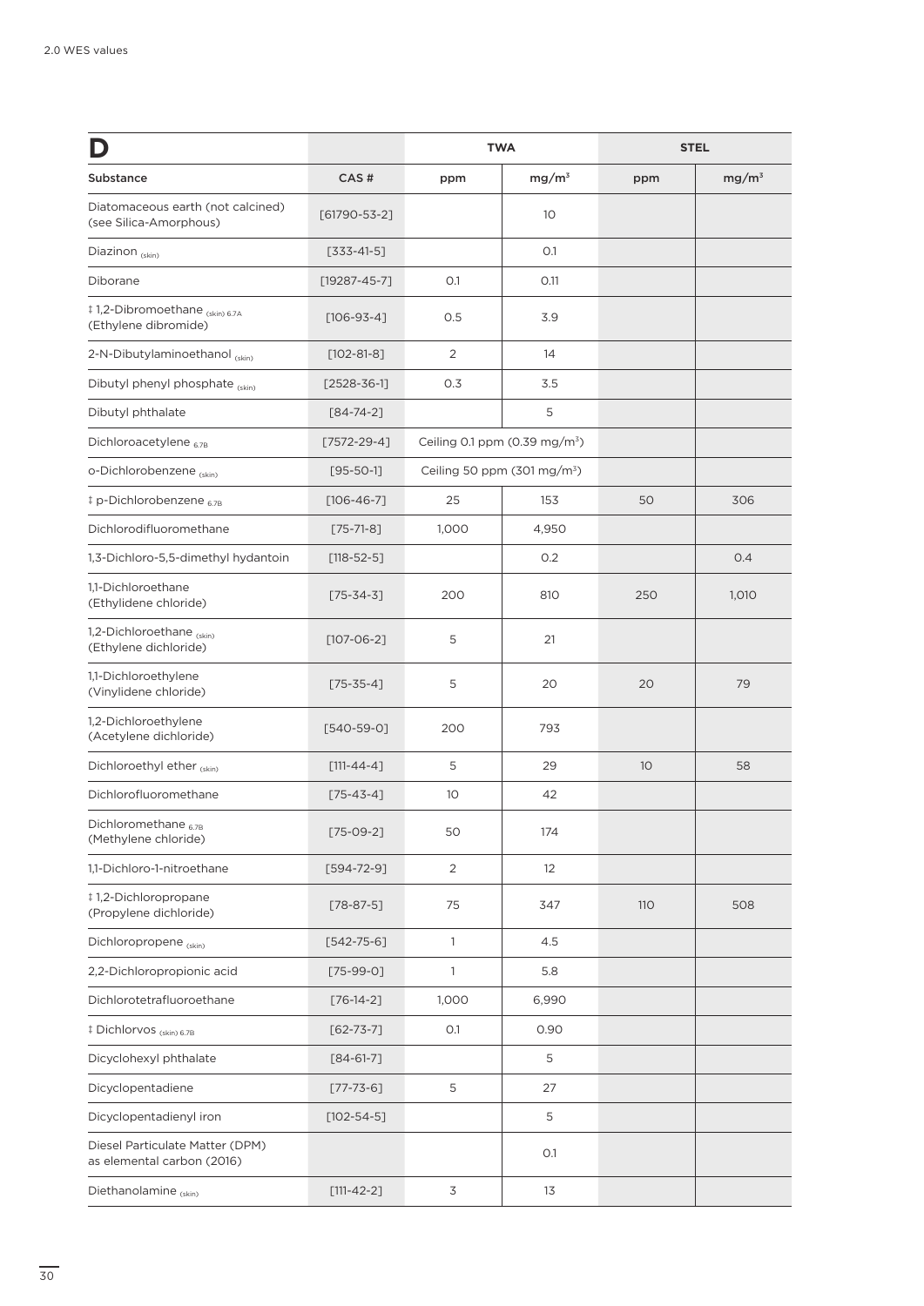| D | | TWA | | STEL | |
|---|---|---|---|---|---|
| Substance | CAS # | ppm | mg/m³ | ppm | mg/m³ |
| Diatomaceous earth (not calcined) (see Silica-Amorphous) | [61790-53-2] | | 10 | | |
| Diazinon (skin) | [333-41-5] | | 0.1 | | |
| Diborane | [19287-45-7] | 0.1 | 0.11 | | |
| ‡ 1,2-Dibromoethane (skin) 6.7A (Ethylene dibromide) | [106-93-4] | 0.5 | 3.9 | | |
| 2-N-Dibutylaminoethanol (skin) | [102-81-8] | 2 | 14 | | |
| Dibutyl phenyl phosphate (skin) | [2528-36-1] | 0.3 | 3.5 | | |
| Dibutyl phthalate | [84-74-2] | | 5 | | |
| Dichloroacetylene 6.7B | [7572-29-4] | Ceiling 0.1 ppm (0.39 mg/m³) | | | |
| o-Dichlorobenzene (skin) | [95-50-1] | Ceiling 50 ppm (301 mg/m³) | | | |
| ‡ p-Dichlorobenzene 6.7B | [106-46-7] | 25 | 153 | 50 | 306 |
| Dichlorodifluoromethane | [75-71-8] | 1,000 | 4,950 | | |
| 1,3-Dichloro-5,5-dimethyl hydantoin | [118-52-5] | | 0.2 | | 0.4 |
| 1,1-Dichloroethane (Ethylidene chloride) | [75-34-3] | 200 | 810 | 250 | 1,010 |
| 1,2-Dichloroethane (skin) (Ethylene dichloride) | [107-06-2] | 5 | 21 | | |
| 1,1-Dichloroethylene (Vinylidene chloride) | [75-35-4] | 5 | 20 | 20 | 79 |
| 1,2-Dichloroethylene (Acetylene dichloride) | [540-59-0] | 200 | 793 | | |
| Dichloroethyl ether (skin) | [111-44-4] | 5 | 29 | 10 | 58 |
| Dichlorofluoromethane | [75-43-4] | 10 | 42 | | |
| Dichloromethane 6.7B (Methylene chloride) | [75-09-2] | 50 | 174 | | |
| 1,1-Dichloro-1-nitroethane | [594-72-9] | 2 | 12 | | |
| ‡ 1,2-Dichloropropane (Propylene dichloride) | [78-87-5] | 75 | 347 | 110 | 508 |
| Dichloropropene (skin) | [542-75-6] | 1 | 4.5 | | |
| 2,2-Dichloropropionic acid | [75-99-0] | 1 | 5.8 | | |
| Dichlorotetrafluoroethane | [76-14-2] | 1,000 | 6,990 | | |
| ‡ Dichlorvos (skin) 6.7B | [62-73-7] | 0.1 | 0.90 | | |
| Dicyclohexyl phthalate | [84-61-7] | | 5 | | |
| Dicyclopentadiene | [77-73-6] | 5 | 27 | | |
| Dicyclopentadienyl iron | [102-54-5] | | 5 | | |
| Diesel Particulate Matter (DPM) as elemental carbon (2016) | | | 0.1 | | |
| Diethanolamine (skin) | [111-42-2] | 3 | 13 | | |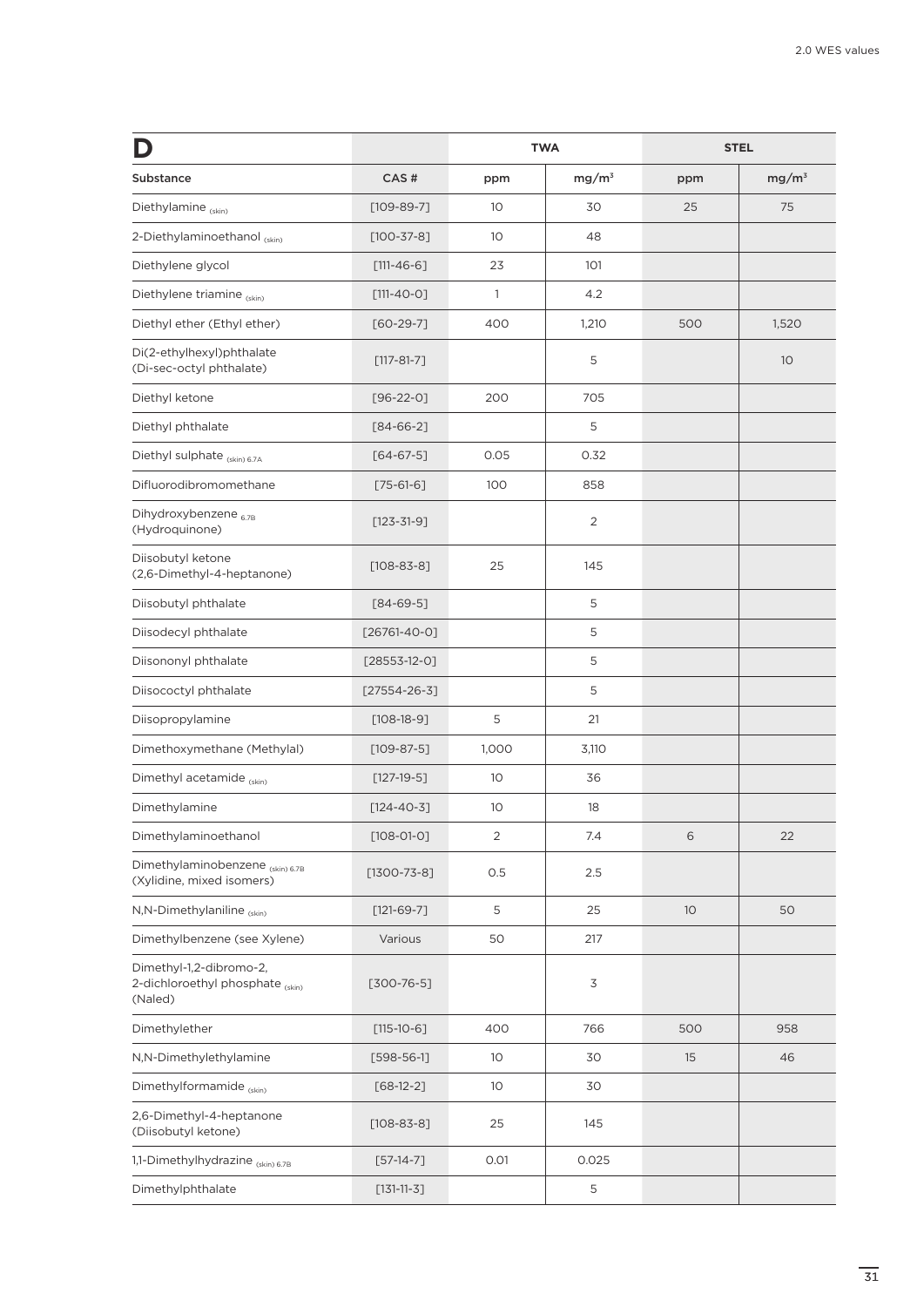| D | | TWA | | STEL | |
|---|---|---|---|---|---|
| Substance | CAS # | ppm | mg/m³ | ppm | mg/m³ |
| Diethylamine (skin) | [109-89-7] | 10 | 30 | 25 | 75 |
| 2-Diethylaminoethanol (skin) | [100-37-8] | 10 | 48 | | |
| Diethylene glycol | [111-46-6] | 23 | 101 | | |
| Diethylene triamine (skin) | [111-40-0] | 1 | 4.2 | | |
| Diethyl ether (Ethyl ether) | [60-29-7] | 400 | 1,210 | 500 | 1,520 |
| Di(2-ethylhexyl)phthalate (Di-sec-octyl phthalate) | [117-81-7] | | 5 | | 10 |
| Diethyl ketone | [96-22-0] | 200 | 705 | | |
| Diethyl phthalate | [84-66-2] | | 5 | | |
| Diethyl sulphate (skin) 6.7A | [64-67-5] | 0.05 | 0.32 | | |
| Difluorodibromomethane | [75-61-6] | 100 | 858 | | |
| Dihydroxybenzene 6.7B (Hydroquinone) | [123-31-9] | | 2 | | |
| Diisobutyl ketone (2,6-Dimethyl-4-heptanone) | [108-83-8] | 25 | 145 | | |
| Diisobutyl phthalate | [84-69-5] | | 5 | | |
| Diisodecyl phthalate | [26761-40-0] | | 5 | | |
| Diisononyl phthalate | [28553-12-0] | | 5 | | |
| Diisococtyl phthalate | [27554-26-3] | | 5 | | |
| Diisopropylamine | [108-18-9] | 5 | 21 | | |
| Dimethoxymethane (Methylal) | [109-87-5] | 1,000 | 3,110 | | |
| Dimethyl acetamide (skin) | [127-19-5] | 10 | 36 | | |
| Dimethylamine | [124-40-3] | 10 | 18 | | |
| Dimethylaminoethanol | [108-01-0] | 2 | 7.4 | 6 | 22 |
| Dimethylaminobenzene (skin) 6.7B (Xylidine, mixed isomers) | [1300-73-8] | 0.5 | 2.5 | | |
| N,N-Dimethylaniline (skin) | [121-69-7] | 5 | 25 | 10 | 50 |
| Dimethylbenzene (see Xylene) | Various | 50 | 217 | | |
| Dimethyl-1,2-dibromo-2, 2-dichloroethyl phosphate (skin) (Naled) | [300-76-5] | | 3 | | |
| Dimethylether | [115-10-6] | 400 | 766 | 500 | 958 |
| N,N-Dimethylethylamine | [598-56-1] | 10 | 30 | 15 | 46 |
| Dimethylformamide (skin) | [68-12-2] | 10 | 30 | | |
| 2,6-Dimethyl-4-heptanone (Diisobutyl ketone) | [108-83-8] | 25 | 145 | | |
| 1,1-Dimethylhydrazine (skin) 6.7B | [57-14-7] | 0.01 | 0.025 | | |
| Dimethylphthalate | [131-11-3] | | 5 | | |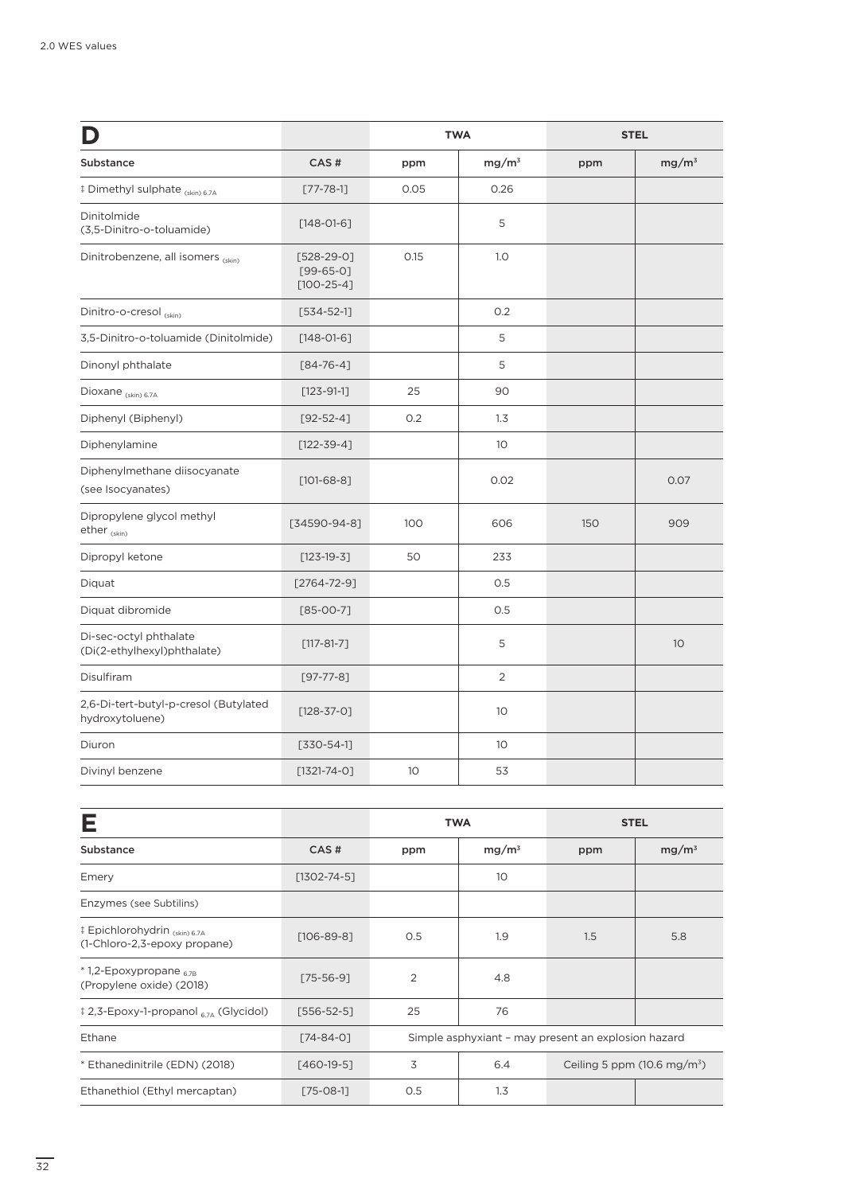| D | | TWA | | STEL | |
|---|---|---|---|---|---|
| Substance | CAS # | ppm | mg/m³ | ppm | mg/m³ |
| ‡ Dimethyl sulphate (skin) 6.7A | [77-78-1] | 0.05 | 0.26 | | |
| Dinitolmide (3,5-Dinitro-o-toluamide) | [148-01-6] | | 5 | | |
| Dinitrobenzene, all isomers (skin) | [528-29-0] [99-65-0] [100-25-4] | 0.15 | 1.0 | | |
| Dinitro-o-cresol (skin) | [534-52-1] | | 0.2 | | |
| 3,5-Dinitro-o-toluamide (Dinitolmide) | [148-01-6] | | 5 | | |
| Dinonyl phthalate | [84-76-4] | | 5 | | |
| Dioxane (skin) 6.7A | [123-91-1] | 25 | 90 | | |
| Diphenyl (Biphenyl) | [92-52-4] | 0.2 | 1.3 | | |
| Diphenylamine | [122-39-4] | | 10 | | |
| Diphenylmethane diisocyanate (see Isocyanates) | [101-68-8] | | 0.02 | | 0.07 |
| Dipropylene glycol methyl ether (skin) | [34590-94-8] | 100 | 606 | 150 | 909 |
| Dipropyl ketone | [123-19-3] | 50 | 233 | | |
| Diquat | [2764-72-9] | | 0.5 | | |
| Diquat dibromide | [85-00-7] | | 0.5 | | |
| Di-sec-octyl phthalate (Di(2-ethylhexyl)phthalate) | [117-81-7] | | 5 | | 10 |
| Disulfiram | [97-77-8] | | 2 | | |
| 2,6-Di-tert-butyl-p-cresol (Butylated hydroxytoluene) | [128-37-0] | | 10 | | |
| Diuron | [330-54-1] | | 10 | | |
| Divinyl benzene | [1321-74-0] | 10 | 53 | | |

| E | | TWA | | STEL | |
|---|---|---|---|---|---|
| Substance | CAS # | ppm | mg/m³ | ppm | mg/m³ |
| Emery | [1302-74-5] | | 10 | | |
| Enzymes (see Subtilins) | | | | | |
| ‡ Epichlorohydrin (skin) 6.7A (1-Chloro-2,3-epoxy propane) | [106-89-8] | 0.5 | 1.9 | 1.5 | 5.8 |
| * 1,2-Epoxypropane 6.7B (Propylene oxide) (2018) | [75-56-9] | 2 | 4.8 | | |
| ‡ 2,3-Epoxy-1-propanol 6.7A (Glycidol) | [556-52-5] | 25 | 76 | | |
| Ethane | [74-84-0] | Simple asphyxiant – may present an explosion hazard | | | |
| * Ethanedinitrile (EDN) (2018) | [460-19-5] | 3 | 6.4 | Ceiling 5 ppm (10.6 mg/m³) | |
| Ethanethiol (Ethyl mercaptan) | [75-08-1] | 0.5 | 1.3 | | |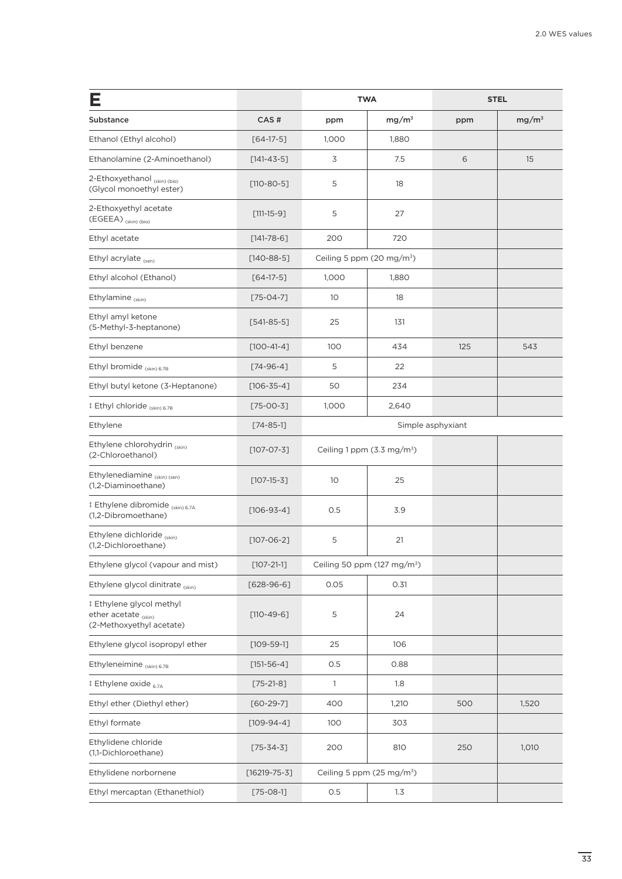| E | | TWA | | STEL | |
|---|---|---|---|---|---|
| Substance | CAS # | ppm | mg/m³ | ppm | mg/m³ |
| Ethanol (Ethyl alcohol) | [64-17-5] | 1,000 | 1,880 | | |
| Ethanolamine (2-Aminoethanol) | [141-43-5] | 3 | 7.5 | 6 | 15 |
| 2-Ethoxyethanol (skin) (bio) (Glycol monoethyl ester) | [110-80-5] | 5 | 18 | | |
| 2-Ethoxyethyl acetate (EGEEA) (skin) (bio) | [111-15-9] | 5 | 27 | | |
| Ethyl acetate | [141-78-6] | 200 | 720 | | |
| Ethyl acrylate (sen) | [140-88-5] | Ceiling 5 ppm (20 mg/m³) | | | |
| Ethyl alcohol (Ethanol) | [64-17-5] | 1,000 | 1,880 | | |
| Ethylamine (skin) | [75-04-7] | 10 | 18 | | |
| Ethyl amyl ketone (5-Methyl-3-heptanone) | [541-85-5] | 25 | 131 | | |
| Ethyl benzene | [100-41-4] | 100 | 434 | 125 | 543 |
| Ethyl bromide (skin) 6.7B | [74-96-4] | 5 | 22 | | |
| Ethyl butyl ketone (3-Heptanone) | [106-35-4] | 50 | 234 | | |
| ‡ Ethyl chloride (skin) 6.7B | [75-00-3] | 1,000 | 2,640 | | |
| Ethylene | [74-85-1] | Simple asphyxiant | | | |
| Ethylene chlorohydrin (skin) (2-Chloroethanol) | [107-07-3] | Ceiling 1 ppm (3.3 mg/m³) | | | |
| Ethylenediamine (skin) (sen) (1,2-Diaminoethane) | [107-15-3] | 10 | 25 | | |
| ‡ Ethylene dibromide (skin) 6.7A (1,2-Dibromoethane) | [106-93-4] | 0.5 | 3.9 | | |
| Ethylene dichloride (skin) (1,2-Dichloroethane) | [107-06-2] | 5 | 21 | | |
| Ethylene glycol (vapour and mist) | [107-21-1] | Ceiling 50 ppm (127 mg/m³) | | | |
| Ethylene glycol dinitrate (skin) | [628-96-6] | 0.05 | 0.31 | | |
| ‡ Ethylene glycol methyl ether acetate (skin) (2-Methoxyethyl acetate) | [110-49-6] | 5 | 24 | | |
| Ethylene glycol isopropyl ether | [109-59-1] | 25 | 106 | | |
| Ethyleneimine (skin) 6.7B | [151-56-4] | 0.5 | 0.88 | | |
| ‡ Ethylene oxide 6.7A | [75-21-8] | 1 | 1.8 | | |
| Ethyl ether (Diethyl ether) | [60-29-7] | 400 | 1,210 | 500 | 1,520 |
| Ethyl formate | [109-94-4] | 100 | 303 | | |
| Ethylidene chloride (1,1-Dichloroethane) | [75-34-3] | 200 | 810 | 250 | 1,010 |
| Ethylidene norbornene | [16219-75-3] | Ceiling 5 ppm (25 mg/m³) | | | |
| Ethyl mercaptan (Ethanethiol) | [75-08-1] | 0.5 | 1.3 | | |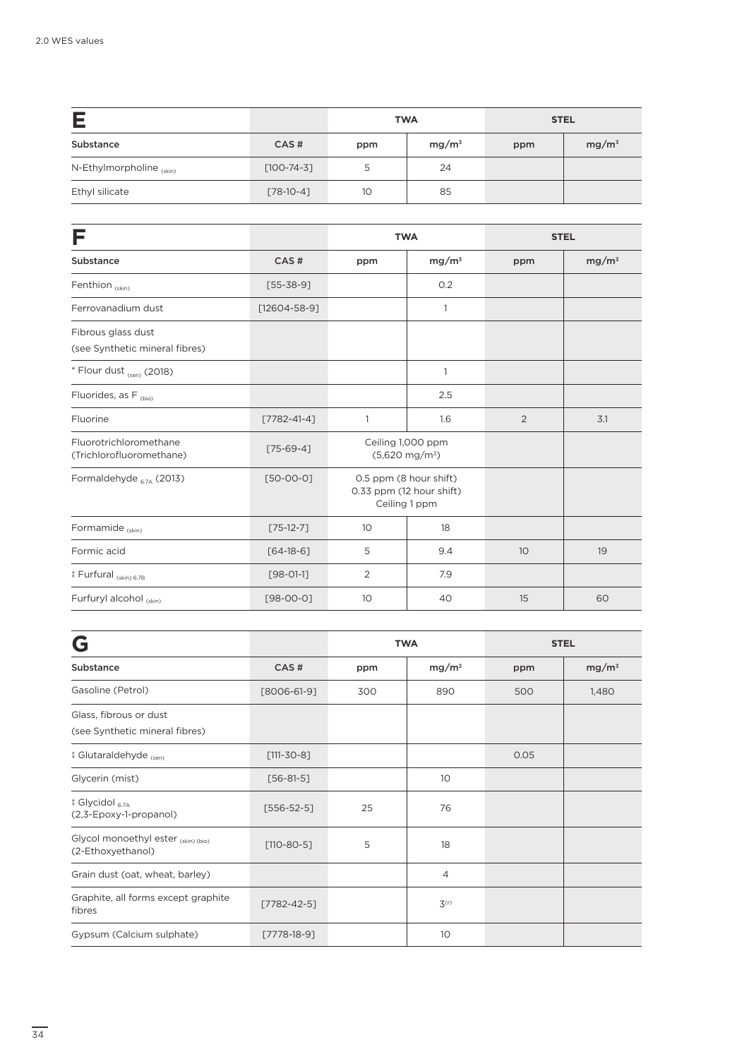| E | | TWA | | STEL | |
|---|---|---|---|---|---|
| Substance | CAS # | ppm | mg/m³ | ppm | mg/m³ |
| N-Ethylmorpholine (skin) | [100-74-3] | 5 | 24 | | |
| Ethyl silicate | [78-10-4] | 10 | 85 | | |

| F | | TWA | | STEL | |
|---|---|---|---|---|---|
| Substance | CAS # | ppm | mg/m³ | ppm | mg/m³ |
| Fenthion (skin) | [55-38-9] | | 0.2 | | |
| Ferrovanadium dust | [12604-58-9] | | 1 | | |
| Fibrous glass dust (see Synthetic mineral fibres) | | | | | |
| * Flour dust (sen) (2018) | | | 1 | | |
| Fluorides, as F (bio) | | | 2.5 | | |
| Fluorine | [7782-41-4] | 1 | 1.6 | 2 | 3.1 |
| Fluorotrichloromethane (Trichlorofluoromethane) | [75-69-4] | Ceiling 1,000 ppm (5,620 mg/m³) | | | |
| Formaldehyde 6.7A (2013) | [50-00-0] | 0.5 ppm (8 hour shift) 0.33 ppm (12 hour shift) Ceiling 1 ppm | | | |
| Formamide (skin) | [75-12-7] | 10 | 18 | | |
| Formic acid | [64-18-6] | 5 | 9.4 | 10 | 19 |
| ‡ Furfural (skin) 6.7B | [98-01-1] | 2 | 7.9 | | |
| Furfuryl alcohol (skin) | [98-00-0] | 10 | 40 | 15 | 60 |

| G | | TWA | | STEL | |
|---|---|---|---|---|---|
| Substance | CAS # | ppm | mg/m³ | ppm | mg/m³ |
| Gasoline (Petrol) | [8006-61-9] | 300 | 890 | 500 | 1,480 |
| Glass, fibrous or dust (see Synthetic mineral fibres) | | | | | |
| ‡ Glutaraldehyde (sen) | [111-30-8] | | | 0.05 | |
| Glycerin (mist) | [56-81-5] | | 10 | | |
| ‡ Glycidol 6.7A (2,3-Epoxy-1-propanol) | [556-52-5] | 25 | 76 | | |
| Glycol monoethyl ester (skin) (bio) (2-Ethoxyethanol) | [110-80-5] | 5 | 18 | | |
| Grain dust (oat, wheat, barley) | | | 4 | | |
| Graphite, all forms except graphite fibres | [7782-42-5] | | 3 (r) | | |
| Gypsum (Calcium sulphate) | [7778-18-9] | | 10 | | |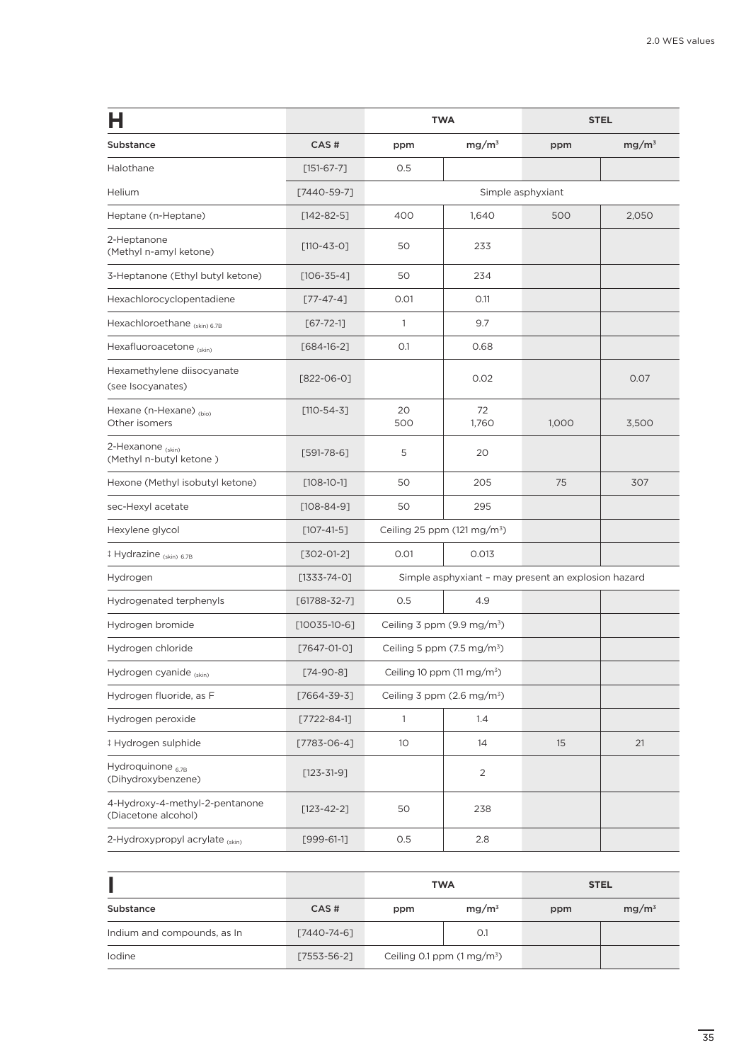| H | | TWA | | STEL | |
|---|---|---|---|---|---|
| Substance | CAS # | ppm | mg/m³ | ppm | mg/m³ |
| Halothane | [151-67-7] | 0.5 | | | |
| Helium | [7440-59-7] | Simple asphyxiant | | | |
| Heptane (n-Heptane) | [142-82-5] | 400 | 1,640 | 500 | 2,050 |
| 2-Heptanone (Methyl n-amyl ketone) | [110-43-0] | 50 | 233 | | |
| 3-Heptanone (Ethyl butyl ketone) | [106-35-4] | 50 | 234 | | |
| Hexachlorocyclopentadiene | [77-47-4] | 0.01 | 0.11 | | |
| Hexachloroethane (skin) 6.7B | [67-72-1] | 1 | 9.7 | | |
| Hexafluoroacetone (skin) | [684-16-2] | 0.1 | 0.68 | | |
| Hexamethylene diisocyanate (see Isocyanates) | [822-06-0] | | 0.02 | | 0.07 |
| Hexane (n-Hexane) (bio)<br>Other isomers | [110-54-3] | 20<br>500 | 72<br>1,760 | 1,000 | 3,500 |
| 2-Hexanone (skin) (Methyl n-butyl ketone ) | [591-78-6] | 5 | 20 | | |
| Hexone (Methyl isobutyl ketone) | [108-10-1] | 50 | 205 | 75 | 307 |
| sec-Hexyl acetate | [108-84-9] | 50 | 295 | | |
| Hexylene glycol | [107-41-5] | Ceiling 25 ppm (121 mg/m³) | | | |
| ‡ Hydrazine (skin) 6.7B | [302-01-2] | 0.01 | 0.013 | | |
| Hydrogen | [1333-74-0] | Simple asphyxiant – may present an explosion hazard | | | |
| Hydrogenated terphenyls | [61788-32-7] | 0.5 | 4.9 | | |
| Hydrogen bromide | [10035-10-6] | Ceiling 3 ppm (9.9 mg/m³) | | | |
| Hydrogen chloride | [7647-01-0] | Ceiling 5 ppm (7.5 mg/m³) | | | |
| Hydrogen cyanide (skin) | [74-90-8] | Ceiling 10 ppm (11 mg/m³) | | | |
| Hydrogen fluoride, as F | [7664-39-3] | Ceiling 3 ppm (2.6 mg/m³) | | | |
| Hydrogen peroxide | [7722-84-1] | 1 | 1.4 | | |
| ‡ Hydrogen sulphide | [7783-06-4] | 10 | 14 | 15 | 21 |
| Hydroquinone 6.7B (Dihydroxybenzene) | [123-31-9] | | 2 | | |
| 4-Hydroxy-4-methyl-2-pentanone (Diacetone alcohol) | [123-42-2] | 50 | 238 | | |
| 2-Hydroxypropyl acrylate (skin) | [999-61-1] | 0.5 | 2.8 | | |

| I | | TWA | | STEL | |
|---|---|---|---|---|---|
| Substance | CAS # | ppm | mg/m³ | ppm | mg/m³ |
| Indium and compounds, as In | [7440-74-6] | | 0.1 | | |
| Iodine | [7553-56-2] | Ceiling 0.1 ppm (1 mg/m³) | | | |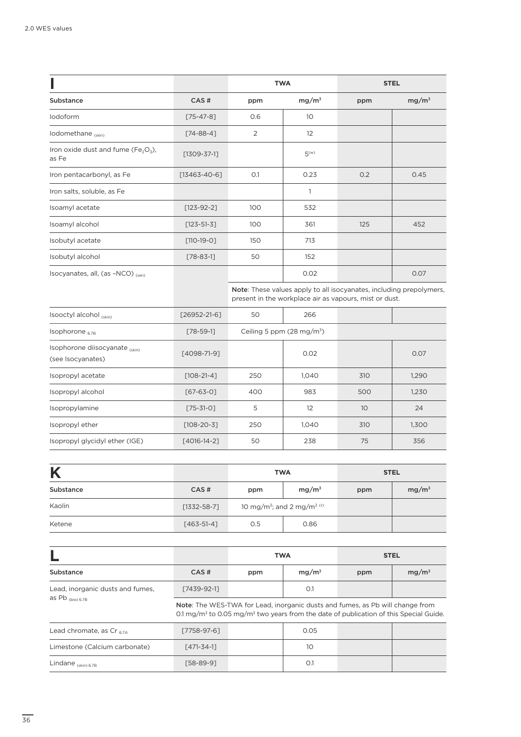| I | | TWA | | STEL | |
|---|---|---|---|---|---|
| Substance | CAS # | ppm | mg/m³ | ppm | mg/m³ |
| Iodoform | [75-47-8] | 0.6 | 10 | | |
| Iodomethane (skin) | [74-88-4] | 2 | 12 | | |
| Iron oxide dust and fume ($Fe_2O_3$), as Fe | [1309-37-1] | | 5 (w) | | |
| Iron pentacarbonyl, as Fe | [13463-40-6] | 0.1 | 0.23 | 0.2 | 0.45 |
| Iron salts, soluble, as Fe | | | 1 | | |
| Isoamyl acetate | [123-92-2] | 100 | 532 | | |
| Isoamyl alcohol | [123-51-3] | 100 | 361 | 125 | 452 |
| Isobutyl acetate | [110-19-0] | 150 | 713 | | |
| Isobutyl alcohol | [78-83-1] | 50 | 152 | | |
| Isocyanates, all, (as –NCO) (sen) | | | 0.02 | | 0.07 |
| | | **Note**: These values apply to all isocyanates, including prepolymers, present in the workplace air as vapours, mist or dust. | | | |
| Isooctyl alcohol (skin) | [26952-21-6] | 50 | 266 | | |
| Isophorone 6.7B | [78-59-1] | Ceiling 5 ppm (28 mg/m³) | | | |
| Isophorone diisocyanate (skin) (see Isocyanates) | [4098-71-9] | | 0.02 | | 0.07 |
| Isopropyl acetate | [108-21-4] | 250 | 1,040 | 310 | 1,290 |
| Isopropyl alcohol | [67-63-0] | 400 | 983 | 500 | 1,230 |
| Isopropylamine | [75-31-0] | 5 | 12 | 10 | 24 |
| Isopropyl ether | [108-20-3] | 250 | 1,040 | 310 | 1,300 |
| Isopropyl glycidyl ether (IGE) | [4016-14-2] | 50 | 238 | 75 | 356 |

| K | | TWA | | STEL | |
|---|---|---|---|---|---|
| Substance | CAS # | ppm | mg/m³ | ppm | mg/m³ |
| Kaolin | [1332-58-7] | 10 mg/m³; and 2 mg/m³ (r) | | | |
| Ketene | [463-51-4] | 0.5 | 0.86 | | |

| L | | TWA | | STEL | |
|---|---|---|---|---|---|
| Substance | CAS # | ppm | mg/m³ | ppm | mg/m³ |
| Lead, inorganic dusts and fumes, as Pb (bio) 6.7B | [7439-92-1] | | 0.1 | | |
| | **Note**: The WES-TWA for Lead, inorganic dusts and fumes, as Pb will change from 0.1 mg/m³ to 0.05 mg/m³ two years from the date of publication of this Special Guide. | | | | |
| Lead chromate, as Cr 6.7A | [7758-97-6] | | 0.05 | | |
| Limestone (Calcium carbonate) | [471-34-1] | | 10 | | |
| Lindane (skin) 6.7B | [58-89-9] | | 0.1 | | |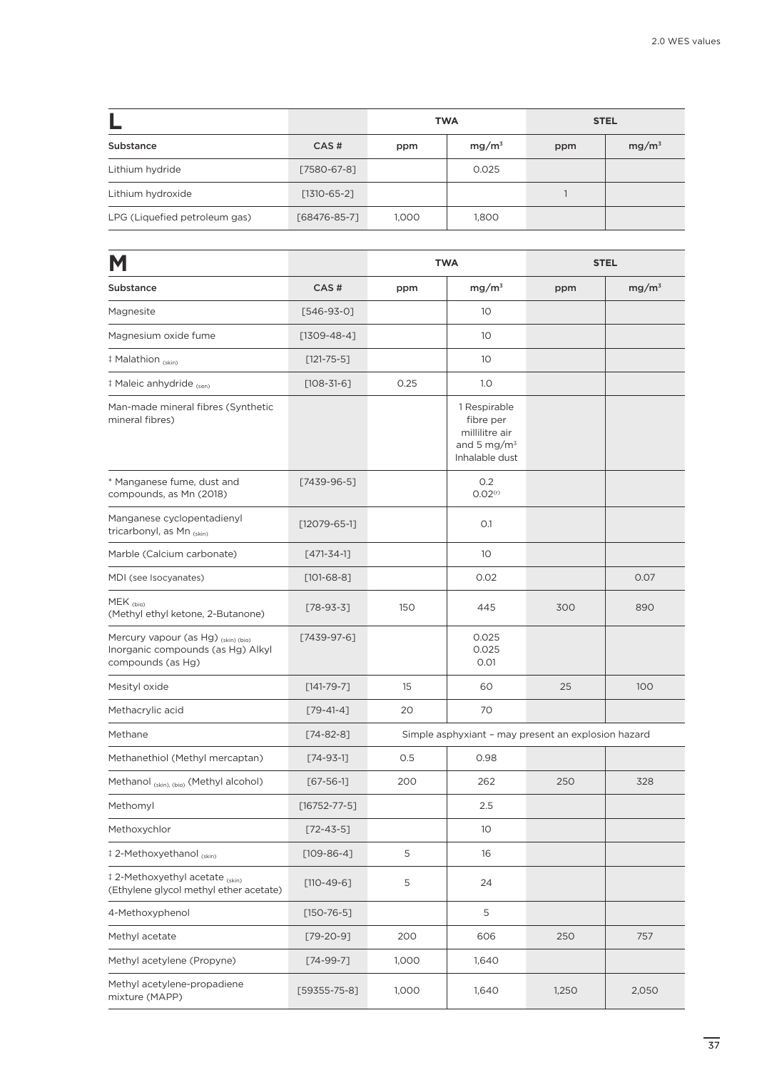| L | | TWA | | STEL | |
|---|---|---|---|---|---|
| Substance | CAS # | ppm | mg/m³ | ppm | mg/m³ |
| Lithium hydride | [7580-67-8] | | 0.025 | | |
| Lithium hydroxide | [1310-65-2] | | | 1 | |
| LPG (Liquefied petroleum gas) | [68476-85-7] | 1,000 | 1,800 | | |

| M | | TWA | | STEL | |
|---|---|---|---|---|---|
| Substance | CAS # | ppm | mg/m³ | ppm | mg/m³ |
| Magnesite | [546-93-0] | | 10 | | |
| Magnesium oxide fume | [1309-48-4] | | 10 | | |
| ‡ Malathion (skin) | [121-75-5] | | 10 | | |
| ‡ Maleic anhydride (sen) | [108-31-6] | 0.25 | 1.0 | | |
| Man-made mineral fibres (Synthetic mineral fibres) | | | 1 Respirable fibre per millilitre air and 5 mg/m³ Inhalable dust | | |
| * Manganese fume, dust and compounds, as Mn (2018) | [7439-96-5] | | 0.2<br>0.02(r) | | |
| Manganese cyclopentadienyl tricarbonyl, as Mn (skin) | [12079-65-1] | | 0.1 | | |
| Marble (Calcium carbonate) | [471-34-1] | | 10 | | |
| MDI (see Isocyanates) | [101-68-8] | | 0.02 | | 0.07 |
| MEK (bio) (Methyl ethyl ketone, 2-Butanone) | [78-93-3] | 150 | 445 | 300 | 890 |
| Mercury vapour (as Hg) (skin) (bio) Inorganic compounds (as Hg) Alkyl compounds (as Hg) | [7439-97-6] | | 0.025<br>0.025<br>0.01 | | |
| Mesityl oxide | [141-79-7] | 15 | 60 | 25 | 100 |
| Methacrylic acid | [79-41-4] | 20 | 70 | | |
| Methane | [74-82-8] | Simple asphyxiant – may present an explosion hazard | | | |
| Methanethiol (Methyl mercaptan) | [74-93-1] | 0.5 | 0.98 | | |
| Methanol (skin), (bio) (Methyl alcohol) | [67-56-1] | 200 | 262 | 250 | 328 |
| Methomyl | [16752-77-5] | | 2.5 | | |
| Methoxychlor | [72-43-5] | | 10 | | |
| ‡ 2-Methoxyethanol (skin) | [109-86-4] | 5 | 16 | | |
| ‡ 2-Methoxyethyl acetate (skin) (Ethylene glycol methyl ether acetate) | [110-49-6] | 5 | 24 | | |
| 4-Methoxyphenol | [150-76-5] | | 5 | | |
| Methyl acetate | [79-20-9] | 200 | 606 | 250 | 757 |
| Methyl acetylene (Propyne) | [74-99-7] | 1,000 | 1,640 | | |
| Methyl acetylene-propadiene mixture (MAPP) | [59355-75-8] | 1,000 | 1,640 | 1,250 | 2,050 |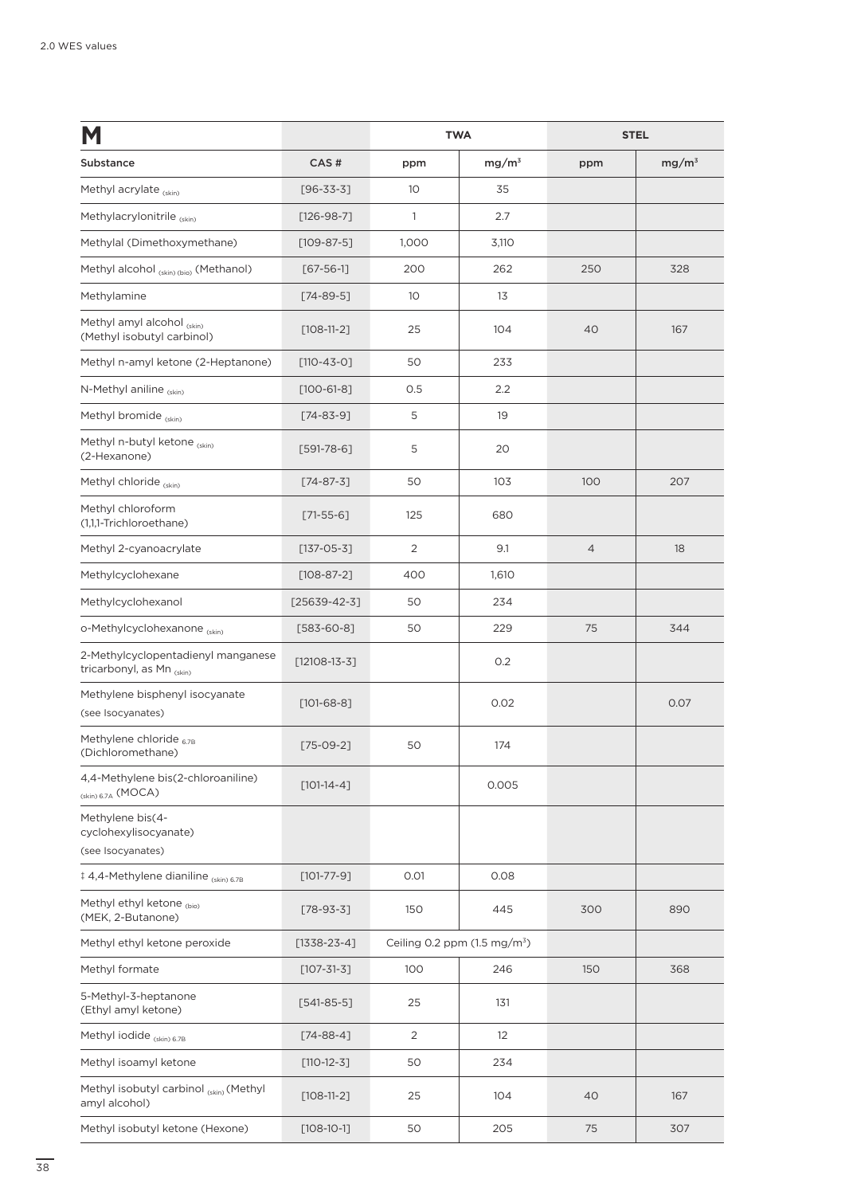| M | | TWA | | STEL | |
|---|---|---|---|---|---|
| Substance | CAS # | ppm | mg/m³ | ppm | mg/m³ |
| Methyl acrylate (skin) | [96-33-3] | 10 | 35 | | |
| Methylacrylonitrile (skin) | [126-98-7] | 1 | 2.7 | | |
| Methylal (Dimethoxymethane) | [109-87-5] | 1,000 | 3,110 | | |
| Methyl alcohol (skin) (bio) (Methanol) | [67-56-1] | 200 | 262 | 250 | 328 |
| Methylamine | [74-89-5] | 10 | 13 | | |
| Methyl amyl alcohol (skin) (Methyl isobutyl carbinol) | [108-11-2] | 25 | 104 | 40 | 167 |
| Methyl n-amyl ketone (2-Heptanone) | [110-43-0] | 50 | 233 | | |
| N-Methyl aniline (skin) | [100-61-8] | 0.5 | 2.2 | | |
| Methyl bromide (skin) | [74-83-9] | 5 | 19 | | |
| Methyl n-butyl ketone (skin) (2-Hexanone) | [591-78-6] | 5 | 20 | | |
| Methyl chloride (skin) | [74-87-3] | 50 | 103 | 100 | 207 |
| Methyl chloroform (1,1,1-Trichloroethane) | [71-55-6] | 125 | 680 | | |
| Methyl 2-cyanoacrylate | [137-05-3] | 2 | 9.1 | 4 | 18 |
| Methylcyclohexane | [108-87-2] | 400 | 1,610 | | |
| Methylcyclohexanol | [25639-42-3] | 50 | 234 | | |
| o-Methylcyclohexanone (skin) | [583-60-8] | 50 | 229 | 75 | 344 |
| 2-Methylcyclopentadienyl manganese tricarbonyl, as Mn (skin) | [12108-13-3] | | 0.2 | | |
| Methylene bisphenyl isocyanate (see Isocyanates) | [101-68-8] | | 0.02 | | 0.07 |
| Methylene chloride 6.7B (Dichloromethane) | [75-09-2] | 50 | 174 | | |
| 4,4-Methylene bis(2-chloroaniline) (skin) 6.7A (MOCA) | [101-14-4] | | 0.005 | | |
| Methylene bis(4-cyclohexylisocyanate) (see Isocyanates) | | | | | |
| ‡ 4,4-Methylene dianiline (skin) 6.7B | [101-77-9] | 0.01 | 0.08 | | |
| Methyl ethyl ketone (bio) (MEK, 2-Butanone) | [78-93-3] | 150 | 445 | 300 | 890 |
| Methyl ethyl ketone peroxide | [1338-23-4] | Ceiling 0.2 ppm (1.5 mg/m³) | | | |
| Methyl formate | [107-31-3] | 100 | 246 | 150 | 368 |
| 5-Methyl-3-heptanone (Ethyl amyl ketone) | [541-85-5] | 25 | 131 | | |
| Methyl iodide (skin) 6.7B | [74-88-4] | 2 | 12 | | |
| Methyl isoamyl ketone | [110-12-3] | 50 | 234 | | |
| Methyl isobutyl carbinol (skin) (Methyl amyl alcohol) | [108-11-2] | 25 | 104 | 40 | 167 |
| Methyl isobutyl ketone (Hexone) | [108-10-1] | 50 | 205 | 75 | 307 |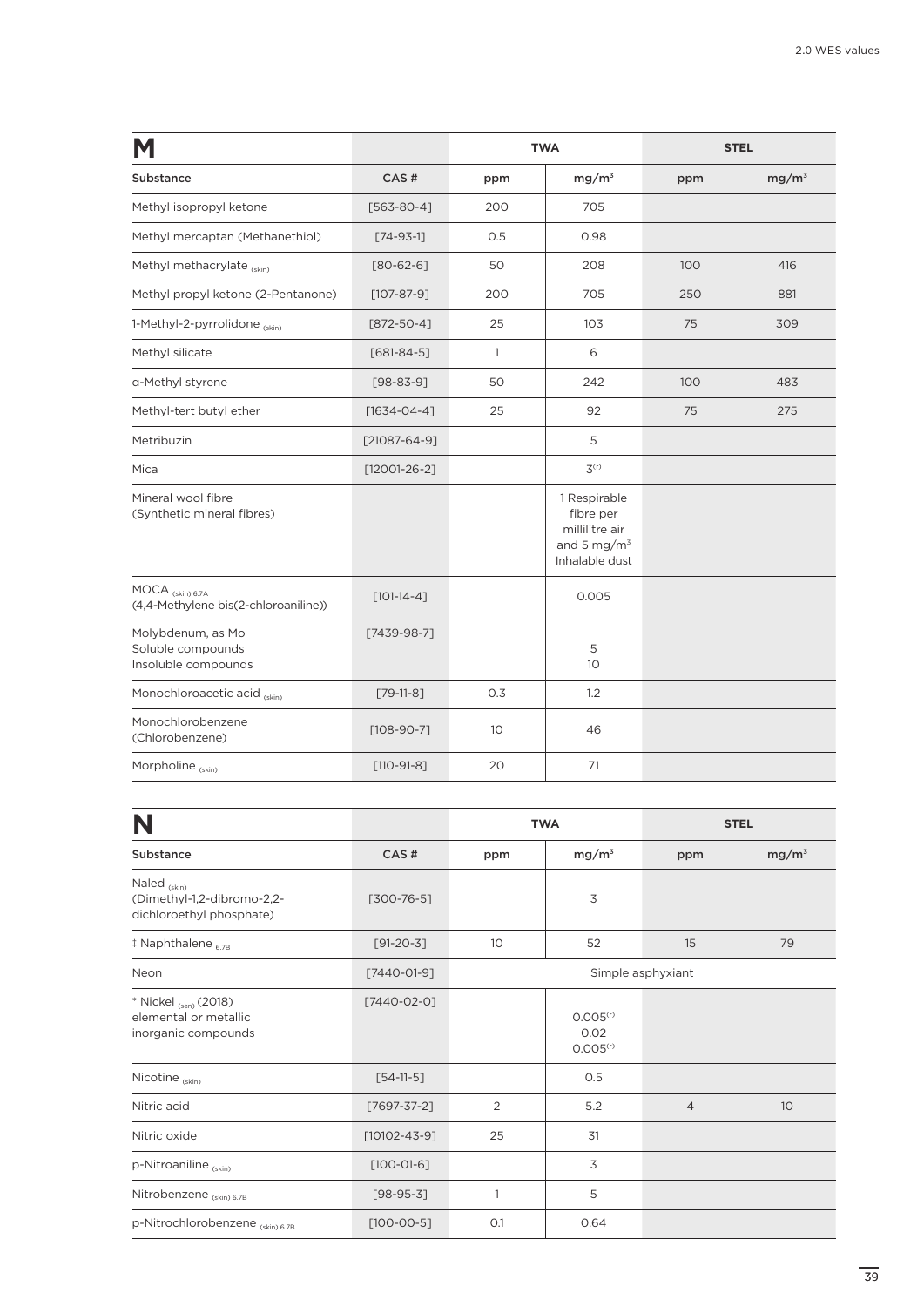## M

| Substance | CAS # | TWA | | STEL | |
|---|---|---|---|---|---|
| | | ppm | $mg/m^3$ | ppm | $mg/m^3$ |
| Methyl isopropyl ketone | [563-80-4] | 200 | 705 | | |
| Methyl mercaptan (Methanethiol) | [74-93-1] | 0.5 | 0.98 | | |
| Methyl methacrylate $_{(skin)}$ | [80-62-6] | 50 | 208 | 100 | 416 |
| Methyl propyl ketone (2-Pentanone) | [107-87-9] | 200 | 705 | 250 | 881 |
| 1-Methyl-2-pyrrolidone $_{(skin)}$ | [872-50-4] | 25 | 103 | 75 | 309 |
| Methyl silicate | [681-84-5] | 1 | 6 | | |
| α-Methyl styrene | [98-83-9] | 50 | 242 | 100 | 483 |
| Methyl-tert butyl ether | [1634-04-4] | 25 | 92 | 75 | 275 |
| Metribuzin | [21087-64-9] | | 5 | | |
| Mica | [12001-26-2] | | $3^{(r)}$ | | |
| Mineral wool fibre (Synthetic mineral fibres) | | | 1 Respirable fibre per millilitre air and 5 $mg/m^3$ Inhalable dust | | |
| MOCA $_{(skin)\ 6.7A}$ (4,4-Methylene bis(2-chloroaniline)) | [101-14-4] | | 0.005 | | |
| Molybdenum, as Mo<br>Soluble compounds<br>Insoluble compounds | [7439-98-7] | | <br>5<br>10 | | |
| Monochloroacetic acid $_{(skin)}$ | [79-11-8] | 0.3 | 1.2 | | |
| Monochlorobenzene (Chlorobenzene) | [108-90-7] | 10 | 46 | | |
| Morpholine $_{(skin)}$ | [110-91-8] | 20 | 71 | | |

## N

| Substance | CAS # | TWA | | STEL | |
|---|---|---|---|---|---|
| | | ppm | $mg/m^3$ | ppm | $mg/m^3$ |
| Naled $_{(skin)}$ (Dimethyl-1,2-dibromo-2,2-dichloroethyl phosphate) | [300-76-5] | | 3 | | |
| ‡ Naphthalene $_{6.7B}$ | [91-20-3] | 10 | 52 | 15 | 79 |
| Neon | [7440-01-9] | Simple asphyxiant | | | |
| * Nickel $_{(sen)}$ (2018)<br>elemental or metallic<br>inorganic compounds | [7440-02-0] | | <br>$0.005^{(r)}$<br>0.02<br>$0.005^{(r)}$ | | |
| Nicotine $_{(skin)}$ | [54-11-5] | | 0.5 | | |
| Nitric acid | [7697-37-2] | 2 | 5.2 | 4 | 10 |
| Nitric oxide | [10102-43-9] | 25 | 31 | | |
| p-Nitroaniline $_{(skin)}$ | [100-01-6] | | 3 | | |
| Nitrobenzene $_{(skin)\ 6.7B}$ | [98-95-3] | 1 | 5 | | |
| p-Nitrochlorobenzene $_{(skin)\ 6.7B}$ | [100-00-5] | 0.1 | 0.64 | | |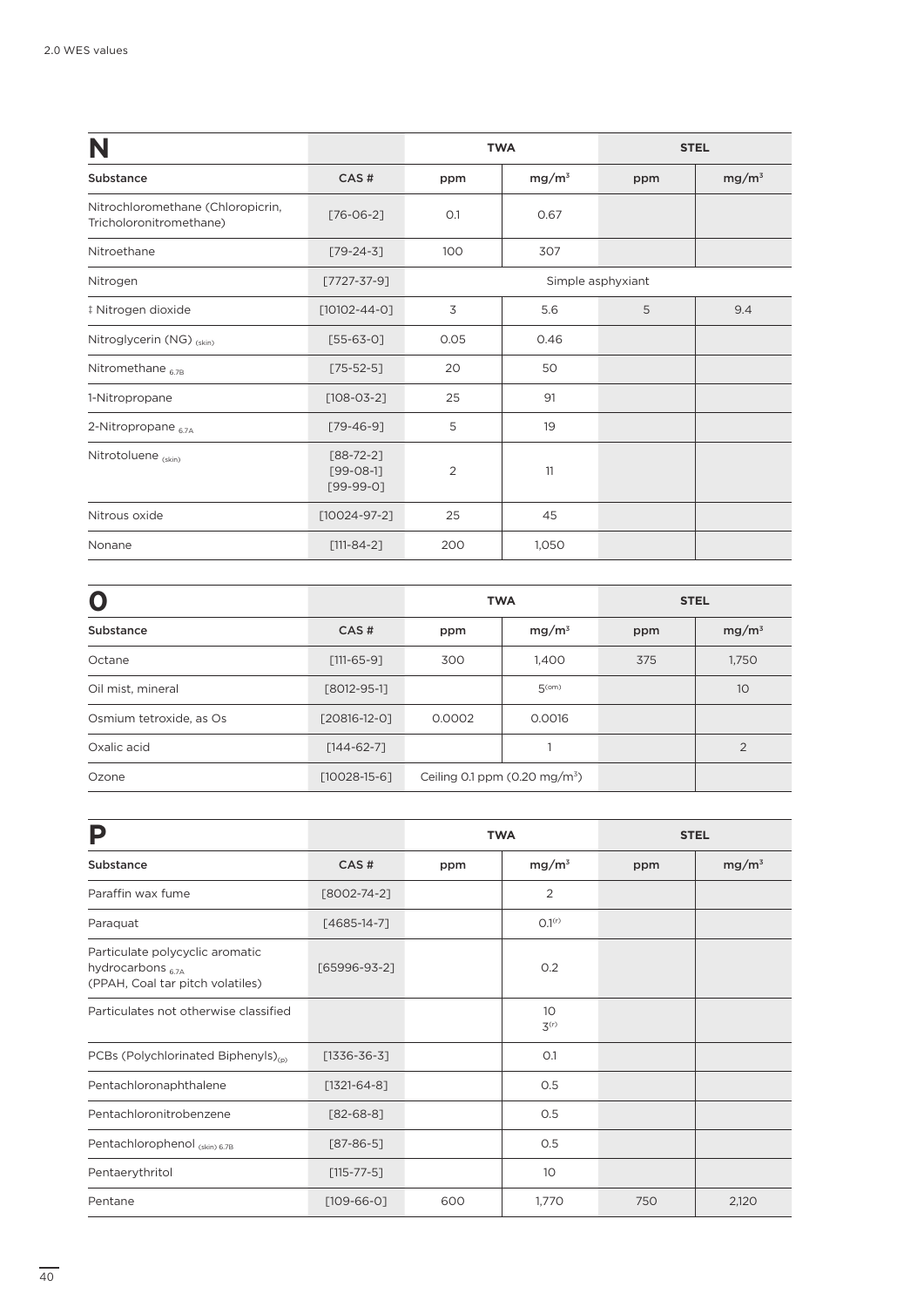| N | | TWA | | STEL | |
|---|---|---|---|---|---|
| Substance | CAS # | ppm | mg/m³ | ppm | mg/m³ |
| Nitrochloromethane (Chloropicrin, Tricholoronitromethane) | [76-06-2] | 0.1 | 0.67 | | |
| Nitroethane | [79-24-3] | 100 | 307 | | |
| Nitrogen | [7727-37-9] | Simple asphyxiant | | | |
| ‡ Nitrogen dioxide | [10102-44-0] | 3 | 5.6 | 5 | 9.4 |
| Nitroglycerin (NG) $_{(skin)}$ | [55-63-0] | 0.05 | 0.46 | | |
| Nitromethane $_{6.7B}$ | [75-52-5] | 20 | 50 | | |
| 1-Nitropropane | [108-03-2] | 25 | 91 | | |
| 2-Nitropropane $_{6.7A}$ | [79-46-9] | 5 | 19 | | |
| Nitrotoluene $_{(skin)}$ | [88-72-2] [99-08-1] [99-99-0] | 2 | 11 | | |
| Nitrous oxide | [10024-97-2] | 25 | 45 | | |
| Nonane | [111-84-2] | 200 | 1,050 | | |

| O | | TWA | | STEL | |
|---|---|---|---|---|---|
| Substance | CAS # | ppm | mg/m³ | ppm | mg/m³ |
| Octane | [111-65-9] | 300 | 1,400 | 375 | 1,750 |
| Oil mist, mineral | [8012-95-1] | | 5$^{(om)}$ | | 10 |
| Osmium tetroxide, as Os | [20816-12-0] | 0.0002 | 0.0016 | | |
| Oxalic acid | [144-62-7] | | 1 | | 2 |
| Ozone | [10028-15-6] | Ceiling 0.1 ppm (0.20 mg/m³) | | | |

| P | | TWA | | STEL | |
|---|---|---|---|---|---|
| Substance | CAS # | ppm | mg/m³ | ppm | mg/m³ |
| Paraffin wax fume | [8002-74-2] | | 2 | | |
| Paraquat | [4685-14-7] | | 0.1$^{(r)}$ | | |
| Particulate polycyclic aromatic hydrocarbons $_{6.7A}$ (PPAH, Coal tar pitch volatiles) | [65996-93-2] | | 0.2 | | |
| Particulates not otherwise classified | | | 10 3$^{(r)}$ | | |
| PCBs (Polychlorinated Biphenyls)$_{(p)}$ | [1336-36-3] | | 0.1 | | |
| Pentachloronaphthalene | [1321-64-8] | | 0.5 | | |
| Pentachloronitrobenzene | [82-68-8] | | 0.5 | | |
| Pentachlorophenol $_{(skin)\ 6.7B}$ | [87-86-5] | | 0.5 | | |
| Pentaerythritol | [115-77-5] | | 10 | | |
| Pentane | [109-66-0] | 600 | 1,770 | 750 | 2,120 |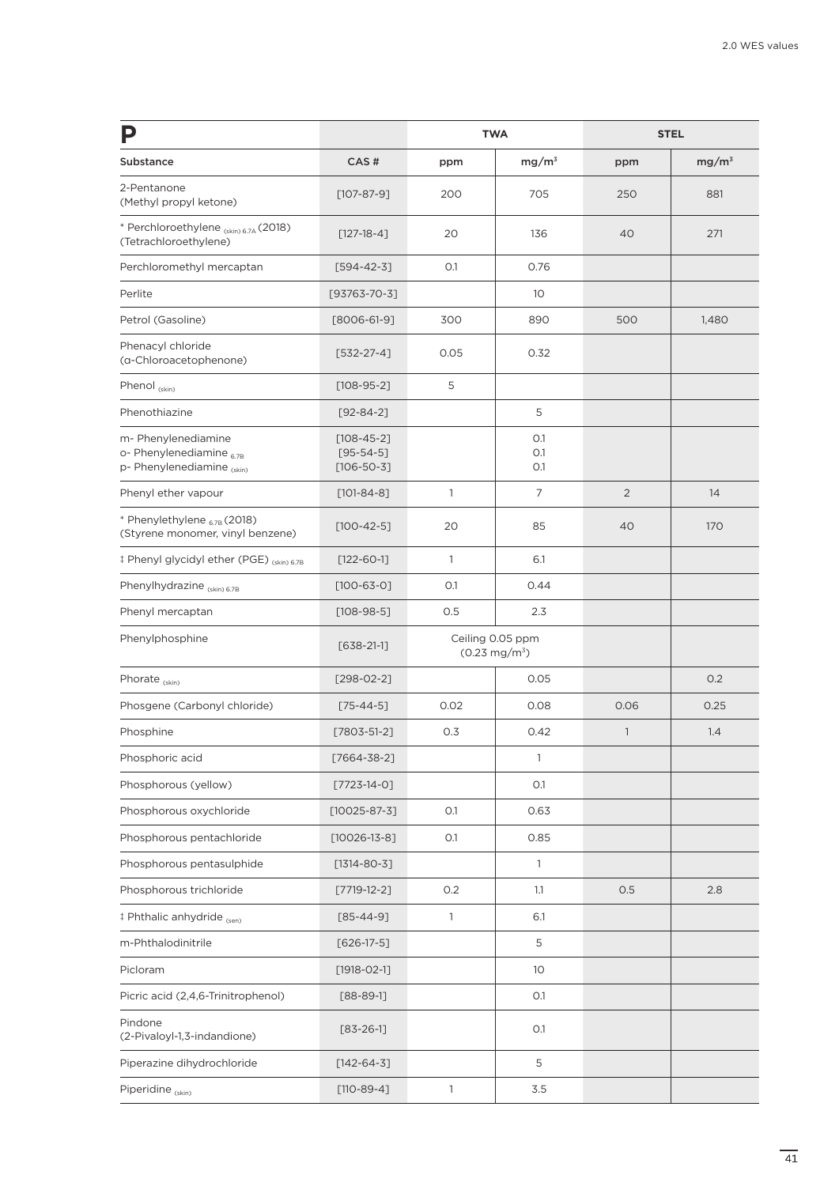| P | | TWA | | STEL | |
|---|---|---|---|---|---|
| Substance | CAS # | ppm | mg/m³ | ppm | mg/m³ |
| 2-Pentanone (Methyl propyl ketone) | [107-87-9] | 200 | 705 | 250 | 881 |
| * Perchloroethylene (skin) 6.7A (2018) (Tetrachloroethylene) | [127-18-4] | 20 | 136 | 40 | 271 |
| Perchloromethyl mercaptan | [594-42-3] | 0.1 | 0.76 | | |
| Perlite | [93763-70-3] | | 10 | | |
| Petrol (Gasoline) | [8006-61-9] | 300 | 890 | 500 | 1,480 |
| Phenacyl chloride (α-Chloroacetophenone) | [532-27-4] | 0.05 | 0.32 | | |
| Phenol (skin) | [108-95-2] | 5 | | | |
| Phenothiazine | [92-84-2] | | 5 | | |
| m- Phenylenediamine<br>o- Phenylenediamine 6.7B<br>p- Phenylenediamine (skin) | [108-45-2]<br>[95-54-5]<br>[106-50-3] | | 0.1<br>0.1<br>0.1 | | |
| Phenyl ether vapour | [101-84-8] | 1 | 7 | 2 | 14 |
| * Phenylethylene 6.7B (2018) (Styrene monomer, vinyl benzene) | [100-42-5] | 20 | 85 | 40 | 170 |
| ‡ Phenyl glycidyl ether (PGE) (skin) 6.7B | [122-60-1] | 1 | 6.1 | | |
| Phenylhydrazine (skin) 6.7B | [100-63-0] | 0.1 | 0.44 | | |
| Phenyl mercaptan | [108-98-5] | 0.5 | 2.3 | | |
| Phenylphosphine | [638-21-1] | Ceiling 0.05 ppm (0.23 mg/m³) | | | |
| Phorate (skin) | [298-02-2] | | 0.05 | | 0.2 |
| Phosgene (Carbonyl chloride) | [75-44-5] | 0.02 | 0.08 | 0.06 | 0.25 |
| Phosphine | [7803-51-2] | 0.3 | 0.42 | 1 | 1.4 |
| Phosphoric acid | [7664-38-2] | | 1 | | |
| Phosphorous (yellow) | [7723-14-0] | | 0.1 | | |
| Phosphorous oxychloride | [10025-87-3] | 0.1 | 0.63 | | |
| Phosphorous pentachloride | [10026-13-8] | 0.1 | 0.85 | | |
| Phosphorous pentasulphide | [1314-80-3] | | 1 | | |
| Phosphorous trichloride | [7719-12-2] | 0.2 | 1.1 | 0.5 | 2.8 |
| ‡ Phthalic anhydride (sen) | [85-44-9] | 1 | 6.1 | | |
| m-Phthalodinitrile | [626-17-5] | | 5 | | |
| Picloram | [1918-02-1] | | 10 | | |
| Picric acid (2,4,6-Trinitrophenol) | [88-89-1] | | 0.1 | | |
| Pindone (2-Pivaloyl-1,3-indandione) | [83-26-1] | | 0.1 | | |
| Piperazine dihydrochloride | [142-64-3] | | 5 | | |
| Piperidine (skin) | [110-89-4] | 1 | 3.5 | | |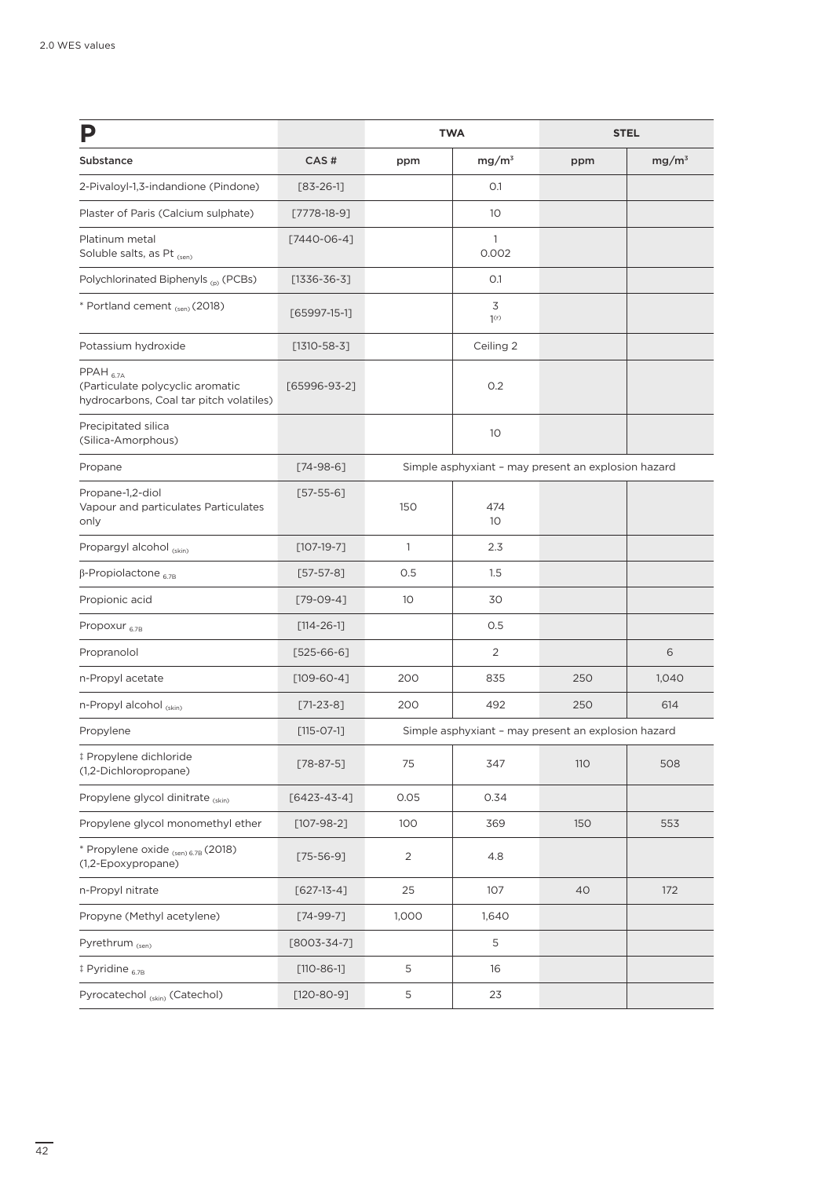| P | | TWA | | STEL | |
|---|---|---|---|---|---|
| Substance | CAS # | ppm | mg/m³ | ppm | mg/m³ |
| 2-Pivaloyl-1,3-indandione (Pindone) | [83-26-1] | | 0.1 | | |
| Plaster of Paris (Calcium sulphate) | [7778-18-9] | | 10 | | |
| Platinum metal<br>Soluble salts, as Pt (sen) | [7440-06-4] | | 1<br>0.002 | | |
| Polychlorinated Biphenyls (p) (PCBs) | [1336-36-3] | | 0.1 | | |
| * Portland cement (sen) (2018) | [65997-15-1] | | 3<br>1(r) | | |
| Potassium hydroxide | [1310-58-3] | | Ceiling 2 | | |
| PPAH 6.7A<br>(Particulate polycyclic aromatic hydrocarbons, Coal tar pitch volatiles) | [65996-93-2] | | 0.2 | | |
| Precipitated silica<br>(Silica-Amorphous) | | | 10 | | |
| Propane | [74-98-6] | Simple asphyxiant – may present an explosion hazard | | | |
| Propane-1,2-diol<br>Vapour and particulates Particulates only | [57-55-6] | 150 | 474<br>10 | | |
| Propargyl alcohol (skin) | [107-19-7] | 1 | 2.3 | | |
| β-Propiolactone 6.7B | [57-57-8] | 0.5 | 1.5 | | |
| Propionic acid | [79-09-4] | 10 | 30 | | |
| Propoxur 6.7B | [114-26-1] | | 0.5 | | |
| Propranolol | [525-66-6] | | 2 | | 6 |
| n-Propyl acetate | [109-60-4] | 200 | 835 | 250 | 1,040 |
| n-Propyl alcohol (skin) | [71-23-8] | 200 | 492 | 250 | 614 |
| Propylene | [115-07-1] | Simple asphyxiant – may present an explosion hazard | | | |
| ‡ Propylene dichloride<br>(1,2-Dichloropropane) | [78-87-5] | 75 | 347 | 110 | 508 |
| Propylene glycol dinitrate (skin) | [6423-43-4] | 0.05 | 0.34 | | |
| Propylene glycol monomethyl ether | [107-98-2] | 100 | 369 | 150 | 553 |
| * Propylene oxide (sen) 6.7B (2018)<br>(1,2-Epoxypropane) | [75-56-9] | 2 | 4.8 | | |
| n-Propyl nitrate | [627-13-4] | 25 | 107 | 40 | 172 |
| Propyne (Methyl acetylene) | [74-99-7] | 1,000 | 1,640 | | |
| Pyrethrum (sen) | [8003-34-7] | | 5 | | |
| ‡ Pyridine 6.7B | [110-86-1] | 5 | 16 | | |
| Pyrocatechol (skin) (Catechol) | [120-80-9] | 5 | 23 | | |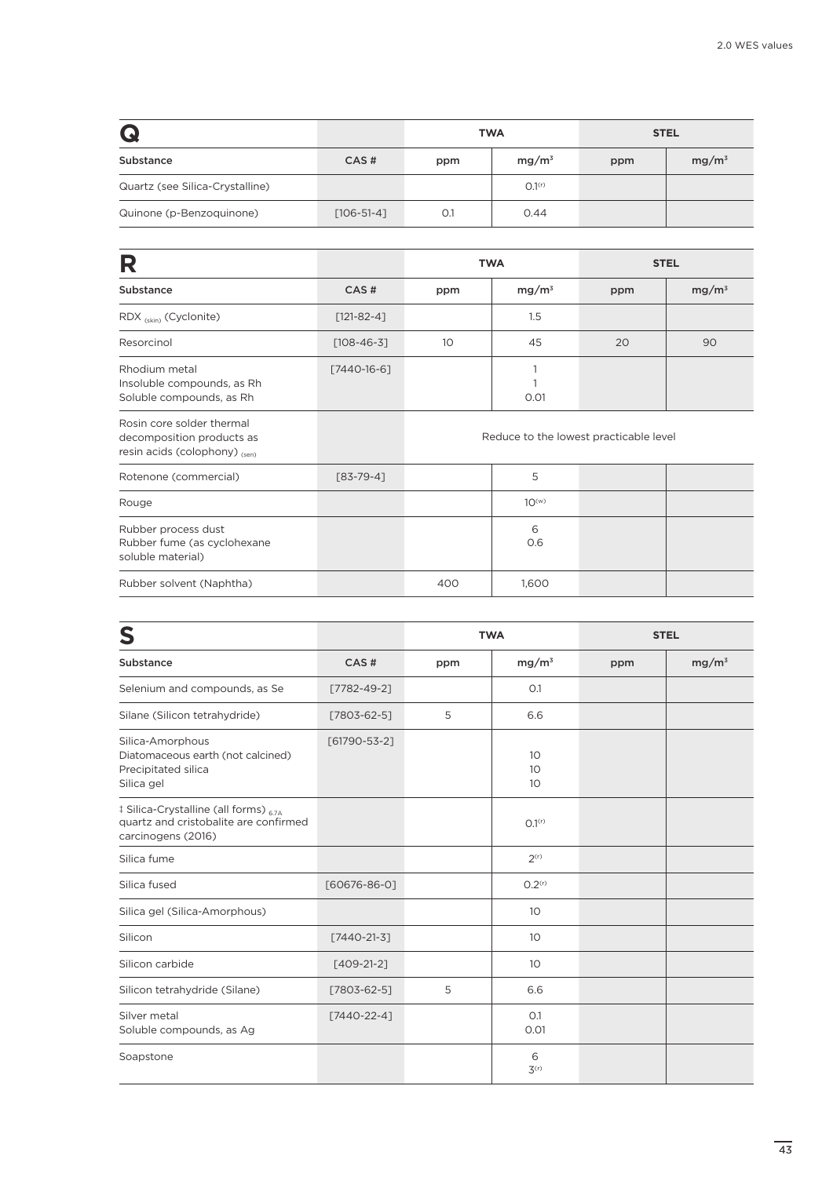## Q

| Substance | CAS # | TWA | | STEL | |
|---|---|---|---|---|---|
| | | ppm | $mg/m^3$ | ppm | $mg/m^3$ |
| Quartz (see Silica-Crystalline) | | | 0.1[(r)] | | |
| Quinone (p-Benzoquinone) | [106-51-4] | 0.1 | 0.44 | | |

## R

| Substance | CAS # | TWA | | STEL | |
|---|---|---|---|---|---|
| | | ppm | $mg/m^3$ | ppm | $mg/m^3$ |
| RDX (skin) (Cyclonite) | [121-82-4] | | 1.5 | | |
| Resorcinol | [108-46-3] | 10 | 45 | 20 | 90 |
| Rhodium metal<br>Insoluble compounds, as Rh<br>Soluble compounds, as Rh | [7440-16-6] | | 1<br>1<br>0.01 | | |
| Rosin core solder thermal decomposition products as resin acids (colophony) (sen) | | Reduce to the lowest practicable level | | | |
| Rotenone (commercial) | [83-79-4] | | 5 | | |
| Rouge | | | 10[(w)] | | |
| Rubber process dust<br>Rubber fume (as cyclohexane soluble material) | | | 6<br>0.6 | | |
| Rubber solvent (Naphtha) | | 400 | 1,600 | | |

## S

| Substance | CAS # | TWA | | STEL | |
|---|---|---|---|---|---|
| | | ppm | $mg/m^3$ | ppm | $mg/m^3$ |
| Selenium and compounds, as Se | [7782-49-2] | | 0.1 | | |
| Silane (Silicon tetrahydride) | [7803-62-5] | 5 | 6.6 | | |
| Silica-Amorphous<br>Diatomaceous earth (not calcined)<br>Precipitated silica<br>Silica gel | [61790-53-2] | | <br>10<br>10<br>10 | | |
| ‡ Silica-Crystalline (all forms) 6.7A quartz and cristobalite are confirmed carcinogens (2016) | | | 0.1[(r)] | | |
| Silica fume | | | 2[(r)] | | |
| Silica fused | [60676-86-0] | | 0.2[(r)] | | |
| Silica gel (Silica-Amorphous) | | | 10 | | |
| Silicon | [7440-21-3] | | 10 | | |
| Silicon carbide | [409-21-2] | | 10 | | |
| Silicon tetrahydride (Silane) | [7803-62-5] | 5 | 6.6 | | |
| Silver metal<br>Soluble compounds, as Ag | [7440-22-4] | | 0.1<br>0.01 | | |
| Soapstone | | | 6<br>3[(r)] | | |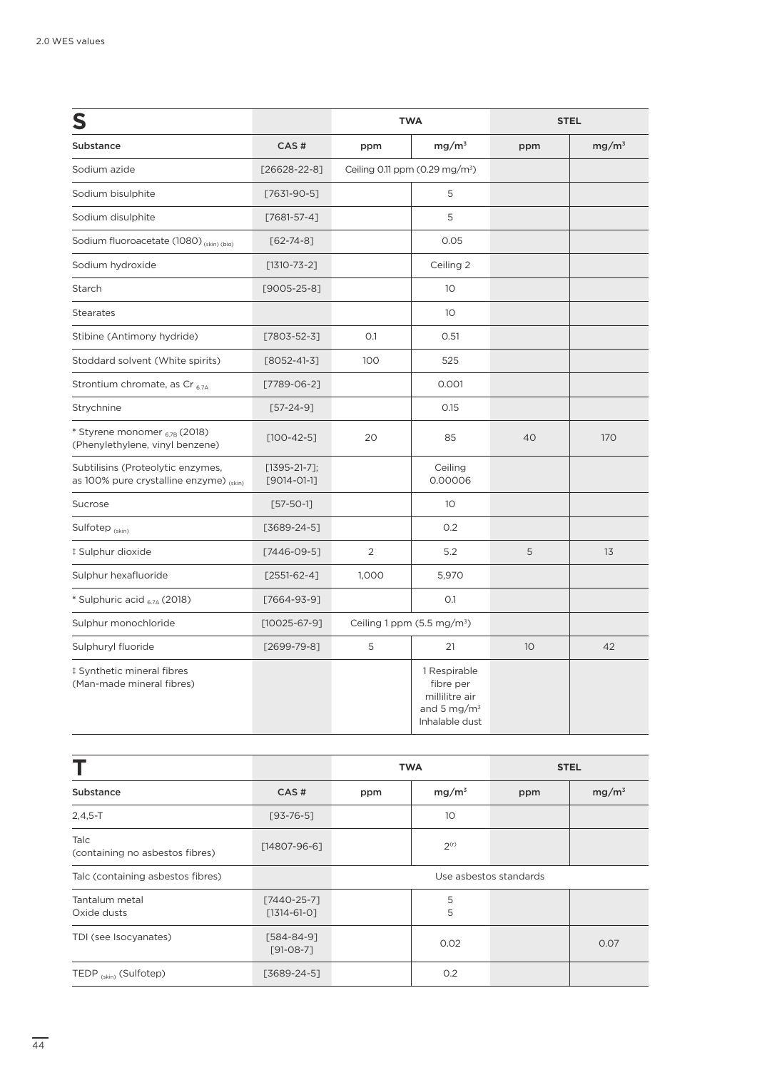| S | | TWA | | STEL | |
|---|---|---|---|---|---|
| Substance | CAS # | ppm | mg/m³ | ppm | mg/m³ |
| Sodium azide | [26628-22-8] | Ceiling 0.11 ppm (0.29 mg/m³) | | | |
| Sodium bisulphite | [7631-90-5] | | 5 | | |
| Sodium disulphite | [7681-57-4] | | 5 | | |
| Sodium fluoroacetate (1080) (skin) (bio) | [62-74-8] | | 0.05 | | |
| Sodium hydroxide | [1310-73-2] | | Ceiling 2 | | |
| Starch | [9005-25-8] | | 10 | | |
| Stearates | | | 10 | | |
| Stibine (Antimony hydride) | [7803-52-3] | 0.1 | 0.51 | | |
| Stoddard solvent (White spirits) | [8052-41-3] | 100 | 525 | | |
| Strontium chromate, as Cr 6.7A | [7789-06-2] | | 0.001 | | |
| Strychnine | [57-24-9] | | 0.15 | | |
| * Styrene monomer 6.7B (2018) (Phenylethylene, vinyl benzene) | [100-42-5] | 20 | 85 | 40 | 170 |
| Subtilisins (Proteolytic enzymes, as 100% pure crystalline enzyme) (skin) | [1395-21-7]; [9014-01-1] | | Ceiling 0.00006 | | |
| Sucrose | [57-50-1] | | 10 | | |
| Sulfotep (skin) | [3689-24-5] | | 0.2 | | |
| ‡ Sulphur dioxide | [7446-09-5] | 2 | 5.2 | 5 | 13 |
| Sulphur hexafluoride | [2551-62-4] | 1,000 | 5,970 | | |
| * Sulphuric acid 6.7A (2018) | [7664-93-9] | | 0.1 | | |
| Sulphur monochloride | [10025-67-9] | Ceiling 1 ppm (5.5 mg/m³) | | | |
| Sulphuryl fluoride | [2699-79-8] | 5 | 21 | 10 | 42 |
| ‡ Synthetic mineral fibres (Man-made mineral fibres) | | | 1 Respirable fibre per millilitre air and 5 mg/m³ Inhalable dust | | |

| T | | TWA | | STEL | |
|---|---|---|---|---|---|
| Substance | CAS # | ppm | mg/m³ | ppm | mg/m³ |
| 2,4,5-T | [93-76-5] | | 10 | | |
| Talc (containing no asbestos fibres) | [14807-96-6] | | 2(r) | | |
| Talc (containing asbestos fibres) | | Use asbestos standards | | | |
| Tantalum metal<br>Oxide dusts | [7440-25-7]<br>[1314-61-0] | | 5<br>5 | | |
| TDI (see Isocyanates) | [584-84-9]<br>[91-08-7] | | 0.02 | | 0.07 |
| TEDP (skin) (Sulfotep) | [3689-24-5] | | 0.2 | | |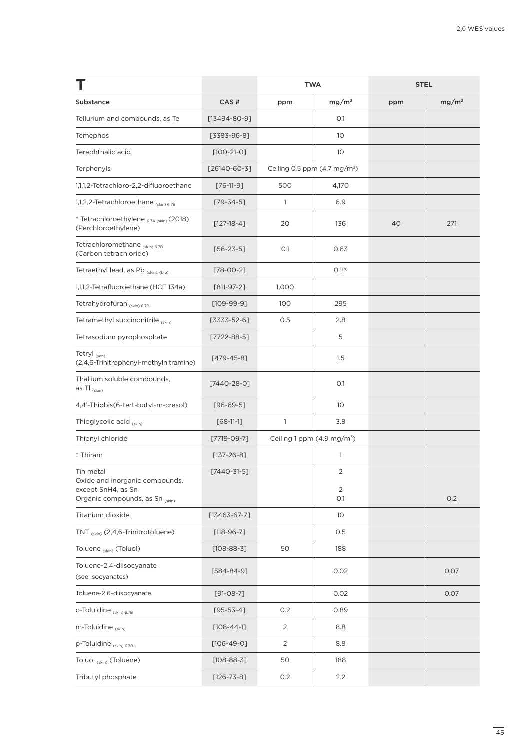| T | | TWA | | STEL | |
|---|---|---|---|---|---|
| Substance | CAS # | ppm | mg/m³ | ppm | mg/m³ |
| Tellurium and compounds, as Te | [13494-80-9] | | 0.1 | | |
| Temephos | [3383-96-8] | | 10 | | |
| Terephthalic acid | [100-21-0] | | 10 | | |
| Terphenyls | [26140-60-3] | Ceiling 0.5 ppm (4.7 mg/m³) | | | |
| 1,1,1,2-Tetrachloro-2,2-difluoroethane | [76-11-9] | 500 | 4,170 | | |
| 1,1,2,2-Tetrachloroethane (skin) 6.7B | [79-34-5] | 1 | 6.9 | | |
| * Tetrachloroethylene 6.7A (skin) (2018) (Perchloroethylene) | [127-18-4] | 20 | 136 | 40 | 271 |
| Tetrachloromethane (skin) 6.7B (Carbon tetrachloride) | [56-23-5] | 0.1 | 0.63 | | |
| Tetraethyl lead, as Pb (skin), (bio) | [78-00-2] | | 0.1(b) | | |
| 1,1,1,2-Tetrafluoroethane (HCF 134a) | [811-97-2] | 1,000 | | | |
| Tetrahydrofuran (skin) 6.7B | [109-99-9] | 100 | 295 | | |
| Tetramethyl succinonitrile (skin) | [3333-52-6] | 0.5 | 2.8 | | |
| Tetrasodium pyrophosphate | [7722-88-5] | | 5 | | |
| Tetryl (sen) (2,4,6-Trinitrophenyl-methylnitramine) | [479-45-8] | | 1.5 | | |
| Thallium soluble compounds, as Tl (skin) | [7440-28-0] | | 0.1 | | |
| 4,4'-Thiobis(6-tert-butyl-m-cresol) | [96-69-5] | | 10 | | |
| Thioglycolic acid (skin) | [68-11-1] | 1 | 3.8 | | |
| Thionyl chloride | [7719-09-7] | Ceiling 1 ppm (4.9 mg/m³) | | | |
| ‡ Thiram | [137-26-8] | | 1 | | |
| Tin metal<br>Oxide and inorganic compounds, except SnH4, as Sn<br>Organic compounds, as Sn (skin) | [7440-31-5] | | 2<br>2<br>0.1 | | <br><br>0.2 |
| Titanium dioxide | [13463-67-7] | | 10 | | |
| TNT (skin) (2,4,6-Trinitrotoluene) | [118-96-7] | | 0.5 | | |
| Toluene (skin) (Toluol) | [108-88-3] | 50 | 188 | | |
| Toluene-2,4-diisocyanate (see Isocyanates) | [584-84-9] | | 0.02 | | 0.07 |
| Toluene-2,6-diisocyanate | [91-08-7] | | 0.02 | | 0.07 |
| o-Toluidine (skin) 6.7B | [95-53-4] | 0.2 | 0.89 | | |
| m-Toluidine (skin) | [108-44-1] | 2 | 8.8 | | |
| p-Toluidine (skin) 6.7B | [106-49-0] | 2 | 8.8 | | |
| Toluol (skin) (Toluene) | [108-88-3] | 50 | 188 | | |
| Tributyl phosphate | [126-73-8] | 0.2 | 2.2 | | |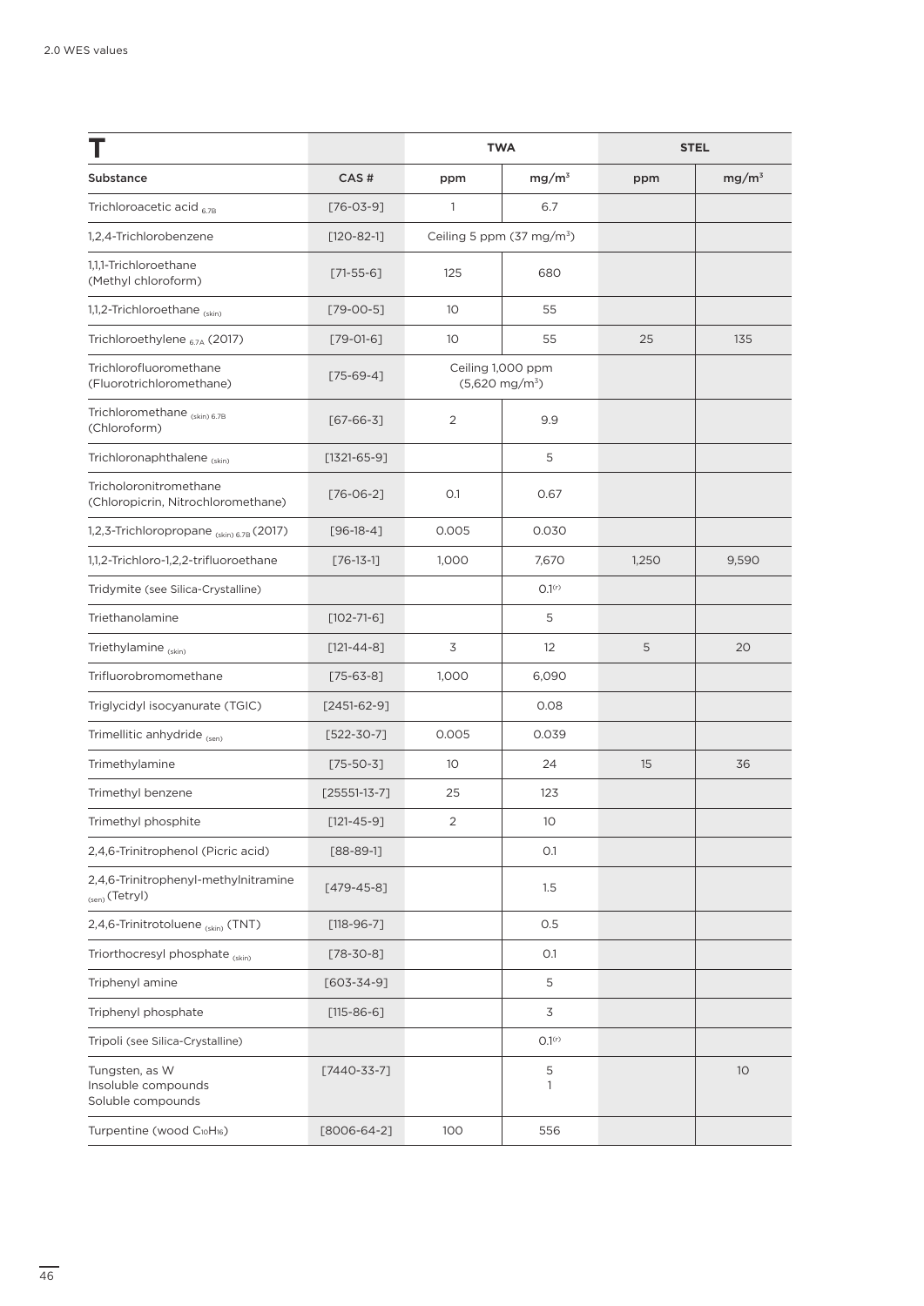| T | | TWA | | STEL | |
|---|---|---|---|---|---|
| Substance | CAS # | ppm | mg/m³ | ppm | mg/m³ |
| Trichloroacetic acid 6.7B | [76-03-9] | 1 | 6.7 | | |
| 1,2,4-Trichlorobenzene | [120-82-1] | Ceiling 5 ppm (37 mg/m³) | | | |
| 1,1,1-Trichloroethane (Methyl chloroform) | [71-55-6] | 125 | 680 | | |
| 1,1,2-Trichloroethane (skin) | [79-00-5] | 10 | 55 | | |
| Trichloroethylene 6.7A (2017) | [79-01-6] | 10 | 55 | 25 | 135 |
| Trichlorofluoromethane (Fluorotrichloromethane) | [75-69-4] | Ceiling 1,000 ppm (5,620 mg/m³) | | | |
| Trichloromethane (skin) 6.7B (Chloroform) | [67-66-3] | 2 | 9.9 | | |
| Trichloronaphthalene (skin) | [1321-65-9] | | 5 | | |
| Tricholoronitromethane (Chloropicrin, Nitrochloromethane) | [76-06-2] | 0.1 | 0.67 | | |
| 1,2,3-Trichloropropane (skin) 6.7B (2017) | [96-18-4] | 0.005 | 0.030 | | |
| 1,1,2-Trichloro-1,2,2-trifluoroethane | [76-13-1] | 1,000 | 7,670 | 1,250 | 9,590 |
| Tridymite (see Silica-Crystalline) | | | 0.1(r) | | |
| Triethanolamine | [102-71-6] | | 5 | | |
| Triethylamine (skin) | [121-44-8] | 3 | 12 | 5 | 20 |
| Trifluorobromomethane | [75-63-8] | 1,000 | 6,090 | | |
| Triglycidyl isocyanurate (TGIC) | [2451-62-9] | | 0.08 | | |
| Trimellitic anhydride (sen) | [522-30-7] | 0.005 | 0.039 | | |
| Trimethylamine | [75-50-3] | 10 | 24 | 15 | 36 |
| Trimethyl benzene | [25551-13-7] | 25 | 123 | | |
| Trimethyl phosphite | [121-45-9] | 2 | 10 | | |
| 2,4,6-Trinitrophenol (Picric acid) | [88-89-1] | | 0.1 | | |
| 2,4,6-Trinitrophenyl-methylnitramine (sen) (Tetryl) | [479-45-8] | | 1.5 | | |
| 2,4,6-Trinitrotoluene (skin) (TNT) | [118-96-7] | | 0.5 | | |
| Triorthocresyl phosphate (skin) | [78-30-8] | | 0.1 | | |
| Triphenyl amine | [603-34-9] | | 5 | | |
| Triphenyl phosphate | [115-86-6] | | 3 | | |
| Tripoli (see Silica-Crystalline) | | | 0.1(r) | | |
| Tungsten, as W<br>Insoluble compounds<br>Soluble compounds | [7440-33-7] | | <br>5<br>1 | | <br>10 |
| Turpentine (wood $C_{10}H_{16}$) | [8006-64-2] | 100 | 556 | | |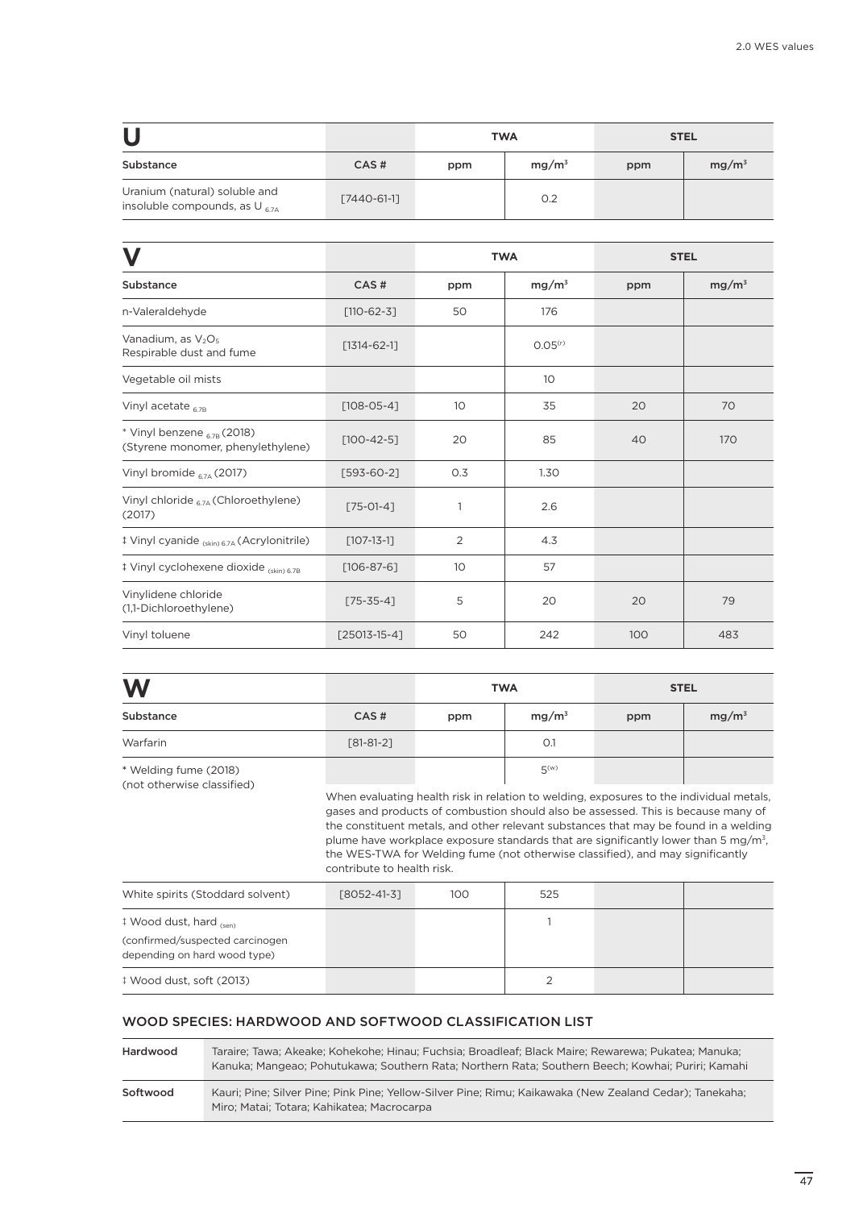| U | | TWA | | STEL | |
|---|---|---|---|---|---|
| Substance | CAS # | ppm | $mg/m^3$ | ppm | $mg/m^3$ |
| Uranium (natural) soluble and insoluble compounds, as U $_{6.7A}$ | [7440-61-1] | | 0.2 | | |

| V | | TWA | | STEL | |
|---|---|---|---|---|---|
| Substance | CAS # | ppm | $mg/m^3$ | ppm | $mg/m^3$ |
| n-Valeraldehyde | [110-62-3] | 50 | 176 | | |
| Vanadium, as $V_2O_5$ Respirable dust and fume | [1314-62-1] | | $0.05^{(r)}$ | | |
| Vegetable oil mists | | | 10 | | |
| Vinyl acetate $_{6.7B}$ | [108-05-4] | 10 | 35 | 20 | 70 |
| * Vinyl benzene $_{6.7B}$ (2018) (Styrene monomer, phenylethylene) | [100-42-5] | 20 | 85 | 40 | 170 |
| Vinyl bromide $_{6.7A}$ (2017) | [593-60-2] | 0.3 | 1.30 | | |
| Vinyl chloride $_{6.7A}$ (Chloroethylene) (2017) | [75-01-4] | 1 | 2.6 | | |
| ‡ Vinyl cyanide $_{(skin)\ 6.7A}$ (Acrylonitrile) | [107-13-1] | 2 | 4.3 | | |
| ‡ Vinyl cyclohexene dioxide $_{(skin)\ 6.7B}$ | [106-87-6] | 10 | 57 | | |
| Vinylidene chloride (1,1-Dichloroethylene) | [75-35-4] | 5 | 20 | 20 | 79 |
| Vinyl toluene | [25013-15-4] | 50 | 242 | 100 | 483 |

| W | | TWA | | STEL | |
|---|---|---|---|---|---|
| Substance | CAS # | ppm | $mg/m^3$ | ppm | $mg/m^3$ |
| Warfarin | [81-81-2] | | 0.1 | | |
| * Welding fume (2018) (not otherwise classified) | | | $5^{(w)}$ | | |
| | When evaluating health risk in relation to welding, exposures to the individual metals, gases and products of combustion should also be assessed. This is because many of the constituent metals, and other relevant substances that may be found in a welding plume have workplace exposure standards that are significantly lower than 5 $mg/m^3$, the WES-TWA for Welding fume (not otherwise classified), and may significantly contribute to health risk. | | | | |
| White spirits (Stoddard solvent) | [8052-41-3] | 100 | 525 | | |
| ‡ Wood dust, hard $_{(sen)}$ (confirmed/suspected carcinogen depending on hard wood type) | | | 1 | | |
| ‡ Wood dust, soft (2013) | | | 2 | | |

## WOOD SPECIES: HARDWOOD AND SOFTWOOD CLASSIFICATION LIST

| | |
|---|---|
| Hardwood | Taraire; Tawa; Akeake; Kohekohe; Hinau; Fuchsia; Broadleaf; Black Maire; Rewarewa; Pukatea; Manuka; Kanuka; Mangeao; Pohutukawa; Southern Rata; Northern Rata; Southern Beech; Kowhai; Puriri; Kamahi |
| Softwood | Kauri; Pine; Silver Pine; Pink Pine; Yellow-Silver Pine; Rimu; Kaikawaka (New Zealand Cedar); Tanekaha; Miro; Matai; Totara; Kahikatea; Macrocarpa |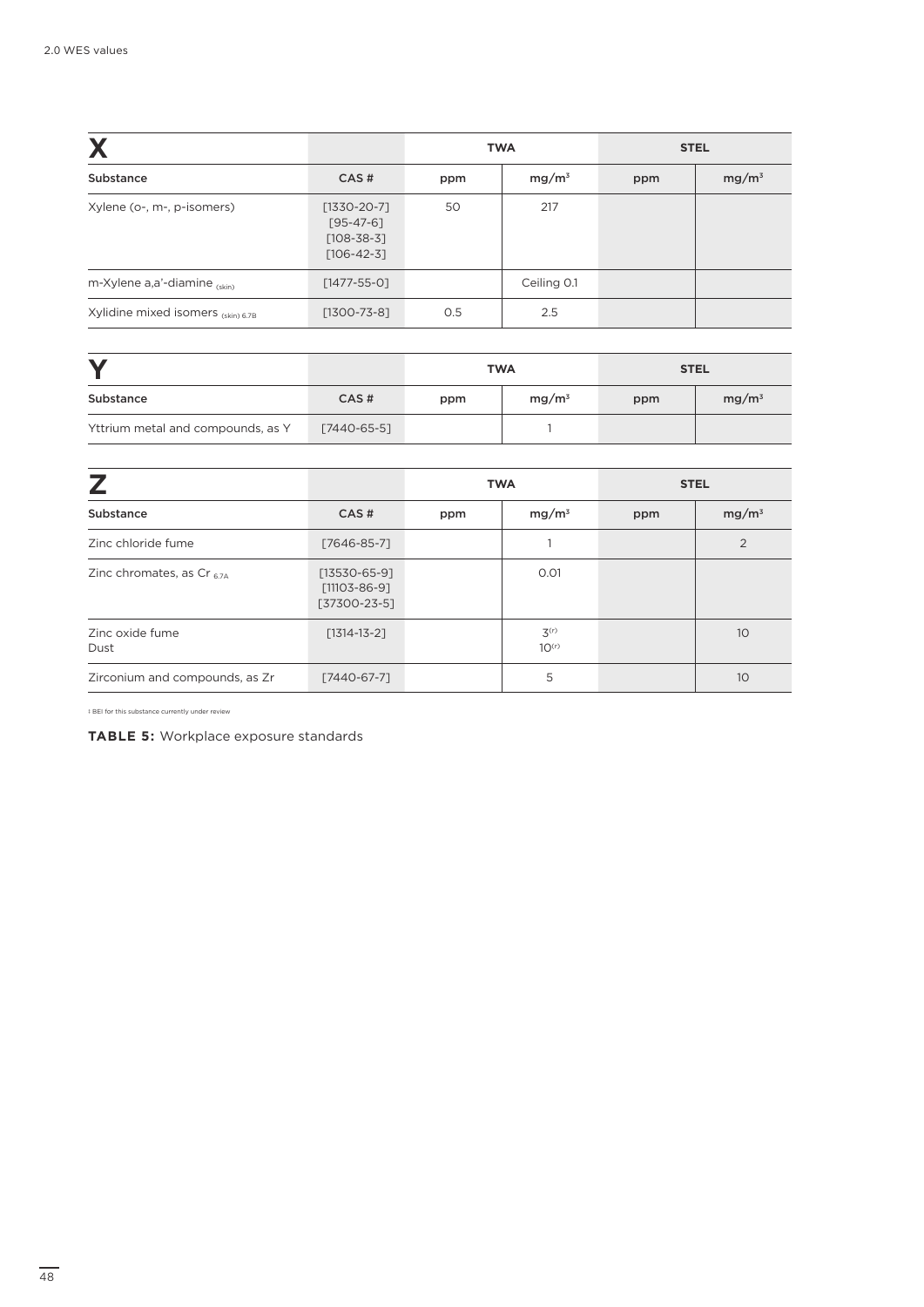| X | | TWA | | STEL | |
|---|---|---|---|---|---|
| Substance | CAS # | ppm | $mg/m^3$ | ppm | $mg/m^3$ |
| Xylene (o-, m-, p-isomers) | [1330-20-7] [95-47-6] [108-38-3] [106-42-3] | 50 | 217 | | |
| m-Xylene a,a'-diamine (skin) | [1477-55-0] | | Ceiling 0.1 | | |
| Xylidine mixed isomers (skin) 6.7B | [1300-73-8] | 0.5 | 2.5 | | |

| Y | | TWA | | STEL | |
|---|---|---|---|---|---|
| Substance | CAS # | ppm | $mg/m^3$ | ppm | $mg/m^3$ |
| Yttrium metal and compounds, as Y | [7440-65-5] | | 1 | | |

| Z | | TWA | | STEL | |
|---|---|---|---|---|---|
| Substance | CAS # | ppm | $mg/m^3$ | ppm | $mg/m^3$ |
| Zinc chloride fume | [7646-85-7] | | 1 | | 2 |
| Zinc chromates, as Cr 6.7A | [13530-65-9] [11103-86-9] [37300-23-5] | | 0.01 | | |
| Zinc oxide fume<br>Dust | [1314-13-2] | | 3(r)<br>10(r) | | 10 |
| Zirconium and compounds, as Zr | [7440-67-7] | | 5 | | 10 |

I BEI for this substance currently under review

**TABLE 5:** Workplace exposure standards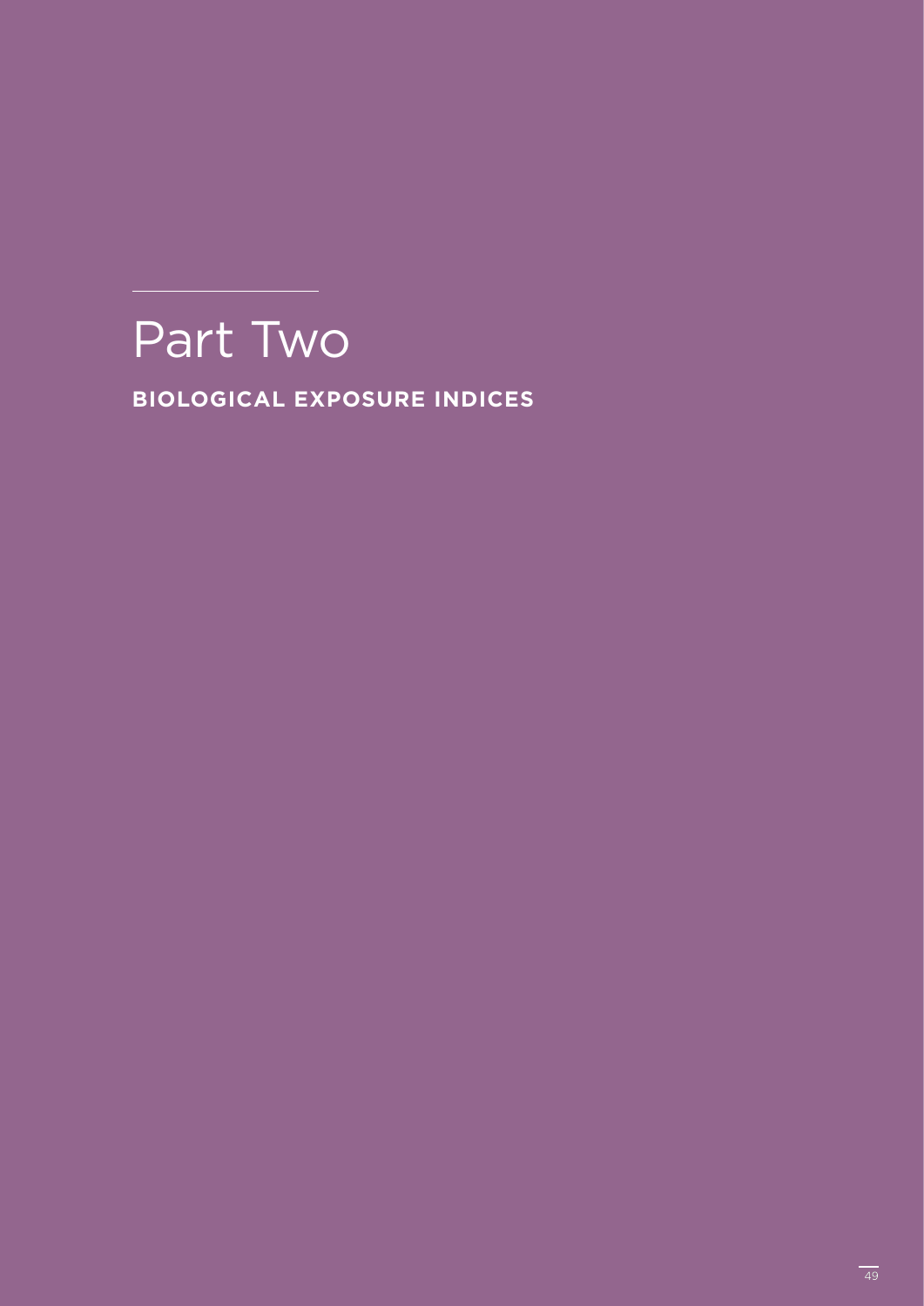# Part Two

**BIOLOGICAL EXPOSURE INDICES**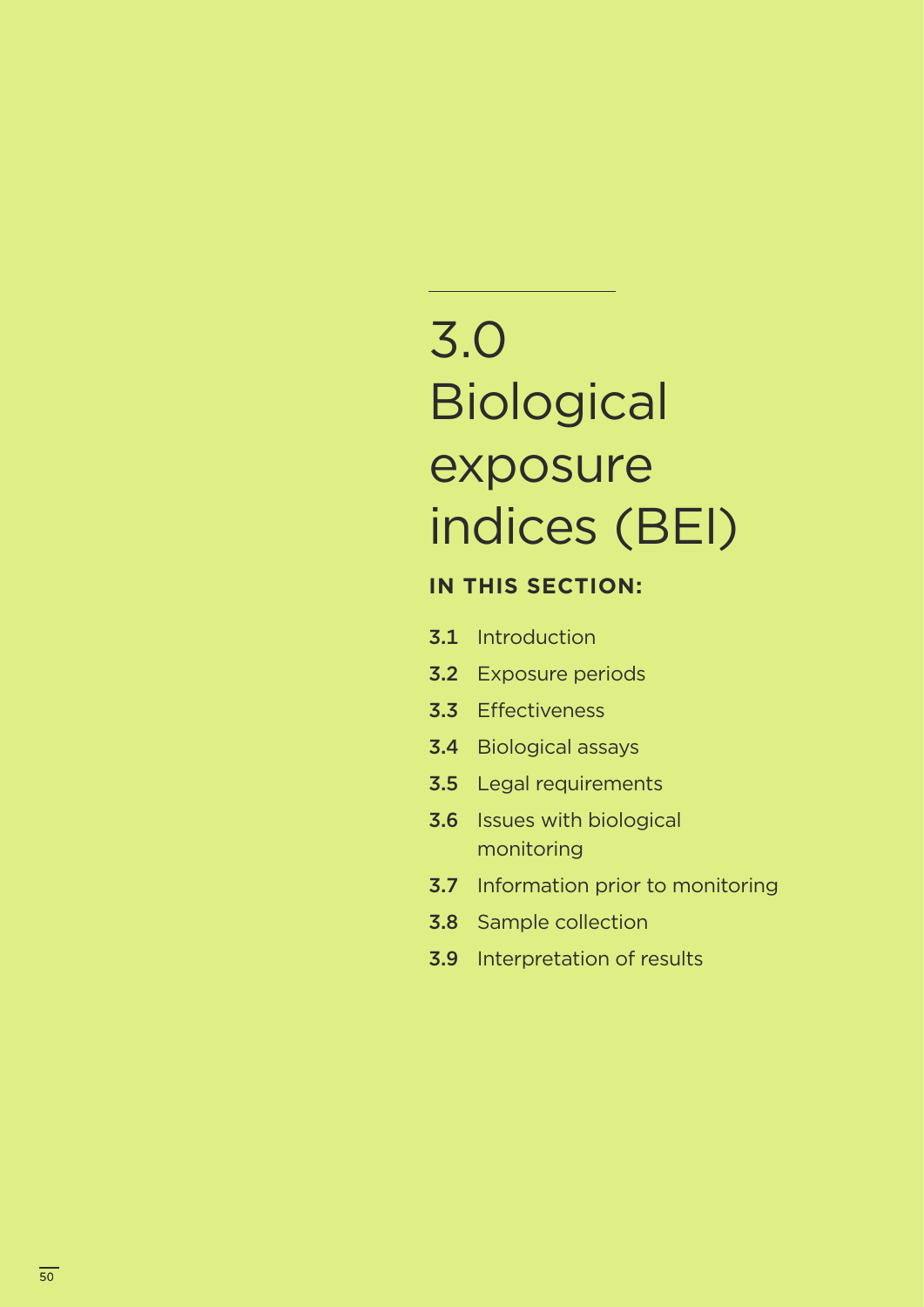# 3.0 Biological exposure indices (BEI)

**IN THIS SECTION:**

- **3.1** Introduction
- **3.2** Exposure periods
- **3.3** Effectiveness
- **3.4** Biological assays
- **3.5** Legal requirements
- **3.6** Issues with biological monitoring
- **3.7** Information prior to monitoring
- **3.8** Sample collection
- **3.9** Interpretation of results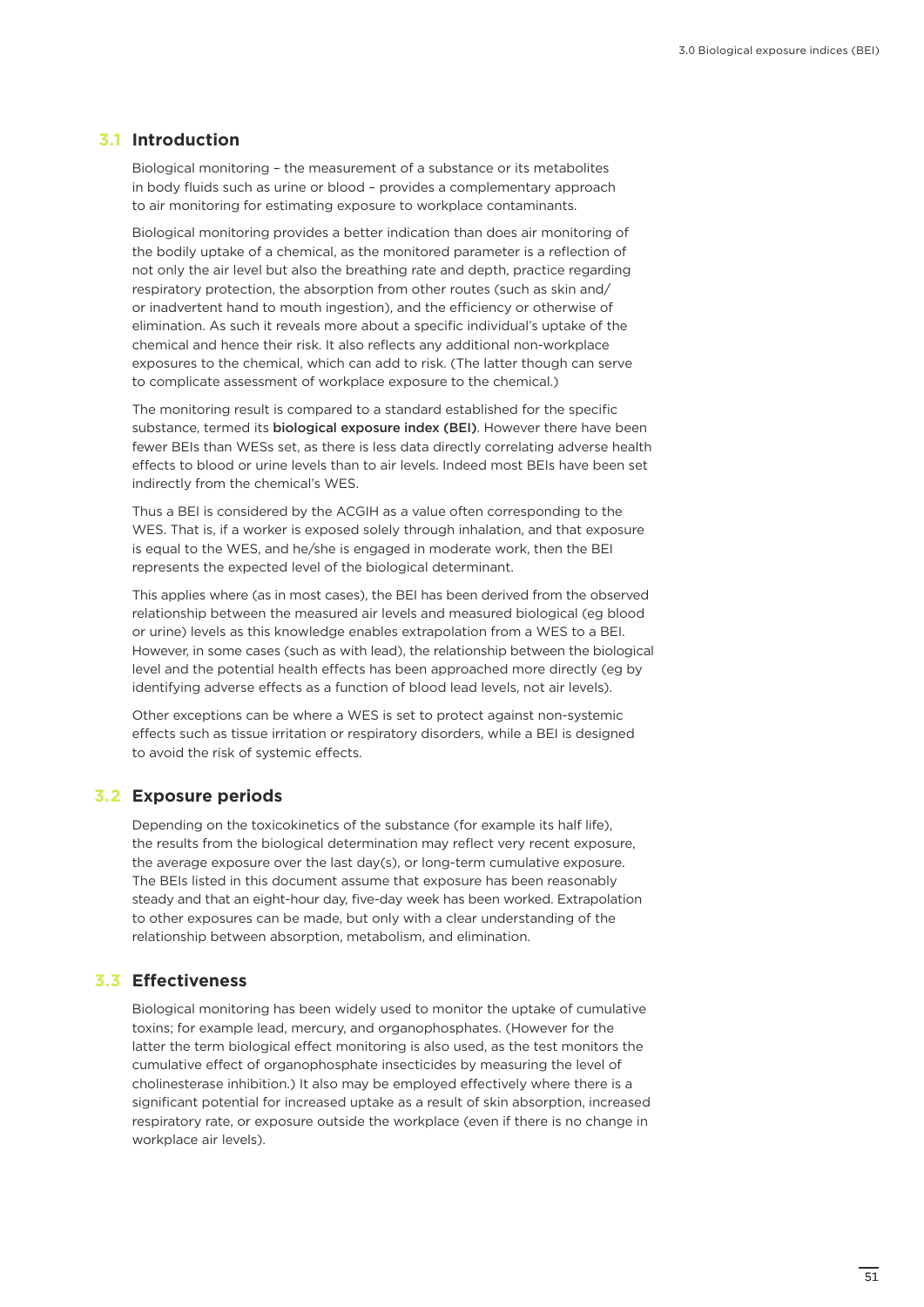## 3.1 Introduction

Biological monitoring – the measurement of a substance or its metabolites in body fluids such as urine or blood – provides a complementary approach to air monitoring for estimating exposure to workplace contaminants.

Biological monitoring provides a better indication than does air monitoring of the bodily uptake of a chemical, as the monitored parameter is a reflection of not only the air level but also the breathing rate and depth, practice regarding respiratory protection, the absorption from other routes (such as skin and/or inadvertent hand to mouth ingestion), and the efficiency or otherwise of elimination. As such it reveals more about a specific individual's uptake of the chemical and hence their risk. It also reflects any additional non-workplace exposures to the chemical, which can add to risk. (The latter though can serve to complicate assessment of workplace exposure to the chemical.)

The monitoring result is compared to a standard established for the specific substance, termed its **biological exposure index (BEI)**. However there have been fewer BEIs than WESs set, as there is less data directly correlating adverse health effects to blood or urine levels than to air levels. Indeed most BEIs have been set indirectly from the chemical's WES.

Thus a BEI is considered by the ACGIH as a value often corresponding to the WES. That is, if a worker is exposed solely through inhalation, and that exposure is equal to the WES, and he/she is engaged in moderate work, then the BEI represents the expected level of the biological determinant.

This applies where (as in most cases), the BEI has been derived from the observed relationship between the measured air levels and measured biological (eg blood or urine) levels as this knowledge enables extrapolation from a WES to a BEI. However, in some cases (such as with lead), the relationship between the biological level and the potential health effects has been approached more directly (eg by identifying adverse effects as a function of blood lead levels, not air levels).

Other exceptions can be where a WES is set to protect against non-systemic effects such as tissue irritation or respiratory disorders, while a BEI is designed to avoid the risk of systemic effects.

## 3.2 Exposure periods

Depending on the toxicokinetics of the substance (for example its half life), the results from the biological determination may reflect very recent exposure, the average exposure over the last day(s), or long-term cumulative exposure. The BEIs listed in this document assume that exposure has been reasonably steady and that an eight-hour day, five-day week has been worked. Extrapolation to other exposures can be made, but only with a clear understanding of the relationship between absorption, metabolism, and elimination.

## 3.3 Effectiveness

Biological monitoring has been widely used to monitor the uptake of cumulative toxins; for example lead, mercury, and organophosphates. (However for the latter the term biological effect monitoring is also used, as the test monitors the cumulative effect of organophosphate insecticides by measuring the level of cholinesterase inhibition.) It also may be employed effectively where there is a significant potential for increased uptake as a result of skin absorption, increased respiratory rate, or exposure outside the workplace (even if there is no change in workplace air levels).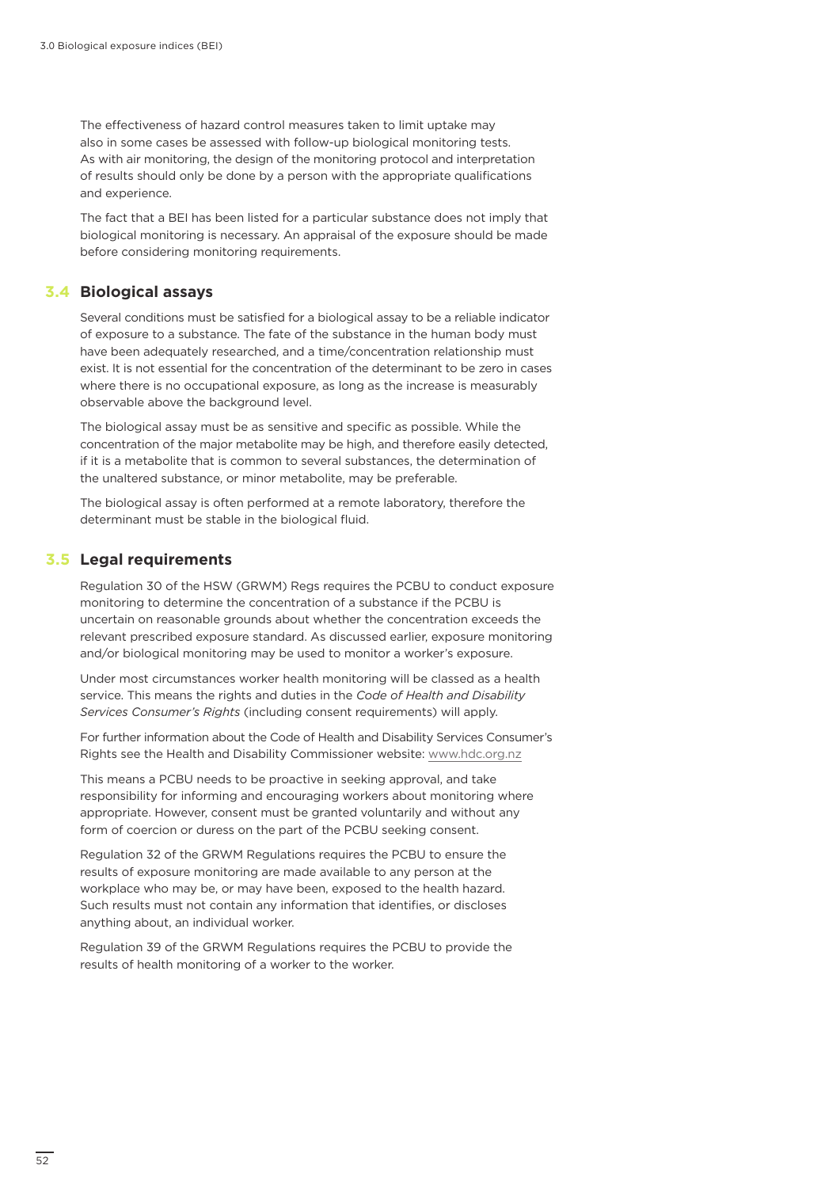The effectiveness of hazard control measures taken to limit uptake may also in some cases be assessed with follow-up biological monitoring tests. As with air monitoring, the design of the monitoring protocol and interpretation of results should only be done by a person with the appropriate qualifications and experience.

The fact that a BEI has been listed for a particular substance does not imply that biological monitoring is necessary. An appraisal of the exposure should be made before considering monitoring requirements.

## 3.4 Biological assays

Several conditions must be satisfied for a biological assay to be a reliable indicator of exposure to a substance. The fate of the substance in the human body must have been adequately researched, and a time/concentration relationship must exist. It is not essential for the concentration of the determinant to be zero in cases where there is no occupational exposure, as long as the increase is measurably observable above the background level.

The biological assay must be as sensitive and specific as possible. While the concentration of the major metabolite may be high, and therefore easily detected, if it is a metabolite that is common to several substances, the determination of the unaltered substance, or minor metabolite, may be preferable.

The biological assay is often performed at a remote laboratory, therefore the determinant must be stable in the biological fluid.

## 3.5 Legal requirements

Regulation 30 of the HSW (GRWM) Regs requires the PCBU to conduct exposure monitoring to determine the concentration of a substance if the PCBU is uncertain on reasonable grounds about whether the concentration exceeds the relevant prescribed exposure standard. As discussed earlier, exposure monitoring and/or biological monitoring may be used to monitor a worker's exposure.

Under most circumstances worker health monitoring will be classed as a health service. This means the rights and duties in the *Code of Health and Disability Services Consumer's Rights* (including consent requirements) will apply.

For further information about the Code of Health and Disability Services Consumer's Rights see the Health and Disability Commissioner website: www.hdc.org.nz

This means a PCBU needs to be proactive in seeking approval, and take responsibility for informing and encouraging workers about monitoring where appropriate. However, consent must be granted voluntarily and without any form of coercion or duress on the part of the PCBU seeking consent.

Regulation 32 of the GRWM Regulations requires the PCBU to ensure the results of exposure monitoring are made available to any person at the workplace who may be, or may have been, exposed to the health hazard. Such results must not contain any information that identifies, or discloses anything about, an individual worker.

Regulation 39 of the GRWM Regulations requires the PCBU to provide the results of health monitoring of a worker to the worker.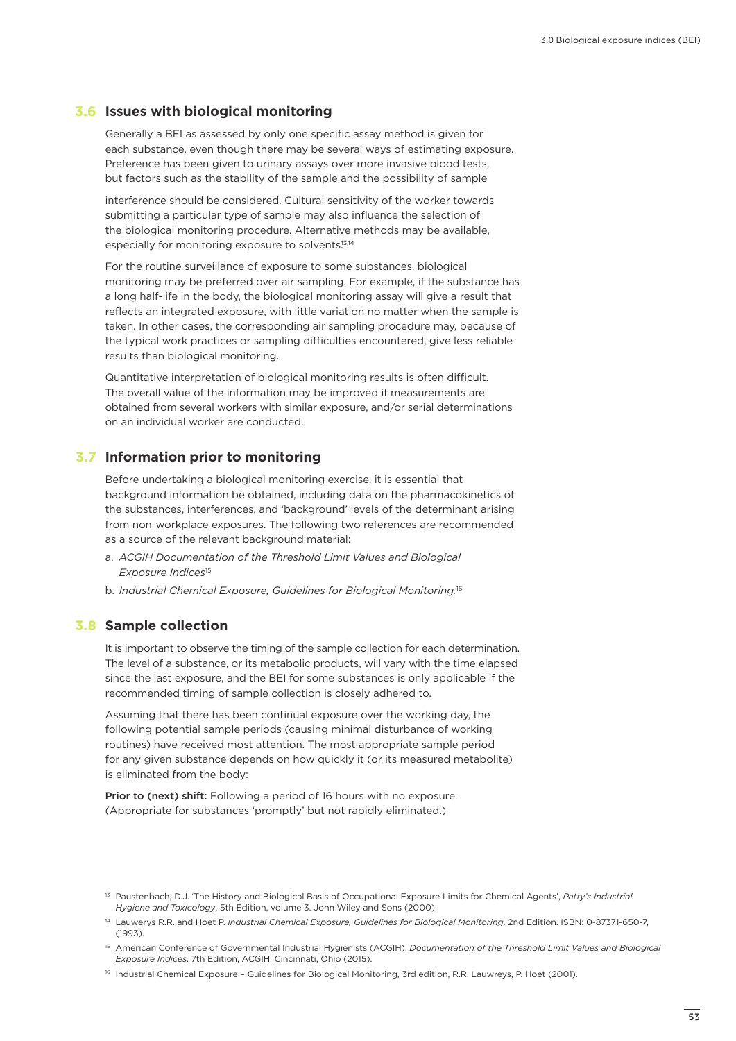## 3.6 Issues with biological monitoring

Generally a BEI as assessed by only one specific assay method is given for each substance, even though there may be several ways of estimating exposure. Preference has been given to urinary assays over more invasive blood tests, but factors such as the stability of the sample and the possibility of sample interference should be considered. Cultural sensitivity of the worker towards submitting a particular type of sample may also influence the selection of the biological monitoring procedure. Alternative methods may be available, especially for monitoring exposure to solvents.[13,14]

For the routine surveillance of exposure to some substances, biological monitoring may be preferred over air sampling. For example, if the substance has a long half-life in the body, the biological monitoring assay will give a result that reflects an integrated exposure, with little variation no matter when the sample is taken. In other cases, the corresponding air sampling procedure may, because of the typical work practices or sampling difficulties encountered, give less reliable results than biological monitoring.

Quantitative interpretation of biological monitoring results is often difficult. The overall value of the information may be improved if measurements are obtained from several workers with similar exposure, and/or serial determinations on an individual worker are conducted.

## 3.7 Information prior to monitoring

Before undertaking a biological monitoring exercise, it is essential that background information be obtained, including data on the pharmacokinetics of the substances, interferences, and 'background' levels of the determinant arising from non-workplace exposures. The following two references are recommended as a source of the relevant background material:

a. *ACGIH Documentation of the Threshold Limit Values and Biological Exposure Indices*[15]

b. *Industrial Chemical Exposure, Guidelines for Biological Monitoring.*[16]

## 3.8 Sample collection

It is important to observe the timing of the sample collection for each determination. The level of a substance, or its metabolic products, will vary with the time elapsed since the last exposure, and the BEI for some substances is only applicable if the recommended timing of sample collection is closely adhered to.

Assuming that there has been continual exposure over the working day, the following potential sample periods (causing minimal disturbance of working routines) have received most attention. The most appropriate sample period for any given substance depends on how quickly it (or its measured metabolite) is eliminated from the body:

**Prior to (next) shift:** Following a period of 16 hours with no exposure. (Appropriate for substances 'promptly' but not rapidly eliminated.)

---

[13] Paustenbach, D.J. 'The History and Biological Basis of Occupational Exposure Limits for Chemical Agents', *Patty's Industrial Hygiene and Toxicology*, 5th Edition, volume 3. John Wiley and Sons (2000).

[14] Lauwerys R.R. and Hoet P. *Industrial Chemical Exposure, Guidelines for Biological Monitoring*. 2nd Edition. ISBN: 0-87371-650-7, (1993).

[15] American Conference of Governmental Industrial Hygienists (ACGIH). *Documentation of the Threshold Limit Values and Biological Exposure Indices*. 7th Edition, ACGIH, Cincinnati, Ohio (2015).

[16] Industrial Chemical Exposure – Guidelines for Biological Monitoring, 3rd edition, R.R. Lauwreys, P. Hoet (2001).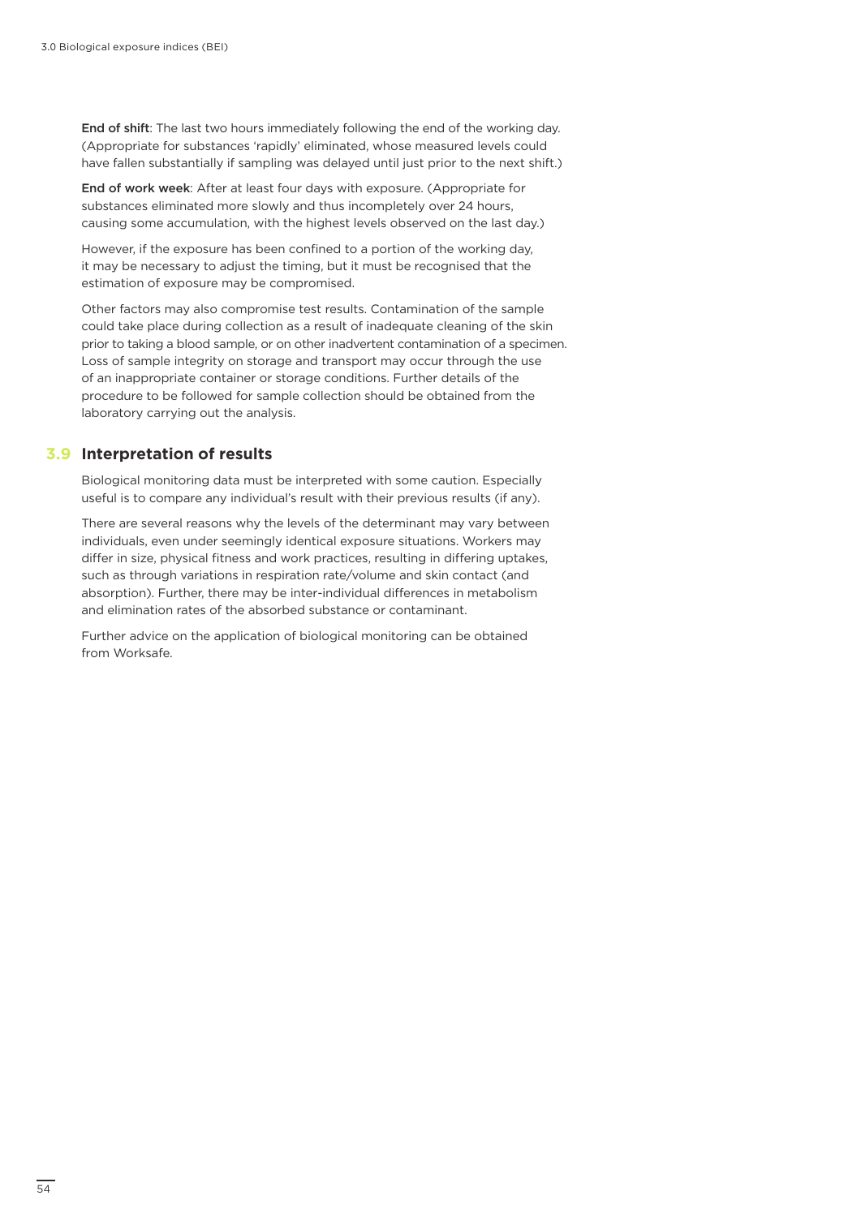**End of shift**: The last two hours immediately following the end of the working day. (Appropriate for substances 'rapidly' eliminated, whose measured levels could have fallen substantially if sampling was delayed until just prior to the next shift.)

**End of work week**: After at least four days with exposure. (Appropriate for substances eliminated more slowly and thus incompletely over 24 hours, causing some accumulation, with the highest levels observed on the last day.)

However, if the exposure has been confined to a portion of the working day, it may be necessary to adjust the timing, but it must be recognised that the estimation of exposure may be compromised.

Other factors may also compromise test results. Contamination of the sample could take place during collection as a result of inadequate cleaning of the skin prior to taking a blood sample, or on other inadvertent contamination of a specimen. Loss of sample integrity on storage and transport may occur through the use of an inappropriate container or storage conditions. Further details of the procedure to be followed for sample collection should be obtained from the laboratory carrying out the analysis.

## 3.9 Interpretation of results

Biological monitoring data must be interpreted with some caution. Especially useful is to compare any individual's result with their previous results (if any).

There are several reasons why the levels of the determinant may vary between individuals, even under seemingly identical exposure situations. Workers may differ in size, physical fitness and work practices, resulting in differing uptakes, such as through variations in respiration rate/volume and skin contact (and absorption). Further, there may be inter-individual differences in metabolism and elimination rates of the absorbed substance or contaminant.

Further advice on the application of biological monitoring can be obtained from Worksafe.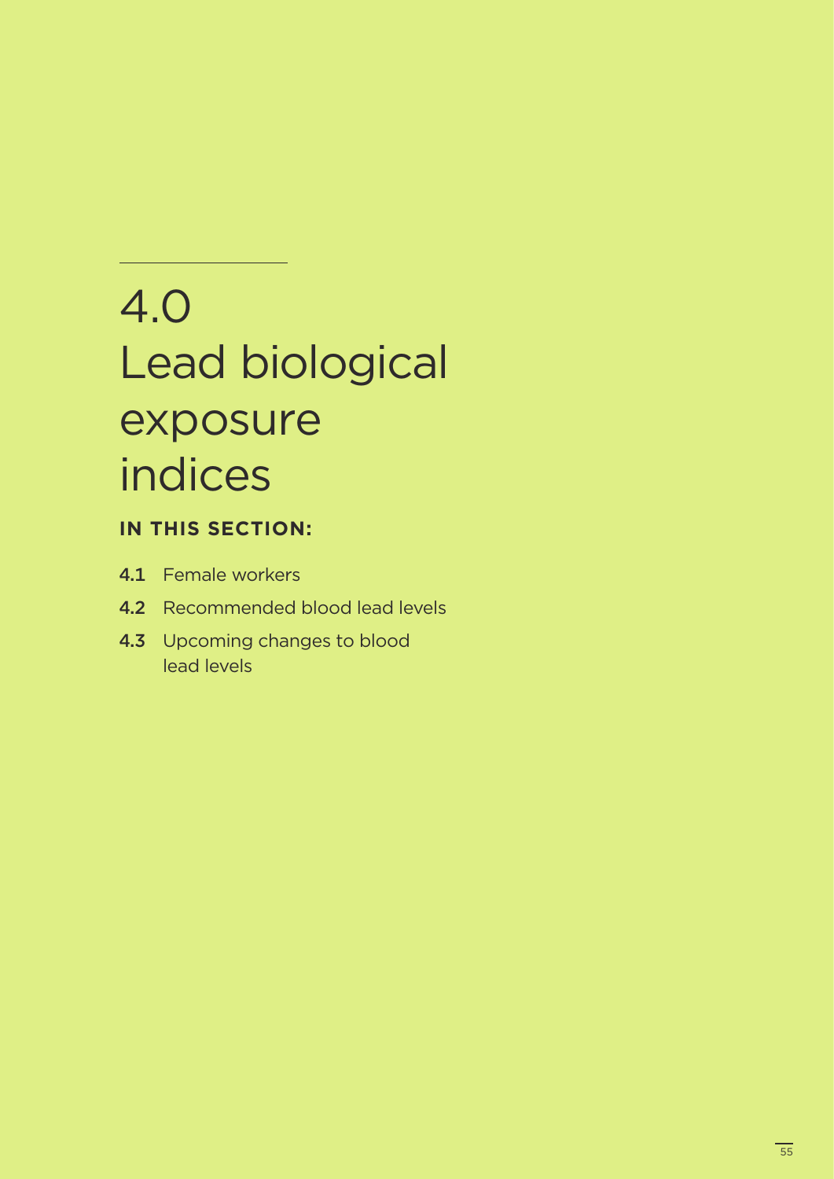# 4.0 Lead biological exposure indices

**IN THIS SECTION:**

- **4.1** Female workers
- **4.2** Recommended blood lead levels
- **4.3** Upcoming changes to blood lead levels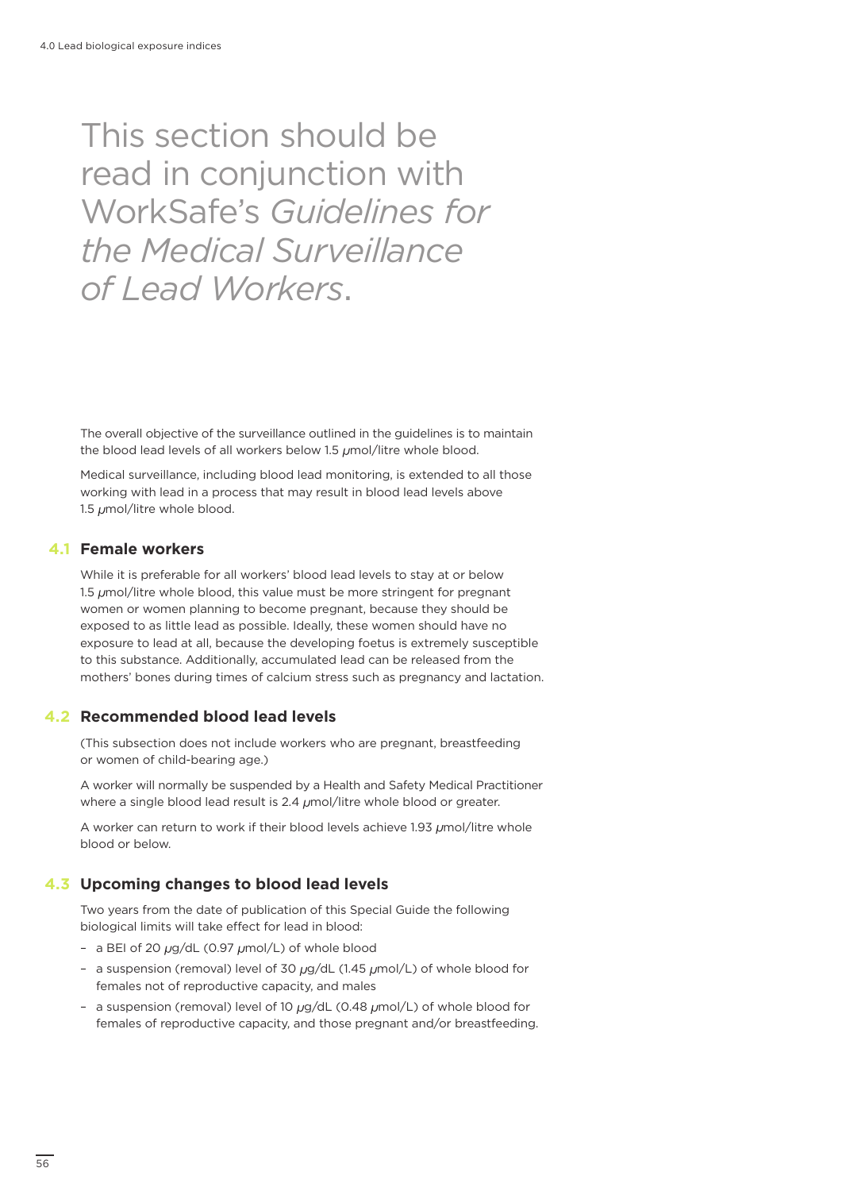This section should be read in conjunction with WorkSafe's *Guidelines for the Medical Surveillance of Lead Workers*.

The overall objective of the surveillance outlined in the guidelines is to maintain the blood lead levels of all workers below 1.5 μmol/litre whole blood.

Medical surveillance, including blood lead monitoring, is extended to all those working with lead in a process that may result in blood lead levels above 1.5 μmol/litre whole blood.

## 4.1 Female workers

While it is preferable for all workers' blood lead levels to stay at or below 1.5 μmol/litre whole blood, this value must be more stringent for pregnant women or women planning to become pregnant, because they should be exposed to as little lead as possible. Ideally, these women should have no exposure to lead at all, because the developing foetus is extremely susceptible to this substance. Additionally, accumulated lead can be released from the mothers' bones during times of calcium stress such as pregnancy and lactation.

## 4.2 Recommended blood lead levels

(This subsection does not include workers who are pregnant, breastfeeding or women of child-bearing age.)

A worker will normally be suspended by a Health and Safety Medical Practitioner where a single blood lead result is 2.4 μmol/litre whole blood or greater.

A worker can return to work if their blood levels achieve 1.93 μmol/litre whole blood or below.

## 4.3 Upcoming changes to blood lead levels

Two years from the date of publication of this Special Guide the following biological limits will take effect for lead in blood:

- a BEI of 20 μg/dL (0.97 μmol/L) of whole blood
- a suspension (removal) level of 30 μg/dL (1.45 μmol/L) of whole blood for females not of reproductive capacity, and males
- a suspension (removal) level of 10 μg/dL (0.48 μmol/L) of whole blood for females of reproductive capacity, and those pregnant and/or breastfeeding.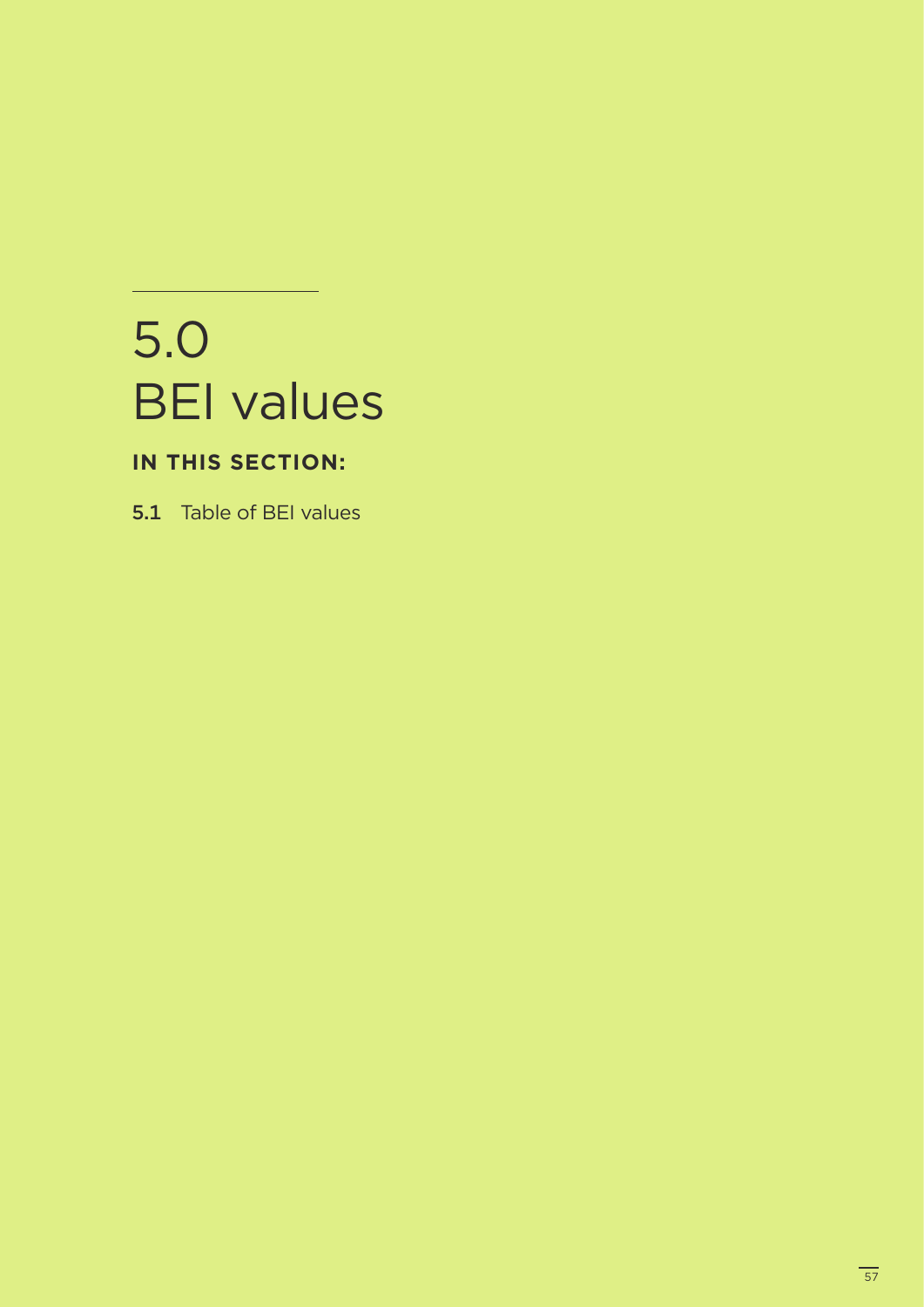# 5.0 BEI values

**IN THIS SECTION:**

**5.1** Table of BEI values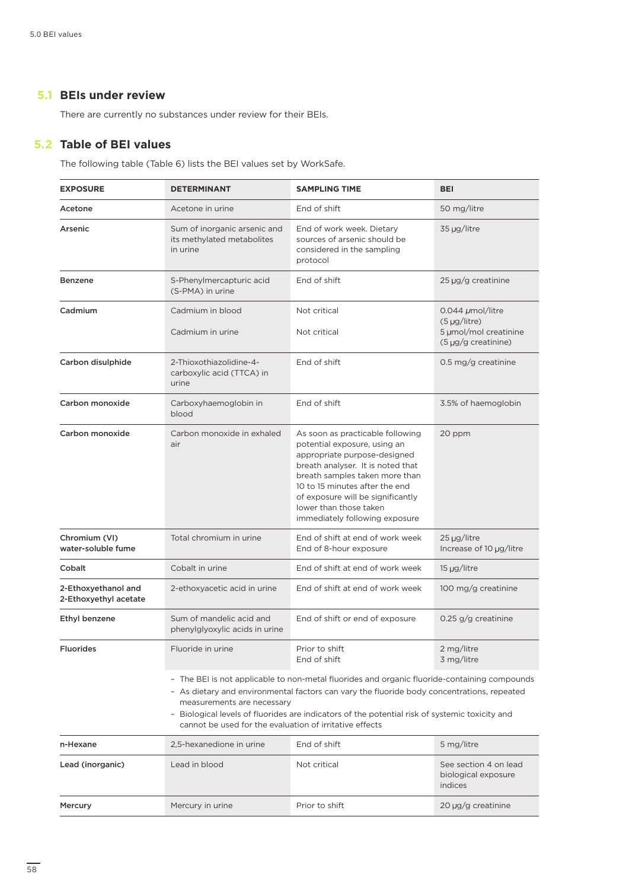## 5.1 BEIs under review

There are currently no substances under review for their BEIs.

## 5.2 Table of BEI values

The following table (Table 6) lists the BEI values set by WorkSafe.

| EXPOSURE | DETERMINANT | SAMPLING TIME | BEI |
|---|---|---|---|
| **Acetone** | Acetone in urine | End of shift | 50 mg/litre |
| **Arsenic** | Sum of inorganic arsenic and its methylated metabolites in urine | End of work week. Dietary sources of arsenic should be considered in the sampling protocol | 35 μg/litre |
| **Benzene** | S-Phenylmercapturic acid (S-PMA) in urine | End of shift | 25 μg/g creatinine |
| **Cadmium** | Cadmium in blood<br>Cadmium in urine | Not critical<br>Not critical | 0.044 μmol/litre (5 μg/litre)<br>5 μmol/mol creatinine (5 μg/g creatinine) |
| **Carbon disulphide** | 2-Thioxothiazolidine-4-carboxylic acid (TTCA) in urine | End of shift | 0.5 mg/g creatinine |
| **Carbon monoxide** | Carboxyhaemoglobin in blood | End of shift | 3.5% of haemoglobin |
| **Carbon monoxide** | Carbon monoxide in exhaled air | As soon as practicable following potential exposure, using an appropriate purpose-designed breath analyser. It is noted that breath samples taken more than 10 to 15 minutes after the end of exposure will be significantly lower than those taken immediately following exposure | 20 ppm |
| **Chromium (VI) water-soluble fume** | Total chromium in urine | End of shift at end of work week<br>End of 8-hour exposure | 25 μg/litre<br>Increase of 10 μg/litre |
| **Cobalt** | Cobalt in urine | End of shift at end of work week | 15 μg/litre |
| **2-Ethoxyethanol and 2-Ethoxyethyl acetate** | 2-ethoxyacetic acid in urine | End of shift at end of work week | 100 mg/g creatinine |
| **Ethyl benzene** | Sum of mandelic acid and phenylglyoxylic acids in urine | End of shift or end of exposure | 0.25 g/g creatinine |
| **Fluorides** | Fluoride in urine | Prior to shift<br>End of shift | 2 mg/litre<br>3 mg/litre |
| | - The BEI is not applicable to non-metal fluorides and organic fluoride-containing compounds<br>- As dietary and environmental factors can vary the fluoride body concentrations, repeated measurements are necessary<br>- Biological levels of fluorides are indicators of the potential risk of systemic toxicity and cannot be used for the evaluation of irritative effects | | |
| **n-Hexane** | 2,5-hexanedione in urine | End of shift | 5 mg/litre |
| **Lead (inorganic)** | Lead in blood | Not critical | See section 4 on lead biological exposure indices |
| **Mercury** | Mercury in urine | Prior to shift | 20 μg/g creatinine |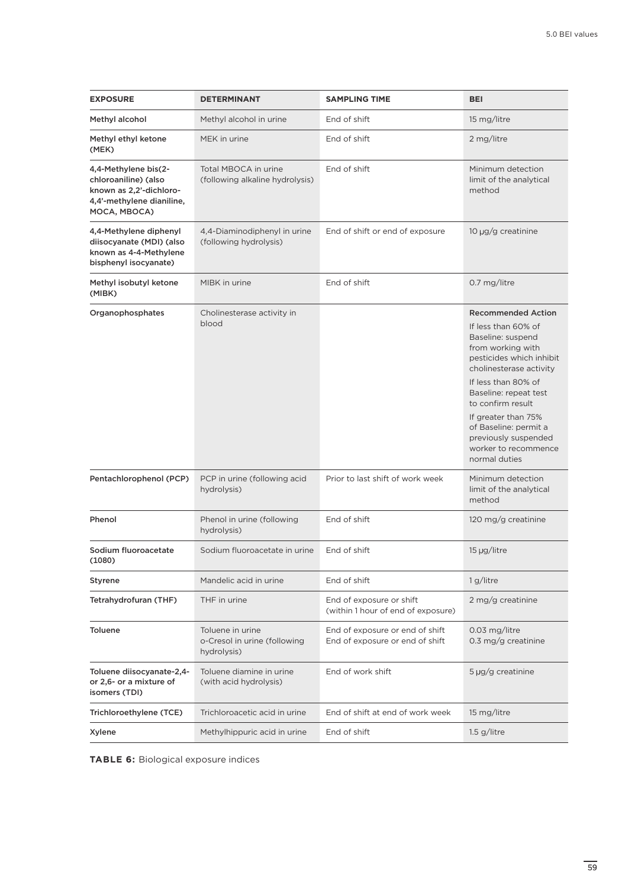| EXPOSURE | DETERMINANT | SAMPLING TIME | BEI |
|---|---|---|---|
| Methyl alcohol | Methyl alcohol in urine | End of shift | 15 mg/litre |
| Methyl ethyl ketone (MEK) | MEK in urine | End of shift | 2 mg/litre |
| 4,4-Methylene bis(2-chloroaniline) (also known as 2,2'-dichloro-4,4'-methylene dianiline, MOCA, MBOCA) | Total MBOCA in urine (following alkaline hydrolysis) | End of shift | Minimum detection limit of the analytical method |
| 4,4-Methylene diphenyl diisocyanate (MDI) (also known as 4-4-Methylene bisphenyl isocyanate) | 4,4-Diaminodiphenyl in urine (following hydrolysis) | End of shift or end of exposure | 10 µg/g creatinine |
| Methyl isobutyl ketone (MIBK) | MIBK in urine | End of shift | 0.7 mg/litre |
| Organophosphates | Cholinesterase activity in blood | | **Recommended Action**<br>If less than 60% of Baseline: suspend from working with pesticides which inhibit cholinesterase activity<br>If less than 80% of Baseline: repeat test to confirm result<br>If greater than 75% of Baseline: permit a previously suspended worker to recommence normal duties |
| Pentachlorophenol (PCP) | PCP in urine (following acid hydrolysis) | Prior to last shift of work week | Minimum detection limit of the analytical method |
| Phenol | Phenol in urine (following hydrolysis) | End of shift | 120 mg/g creatinine |
| Sodium fluoroacetate (1080) | Sodium fluoroacetate in urine | End of shift | 15 µg/litre |
| Styrene | Mandelic acid in urine | End of shift | 1 g/litre |
| Tetrahydrofuran (THF) | THF in urine | End of exposure or shift (within 1 hour of end of exposure) | 2 mg/g creatinine |
| Toluene | Toluene in urine<br>o-Cresol in urine (following hydrolysis) | End of exposure or end of shift<br>End of exposure or end of shift | 0.03 mg/litre<br>0.3 mg/g creatinine |
| Toluene diisocyanate-2,4- or 2,6- or a mixture of isomers (TDI) | Toluene diamine in urine (with acid hydrolysis) | End of work shift | 5 µg/g creatinine |
| Trichloroethylene (TCE) | Trichloroacetic acid in urine | End of shift at end of work week | 15 mg/litre |
| Xylene | Methylhippuric acid in urine | End of shift | 1.5 g/litre |

**TABLE 6:** Biological exposure indices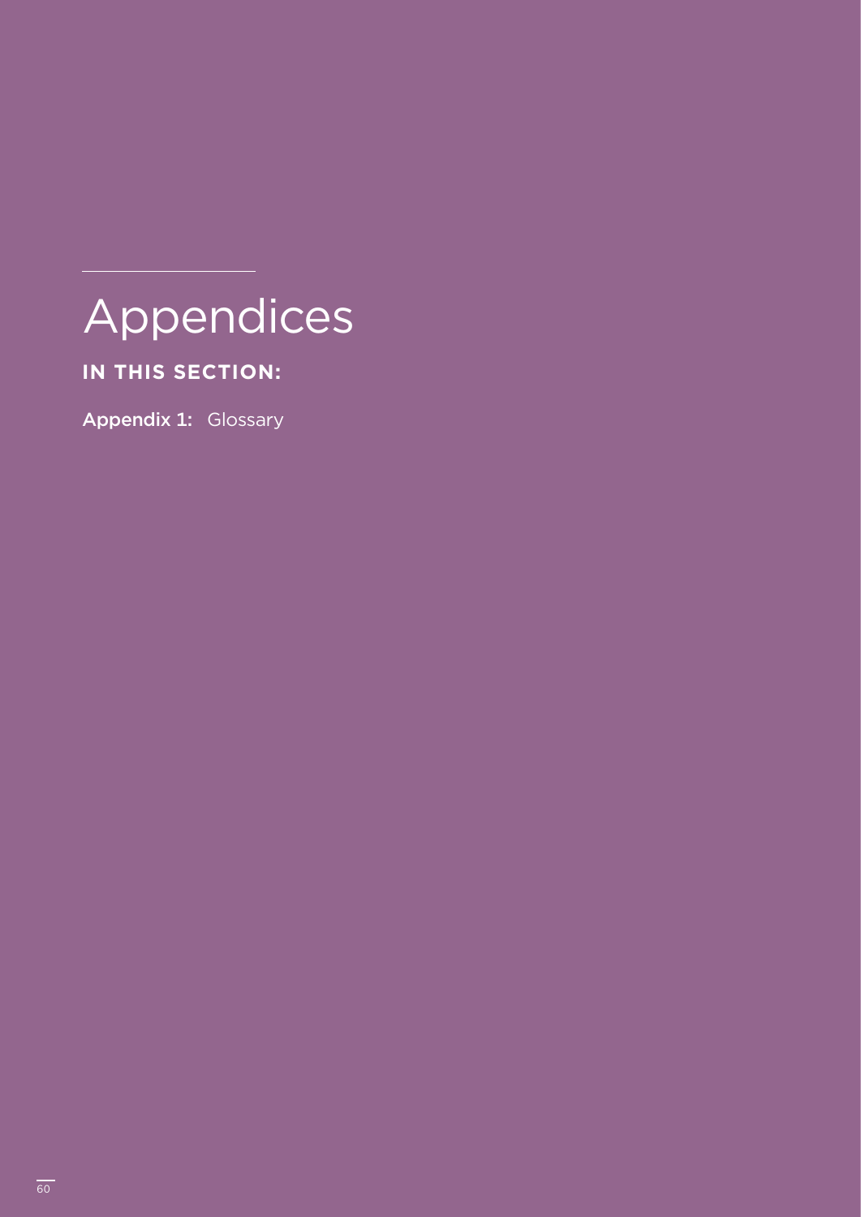# Appendices

**IN THIS SECTION:**

**Appendix 1:** Glossary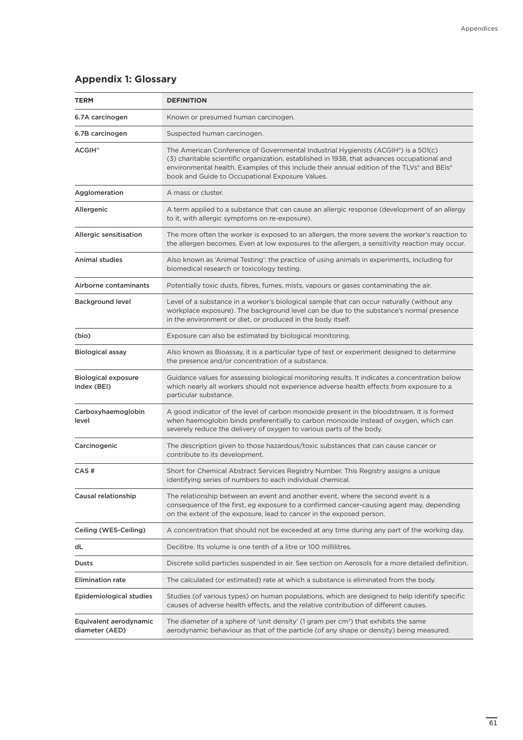## Appendix 1: Glossary

| TERM | DEFINITION |
|---|---|
| 6.7A carcinogen | Known or presumed human carcinogen. |
| 6.7B carcinogen | Suspected human carcinogen. |
| ACGIH® | The American Conference of Governmental Industrial Hygienists (ACGIH®) is a 501(c)(3) charitable scientific organization, established in 1938, that advances occupational and environmental health. Examples of this include their annual edition of the TLVs® and BEIs® book and Guide to Occupational Exposure Values. |
| Agglomeration | A mass or cluster. |
| Allergenic | A term applied to a substance that can cause an allergic response (development of an allergy to it, with allergic symptoms on re-exposure). |
| Allergic sensitisation | The more often the worker is exposed to an allergen, the more severe the worker's reaction to the allergen becomes. Even at low exposures to the allergen, a sensitivity reaction may occur. |
| Animal studies | Also known as 'Animal Testing': the practice of using animals in experiments, including for biomedical research or toxicology testing. |
| Airborne contaminants | Potentially toxic dusts, fibres, fumes, mists, vapours or gases contaminating the air. |
| Background level | Level of a substance in a worker's biological sample that can occur naturally (without any workplace exposure). The background level can be due to the substance's normal presence in the environment or diet, or produced in the body itself. |
| (bio) | Exposure can also be estimated by biological monitoring. |
| Biological assay | Also known as Bioassay, it is a particular type of test or experiment designed to determine the presence and/or concentration of a substance. |
| Biological exposure index (BEI) | Guidance values for assessing biological monitoring results. It indicates a concentration below which nearly all workers should not experience adverse health effects from exposure to a particular substance. |
| Carboxyhaemoglobin level | A good indicator of the level of carbon monoxide present in the bloodstream. It is formed when haemoglobin binds preferentially to carbon monoxide instead of oxygen, which can severely reduce the delivery of oxygen to various parts of the body. |
| Carcinogenic | The description given to those hazardous/toxic substances that can cause cancer or contribute to its development. |
| CAS # | Short for Chemical Abstract Services Registry Number. This Registry assigns a unique identifying series of numbers to each individual chemical. |
| Causal relationship | The relationship between an event and another event, where the second event is a consequence of the first, eg exposure to a confirmed cancer-causing agent may, depending on the extent of the exposure, lead to cancer in the exposed person. |
| Ceiling (WES-Ceiling) | A concentration that should not be exceeded at any time during any part of the working day. |
| dL | Decilitre. Its volume is one tenth of a litre or 100 millilitres. |
| Dusts | Discrete solid particles suspended in air. See section on Aerosols for a more detailed definition. |
| Elimination rate | The calculated (or estimated) rate at which a substance is eliminated from the body. |
| Epidemiological studies | Studies (of various types) on human populations, which are designed to help identify specific causes of adverse health effects, and the relative contribution of different causes. |
| Equivalent aerodynamic diameter (AED) | The diameter of a sphere of 'unit density' (1 gram per $cm^3$) that exhibits the same aerodynamic behaviour as that of the particle (of any shape or density) being measured. |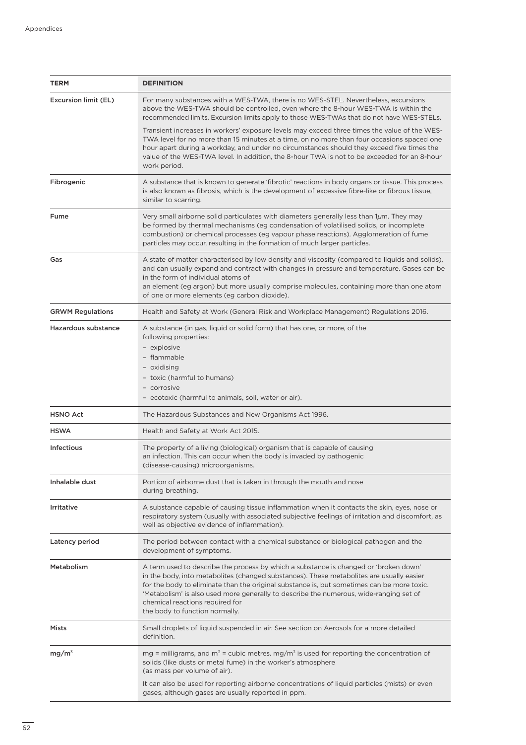| TERM | DEFINITION |
|---|---|
| Excursion limit (EL) | For many substances with a WES-TWA, there is no WES-STEL. Nevertheless, excursions above the WES-TWA should be controlled, even where the 8-hour WES-TWA is within the recommended limits. Excursion limits apply to those WES-TWAs that do not have WES-STELs.<br><br>Transient increases in workers' exposure levels may exceed three times the value of the WES-TWA level for no more than 15 minutes at a time, on no more than four occasions spaced one hour apart during a workday, and under no circumstances should they exceed five times the value of the WES-TWA level. In addition, the 8-hour TWA is not to be exceeded for an 8-hour work period. |
| Fibrogenic | A substance that is known to generate 'fibrotic' reactions in body organs or tissue. This process is also known as fibrosis, which is the development of excessive fibre-like or fibrous tissue, similar to scarring. |
| Fume | Very small airborne solid particulates with diameters generally less than 1$\mu$m. They may be formed by thermal mechanisms (eg condensation of volatilised solids, or incomplete combustion) or chemical processes (eg vapour phase reactions). Agglomeration of fume particles may occur, resulting in the formation of much larger particles. |
| Gas | A state of matter characterised by low density and viscosity (compared to liquids and solids), and can usually expand and contract with changes in pressure and temperature. Gases can be in the form of individual atoms of an element (eg argon) but more usually comprise molecules, containing more than one atom of one or more elements (eg carbon dioxide). |
| GRWM Regulations | Health and Safety at Work (General Risk and Workplace Management) Regulations 2016. |
| Hazardous substance | A substance (in gas, liquid or solid form) that has one, or more, of the following properties:<br>– explosive<br>– flammable<br>– oxidising<br>– toxic (harmful to humans)<br>– corrosive<br>– ecotoxic (harmful to animals, soil, water or air). |
| HSNO Act | The Hazardous Substances and New Organisms Act 1996. |
| HSWA | Health and Safety at Work Act 2015. |
| Infectious | The property of a living (biological) organism that is capable of causing an infection. This can occur when the body is invaded by pathogenic (disease-causing) microorganisms. |
| Inhalable dust | Portion of airborne dust that is taken in through the mouth and nose during breathing. |
| Irritative | A substance capable of causing tissue inflammation when it contacts the skin, eyes, nose or respiratory system (usually with associated subjective feelings of irritation and discomfort, as well as objective evidence of inflammation). |
| Latency period | The period between contact with a chemical substance or biological pathogen and the development of symptoms. |
| Metabolism | A term used to describe the process by which a substance is changed or 'broken down' in the body, into metabolites (changed substances). These metabolites are usually easier for the body to eliminate than the original substance is, but sometimes can be more toxic. 'Metabolism' is also used more generally to describe the numerous, wide-ranging set of chemical reactions required for the body to function normally. |
| Mists | Small droplets of liquid suspended in air. See section on Aerosols for a more detailed definition. |
| mg/m$^3$ | mg = milligrams, and m$^3$ = cubic metres. mg/m$^3$ is used for reporting the concentration of solids (like dusts or metal fume) in the worker's atmosphere (as mass per volume of air).<br><br>It can also be used for reporting airborne concentrations of liquid particles (mists) or even gases, although gases are usually reported in ppm. |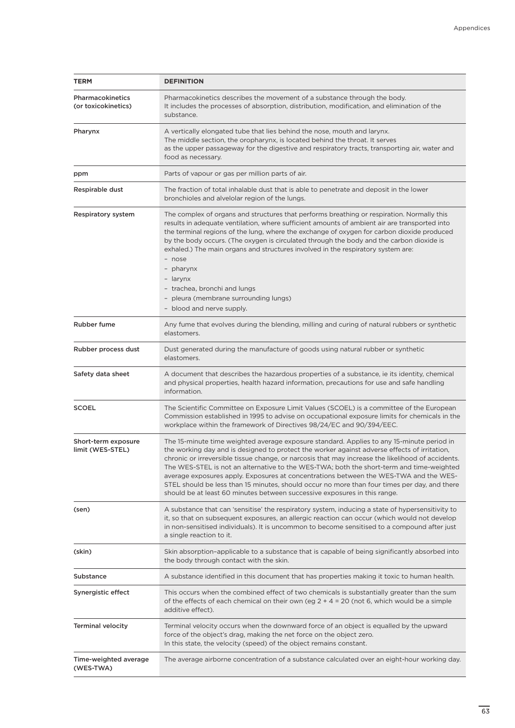| TERM | DEFINITION |
|---|---|
| Pharmacokinetics (or toxicokinetics) | Pharmacokinetics describes the movement of a substance through the body. It includes the processes of absorption, distribution, modification, and elimination of the substance. |
| Pharynx | A vertically elongated tube that lies behind the nose, mouth and larynx. The middle section, the oropharynx, is located behind the throat. It serves as the upper passageway for the digestive and respiratory tracts, transporting air, water and food as necessary. |
| ppm | Parts of vapour or gas per million parts of air. |
| Respirable dust | The fraction of total inhalable dust that is able to penetrate and deposit in the lower bronchioles and alvelolar region of the lungs. |
| Respiratory system | The complex of organs and structures that performs breathing or respiration. Normally this results in adequate ventilation, where sufficient amounts of ambient air are transported into the terminal regions of the lung, where the exchange of oxygen for carbon dioxide produced by the body occurs. (The oxygen is circulated through the body and the carbon dioxide is exhaled.) The main organs and structures involved in the respiratory system are:<br>– nose<br>– pharynx<br>– larynx<br>– trachea, bronchi and lungs<br>– pleura (membrane surrounding lungs)<br>– blood and nerve supply. |
| Rubber fume | Any fume that evolves during the blending, milling and curing of natural rubbers or synthetic elastomers. |
| Rubber process dust | Dust generated during the manufacture of goods using natural rubber or synthetic elastomers. |
| Safety data sheet | A document that describes the hazardous properties of a substance, ie its identity, chemical and physical properties, health hazard information, precautions for use and safe handling information. |
| SCOEL | The Scientific Committee on Exposure Limit Values (SCOEL) is a committee of the European Commission established in 1995 to advise on occupational exposure limits for chemicals in the workplace within the framework of Directives 98/24/EC and 90/394/EEC. |
| Short-term exposure limit (WES-STEL) | The 15-minute time weighted average exposure standard. Applies to any 15-minute period in the working day and is designed to protect the worker against adverse effects of irritation, chronic or irreversible tissue change, or narcosis that may increase the likelihood of accidents. The WES-STEL is not an alternative to the WES-TWA; both the short-term and time-weighted average exposures apply. Exposures at concentrations between the WES-TWA and the WES-STEL should be less than 15 minutes, should occur no more than four times per day, and there should be at least 60 minutes between successive exposures in this range. |
| (sen) | A substance that can 'sensitise' the respiratory system, inducing a state of hypersensitivity to it, so that on subsequent exposures, an allergic reaction can occur (which would not develop in non-sensitised individuals). It is uncommon to become sensitised to a compound after just a single reaction to it. |
| (skin) | Skin absorption–applicable to a substance that is capable of being significantly absorbed into the body through contact with the skin. |
| Substance | A substance identified in this document that has properties making it toxic to human health. |
| Synergistic effect | This occurs when the combined effect of two chemicals is substantially greater than the sum of the effects of each chemical on their own (eg 2 + 4 = 20 (not 6, which would be a simple additive effect). |
| Terminal velocity | Terminal velocity occurs when the downward force of an object is equalled by the upward force of the object's drag, making the net force on the object zero. In this state, the velocity (speed) of the object remains constant. |
| Time-weighted average (WES-TWA) | The average airborne concentration of a substance calculated over an eight-hour working day. |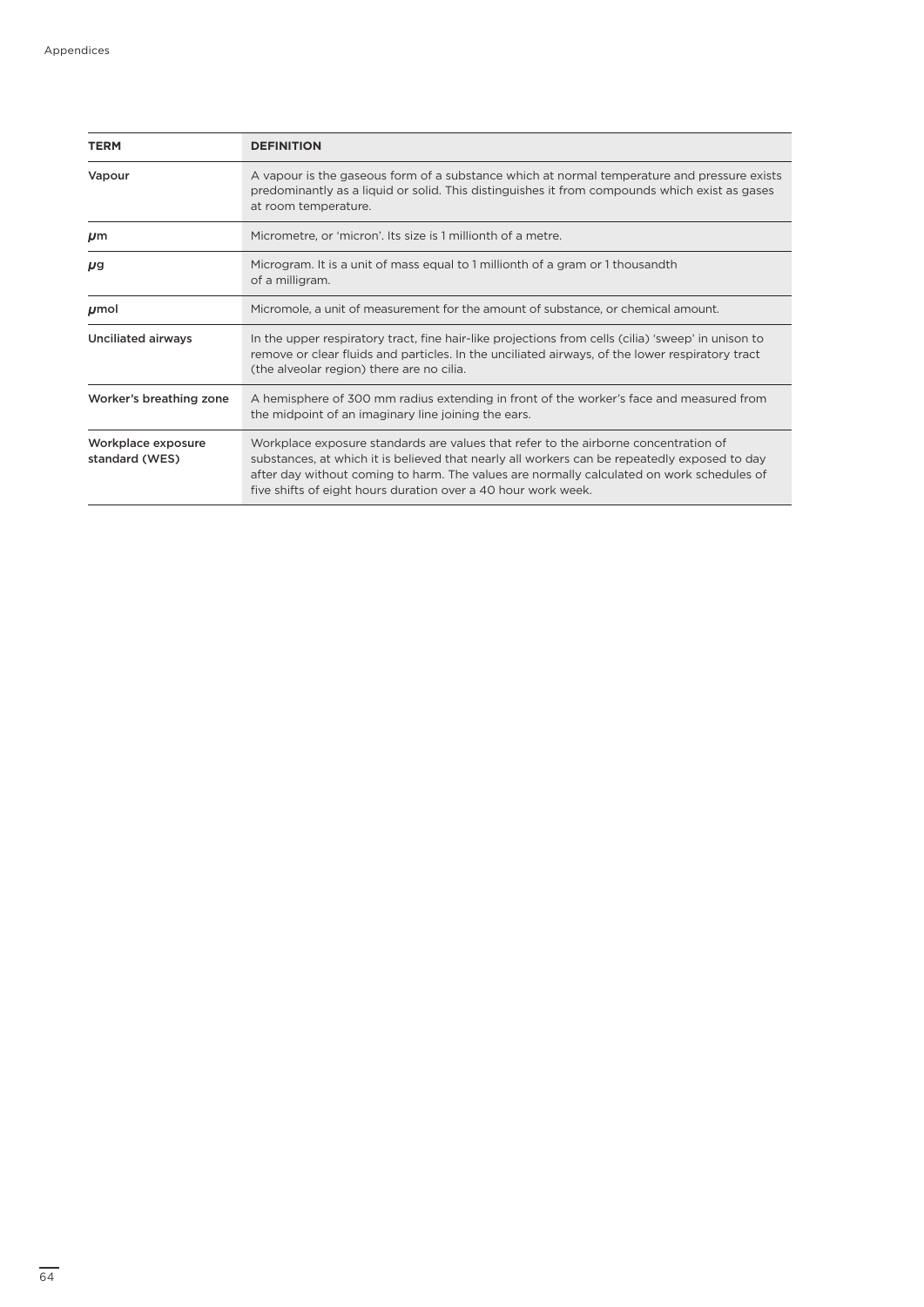| TERM | DEFINITION |
|---|---|
| Vapour | A vapour is the gaseous form of a substance which at normal temperature and pressure exists predominantly as a liquid or solid. This distinguishes it from compounds which exist as gases at room temperature. |
| μm | Micrometre, or 'micron'. Its size is 1 millionth of a metre. |
| μg | Microgram. It is a unit of mass equal to 1 millionth of a gram or 1 thousandth of a milligram. |
| μmol | Micromole, a unit of measurement for the amount of substance, or chemical amount. |
| Unciliated airways | In the upper respiratory tract, fine hair-like projections from cells (cilia) 'sweep' in unison to remove or clear fluids and particles. In the unciliated airways, of the lower respiratory tract (the alveolar region) there are no cilia. |
| Worker's breathing zone | A hemisphere of 300 mm radius extending in front of the worker's face and measured from the midpoint of an imaginary line joining the ears. |
| Workplace exposure standard (WES) | Workplace exposure standards are values that refer to the airborne concentration of substances, at which it is believed that nearly all workers can be repeatedly exposed to day after day without coming to harm. The values are normally calculated on work schedules of five shifts of eight hours duration over a 40 hour work week. |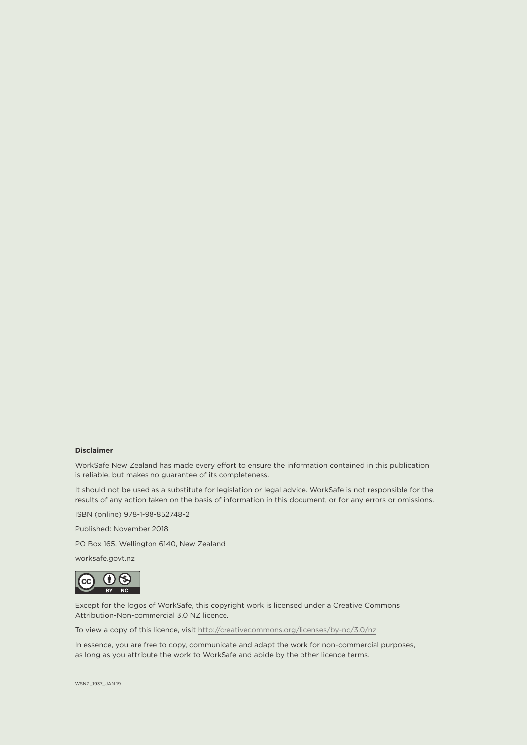**Disclaimer**

WorkSafe New Zealand has made every effort to ensure the information contained in this publication is reliable, but makes no guarantee of its completeness.

It should not be used as a substitute for legislation or legal advice. WorkSafe is not responsible for the results of any action taken on the basis of information in this document, or for any errors or omissions.

ISBN (online) 978-1-98-852748-2

Published: November 2018

PO Box 165, Wellington 6140, New Zealand

worksafe.govt.nz

Except for the logos of WorkSafe, this copyright work is licensed under a Creative Commons Attribution-Non-commercial 3.0 NZ licence.

To view a copy of this licence, visit http://creativecommons.org/licenses/by-nc/3.0/nz

In essence, you are free to copy, communicate and adapt the work for non-commercial purposes, as long as you attribute the work to WorkSafe and abide by the other licence terms.

WSNZ_1937_JAN 19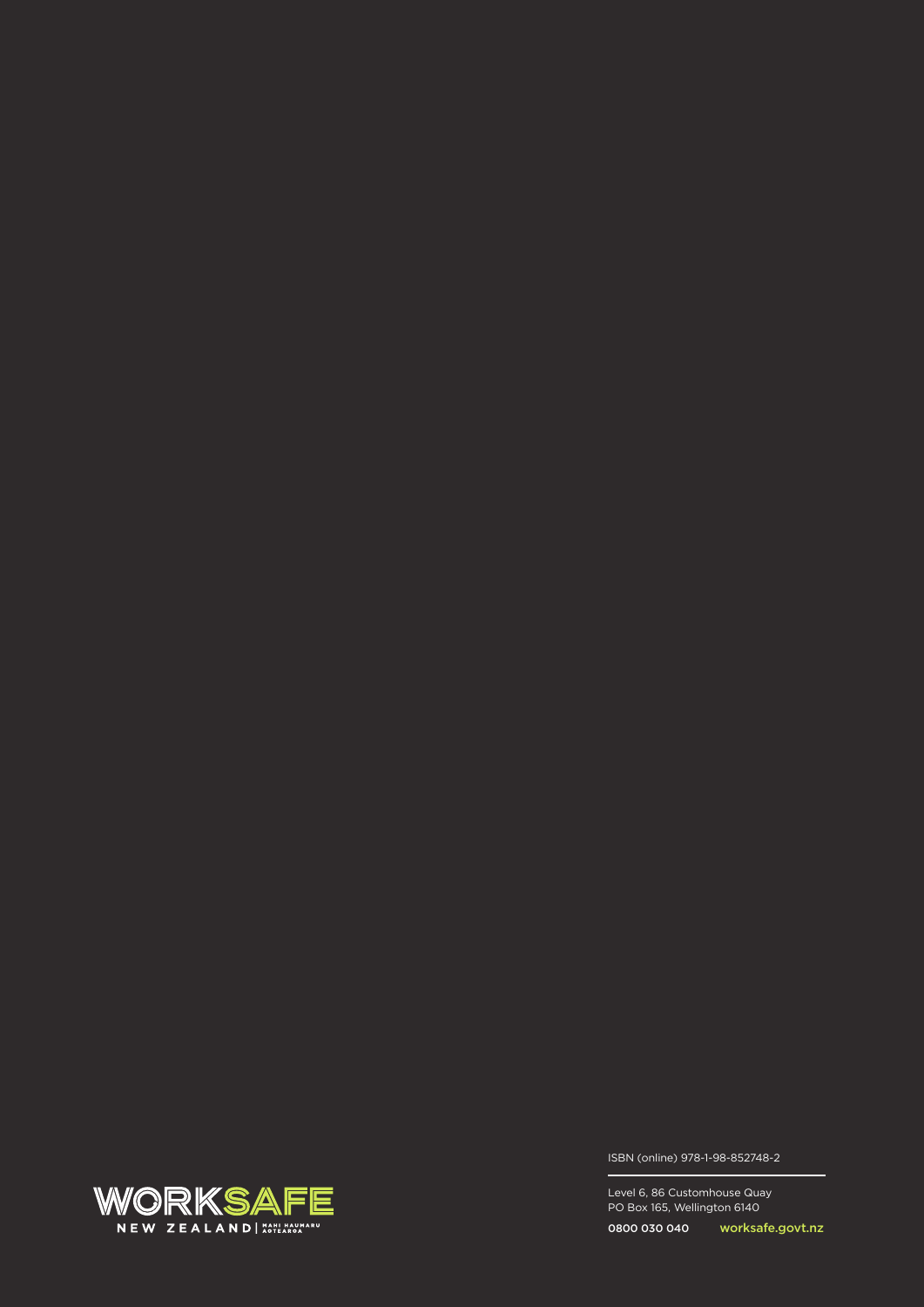ISBN (online) 978-1-98-852748-2

Level 6, 86 Customhouse Quay
PO Box 165, Wellington 6140

0800 030 040 worksafe.govt.nz